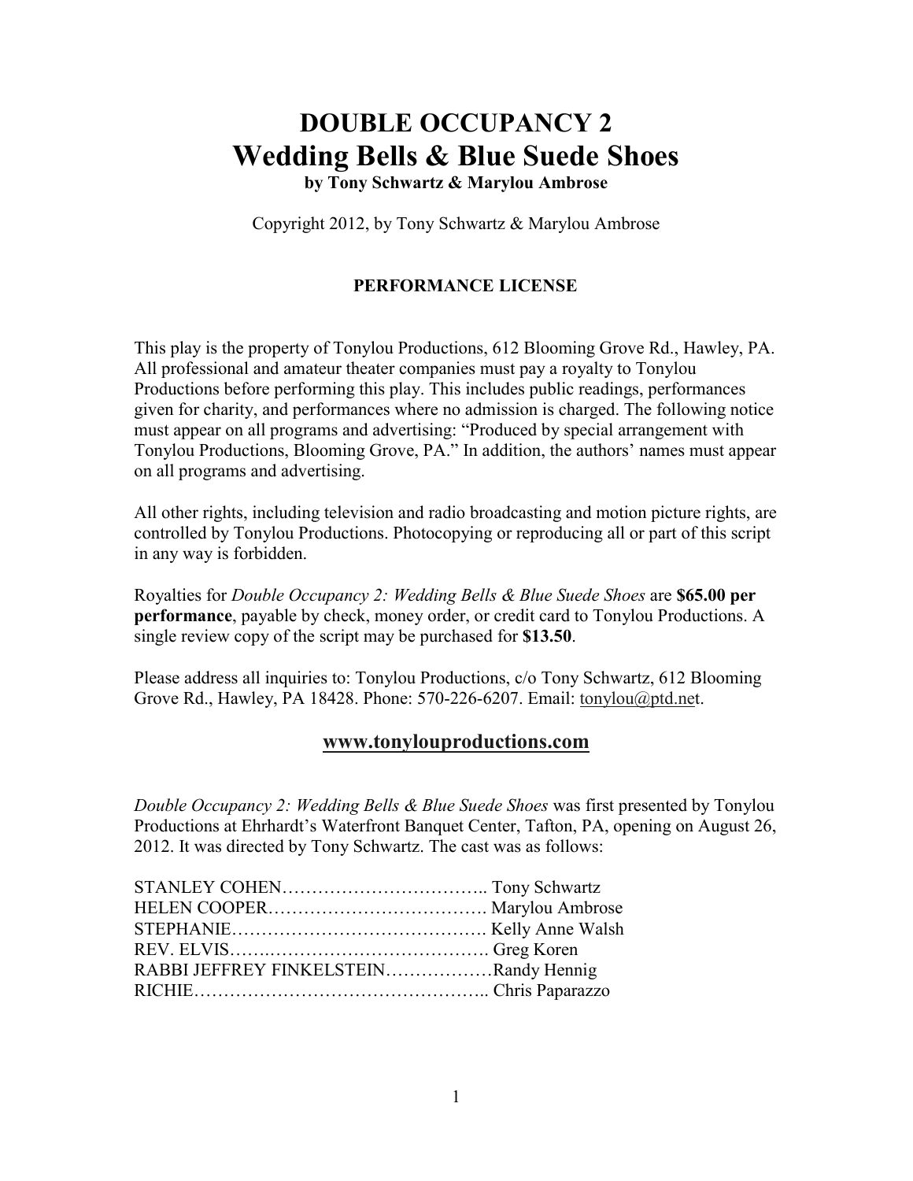# DOUBLE OCCUPANCY 2
# Wedding Bells & Blue Suede Shoes

**by Tony Schwartz & Marylou Ambrose**

Copyright 2012, by Tony Schwartz & Marylou Ambrose

## PERFORMANCE LICENSE

This play is the property of Tonylou Productions, 612 Blooming Grove Rd., Hawley, PA. All professional and amateur theater companies must pay a royalty to Tonylou Productions before performing this play. This includes public readings, performances given for charity, and performances where no admission is charged. The following notice must appear on all programs and advertising: "Produced by special arrangement with Tonylou Productions, Blooming Grove, PA." In addition, the authors' names must appear on all programs and advertising.

All other rights, including television and radio broadcasting and motion picture rights, are controlled by Tonylou Productions. Photocopying or reproducing all or part of this script in any way is forbidden.

Royalties for *Double Occupancy 2: Wedding Bells & Blue Suede Shoes* are **$65.00 per performance**, payable by check, money order, or credit card to Tonylou Productions. A single review copy of the script may be purchased for **$13.50**.

Please address all inquiries to: Tonylou Productions, c/o Tony Schwartz, 612 Blooming Grove Rd., Hawley, PA 18428. Phone: 570-226-6207. Email: tonylou@ptd.net.

**www.tonylouproductions.com**

*Double Occupancy 2: Wedding Bells & Blue Suede Shoes* was first presented by Tonylou Productions at Ehrhardt's Waterfront Banquet Center, Tafton, PA, opening on August 26, 2012. It was directed by Tony Schwartz. The cast was as follows:

STANLEY COHEN…………………………….. Tony Schwartz
HELEN COOPER………………………………. Marylou Ambrose
STEPHANIE……………………………………. Kelly Anne Walsh
REV. ELVIS……………………………………. Greg Koren
RABBI JEFFREY FINKELSTEIN………………Randy Hennig
RICHIE………………………………………….. Chris Paparazzo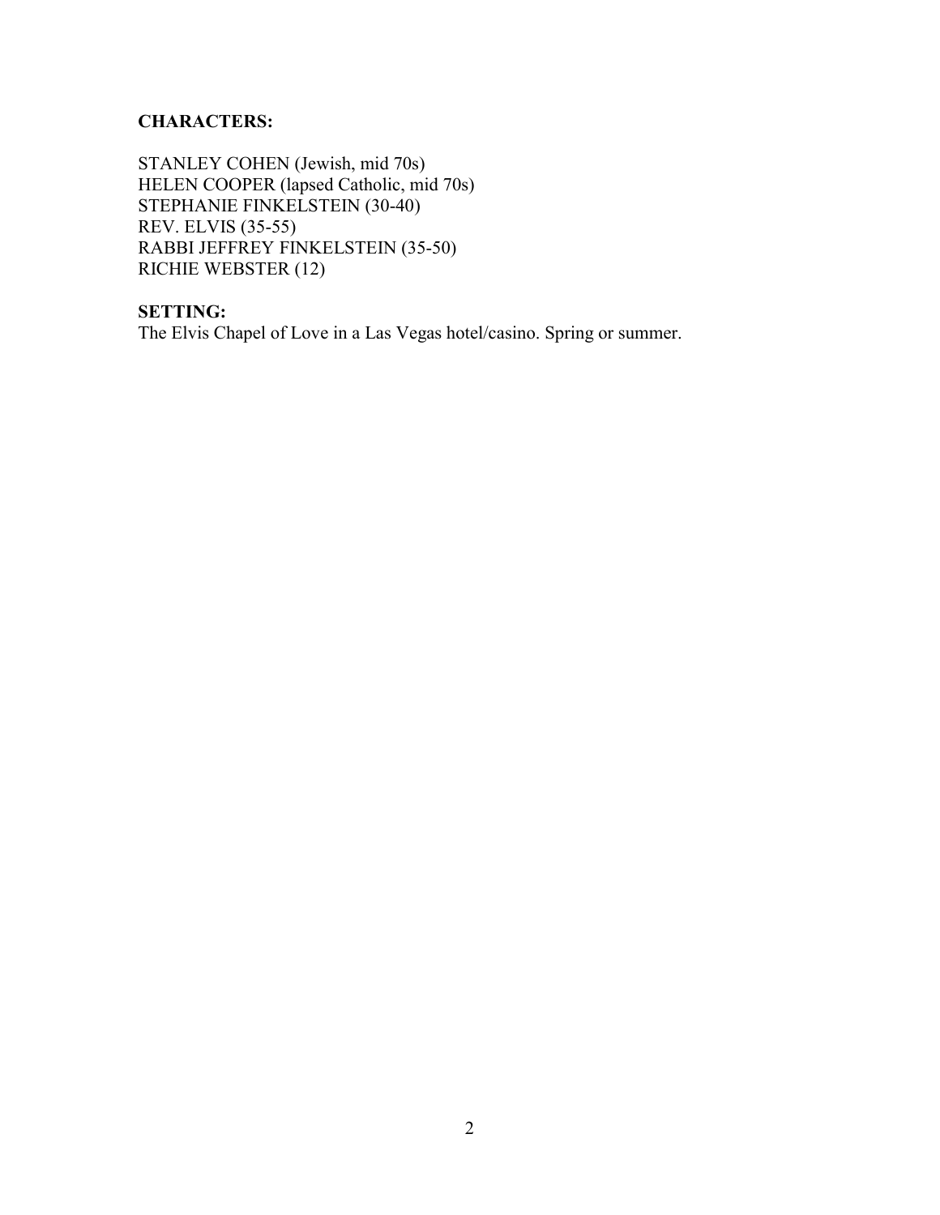**CHARACTERS:**

STANLEY COHEN (Jewish, mid 70s)
HELEN COOPER (lapsed Catholic, mid 70s)
STEPHANIE FINKELSTEIN (30-40)
REV. ELVIS (35-55)
RABBI JEFFREY FINKELSTEIN (35-50)
RICHIE WEBSTER (12)

**SETTING:**
The Elvis Chapel of Love in a Las Vegas hotel/casino. Spring or summer.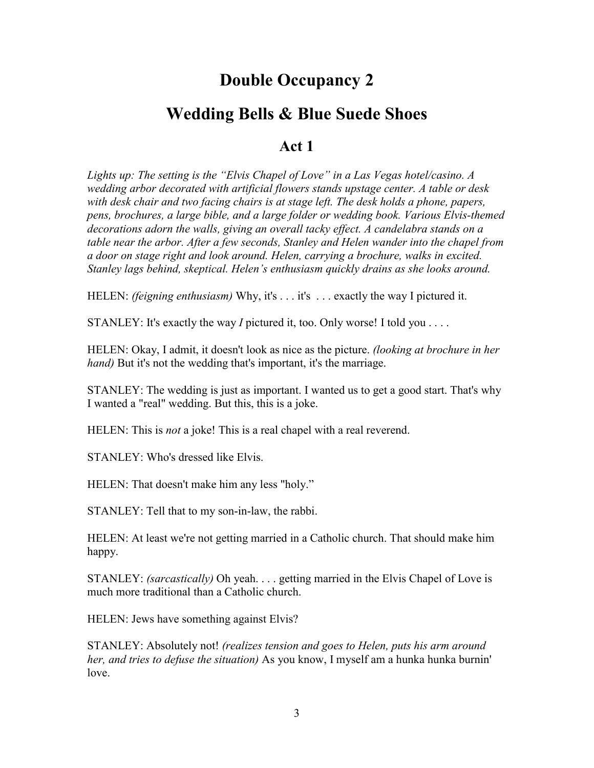# Double Occupancy 2

# Wedding Bells & Blue Suede Shoes

## Act 1

*Lights up: The setting is the "Elvis Chapel of Love" in a Las Vegas hotel/casino. A wedding arbor decorated with artificial flowers stands upstage center. A table or desk with desk chair and two facing chairs is at stage left. The desk holds a phone, papers, pens, brochures, a large bible, and a large folder or wedding book. Various Elvis-themed decorations adorn the walls, giving an overall tacky effect. A candelabra stands on a table near the arbor. After a few seconds, Stanley and Helen wander into the chapel from a door on stage right and look around. Helen, carrying a brochure, walks in excited. Stanley lags behind, skeptical. Helen's enthusiasm quickly drains as she looks around.*

HELEN: *(feigning enthusiasm)* Why, it's . . . it's . . . exactly the way I pictured it.

STANLEY: It's exactly the way *I* pictured it, too. Only worse! I told you . . . .

HELEN: Okay, I admit, it doesn't look as nice as the picture. *(looking at brochure in her hand)* But it's not the wedding that's important, it's the marriage.

STANLEY: The wedding is just as important. I wanted us to get a good start. That's why I wanted a "real" wedding. But this, this is a joke.

HELEN: This is *not* a joke! This is a real chapel with a real reverend.

STANLEY: Who's dressed like Elvis.

HELEN: That doesn't make him any less "holy."

STANLEY: Tell that to my son-in-law, the rabbi.

HELEN: At least we're not getting married in a Catholic church. That should make him happy.

STANLEY: *(sarcastically)* Oh yeah. . . . getting married in the Elvis Chapel of Love is much more traditional than a Catholic church.

HELEN: Jews have something against Elvis?

STANLEY: Absolutely not! *(realizes tension and goes to Helen, puts his arm around her, and tries to defuse the situation)* As you know, I myself am a hunka hunka burnin' love.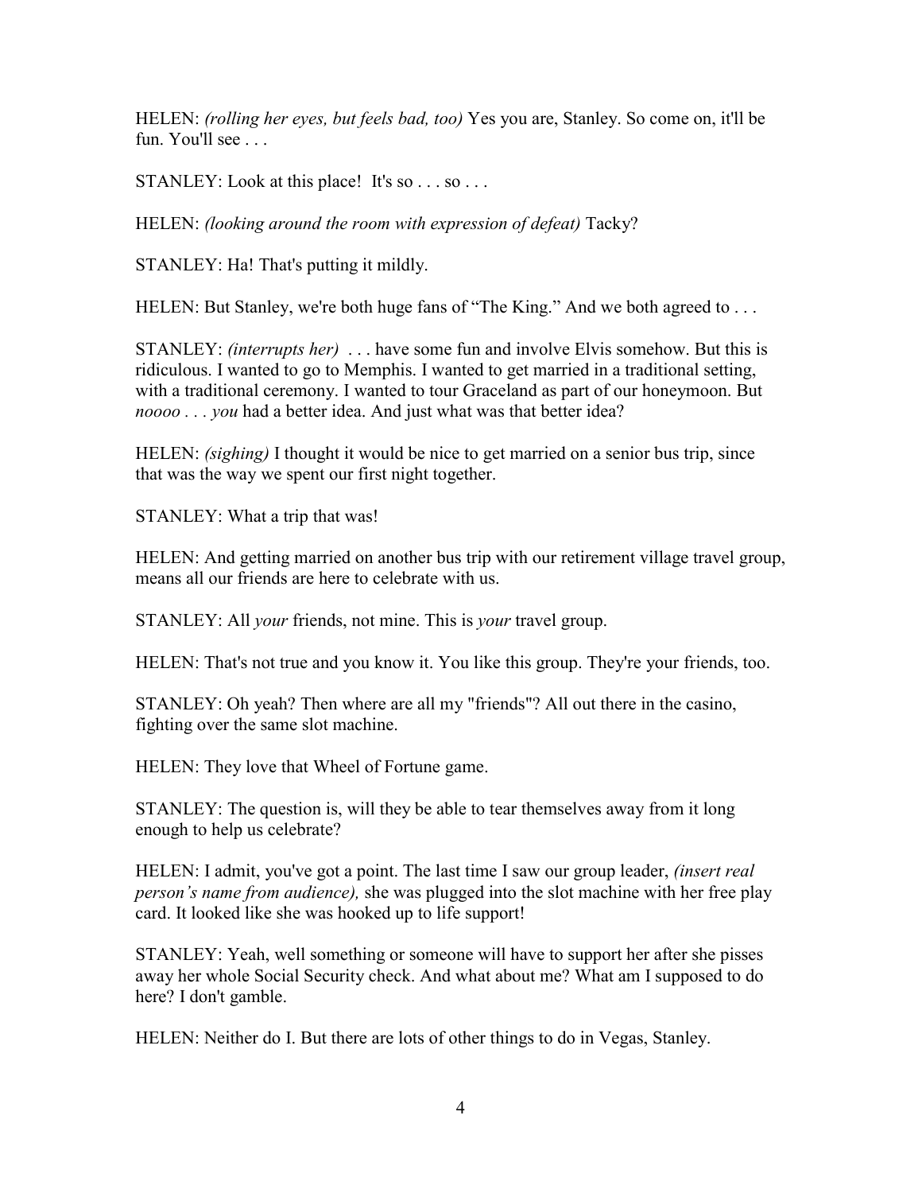HELEN: *(rolling her eyes, but feels bad, too)* Yes you are, Stanley. So come on, it'll be fun. You'll see . . .

STANLEY: Look at this place! It's so . . . so . . .

HELEN: *(looking around the room with expression of defeat)* Tacky?

STANLEY: Ha! That's putting it mildly.

HELEN: But Stanley, we're both huge fans of "The King." And we both agreed to . . .

STANLEY: *(interrupts her)* . . . have some fun and involve Elvis somehow. But this is ridiculous. I wanted to go to Memphis. I wanted to get married in a traditional setting, with a traditional ceremony. I wanted to tour Graceland as part of our honeymoon. But *noooo . . . you* had a better idea. And just what was that better idea?

HELEN: *(sighing)* I thought it would be nice to get married on a senior bus trip, since that was the way we spent our first night together.

STANLEY: What a trip that was!

HELEN: And getting married on another bus trip with our retirement village travel group, means all our friends are here to celebrate with us.

STANLEY: All *your* friends, not mine. This is *your* travel group.

HELEN: That's not true and you know it. You like this group. They're your friends, too.

STANLEY: Oh yeah? Then where are all my "friends"? All out there in the casino, fighting over the same slot machine.

HELEN: They love that Wheel of Fortune game.

STANLEY: The question is, will they be able to tear themselves away from it long enough to help us celebrate?

HELEN: I admit, you've got a point. The last time I saw our group leader, *(insert real person's name from audience),* she was plugged into the slot machine with her free play card. It looked like she was hooked up to life support!

STANLEY: Yeah, well something or someone will have to support her after she pisses away her whole Social Security check. And what about me? What am I supposed to do here? I don't gamble.

HELEN: Neither do I. But there are lots of other things to do in Vegas, Stanley.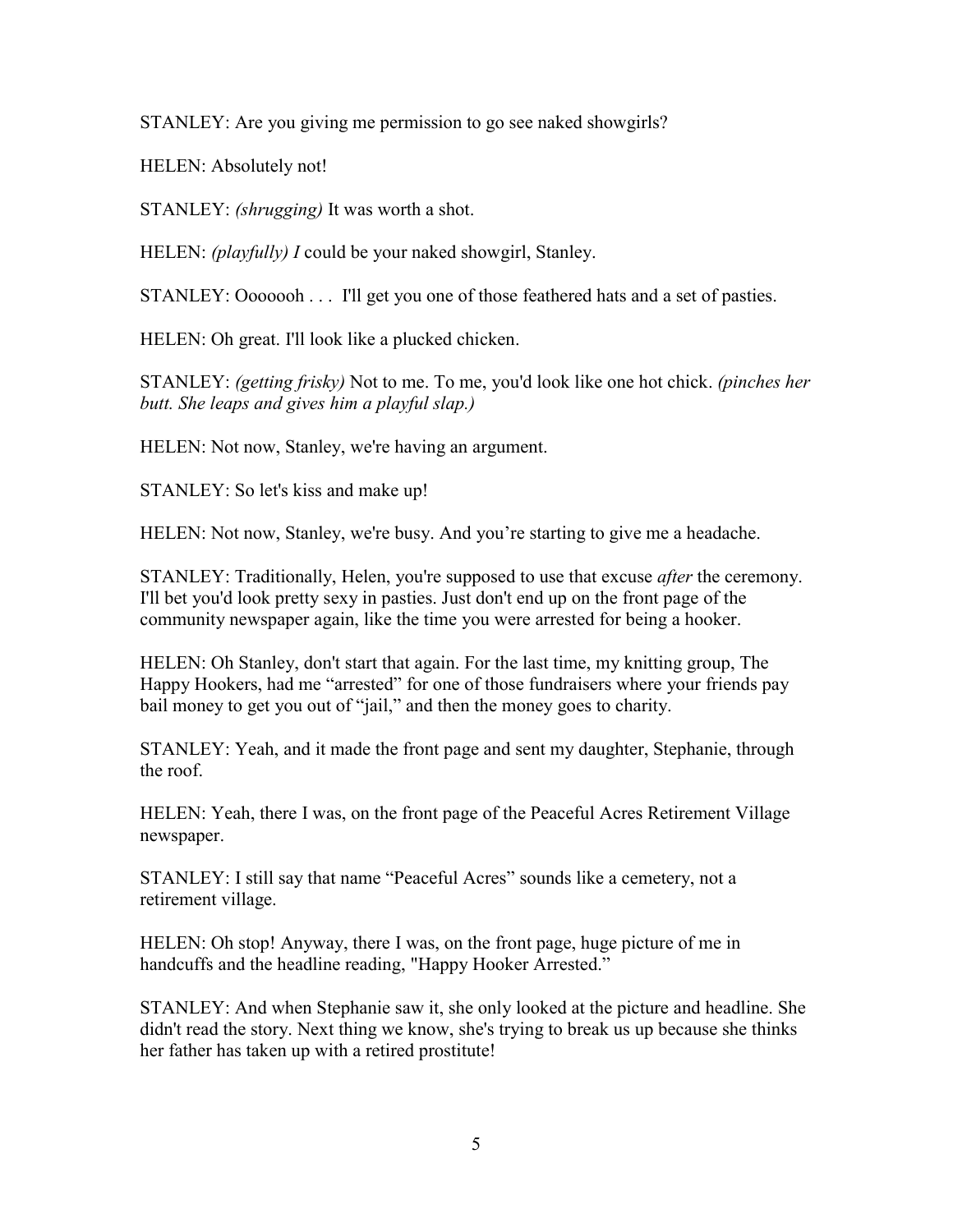STANLEY: Are you giving me permission to go see naked showgirls?

HELEN: Absolutely not!

STANLEY: *(shrugging)* It was worth a shot.

HELEN: *(playfully) I* could be your naked showgirl, Stanley.

STANLEY: Ooooooh . . . I'll get you one of those feathered hats and a set of pasties.

HELEN: Oh great. I'll look like a plucked chicken.

STANLEY: *(getting frisky)* Not to me. To me, you'd look like one hot chick. *(pinches her butt. She leaps and gives him a playful slap.)*

HELEN: Not now, Stanley, we're having an argument.

STANLEY: So let's kiss and make up!

HELEN: Not now, Stanley, we're busy. And you're starting to give me a headache.

STANLEY: Traditionally, Helen, you're supposed to use that excuse *after* the ceremony. I'll bet you'd look pretty sexy in pasties. Just don't end up on the front page of the community newspaper again, like the time you were arrested for being a hooker.

HELEN: Oh Stanley, don't start that again. For the last time, my knitting group, The Happy Hookers, had me "arrested" for one of those fundraisers where your friends pay bail money to get you out of "jail," and then the money goes to charity.

STANLEY: Yeah, and it made the front page and sent my daughter, Stephanie, through the roof.

HELEN: Yeah, there I was, on the front page of the Peaceful Acres Retirement Village newspaper.

STANLEY: I still say that name "Peaceful Acres" sounds like a cemetery, not a retirement village.

HELEN: Oh stop! Anyway, there I was, on the front page, huge picture of me in handcuffs and the headline reading, "Happy Hooker Arrested."

STANLEY: And when Stephanie saw it, she only looked at the picture and headline. She didn't read the story. Next thing we know, she's trying to break us up because she thinks her father has taken up with a retired prostitute!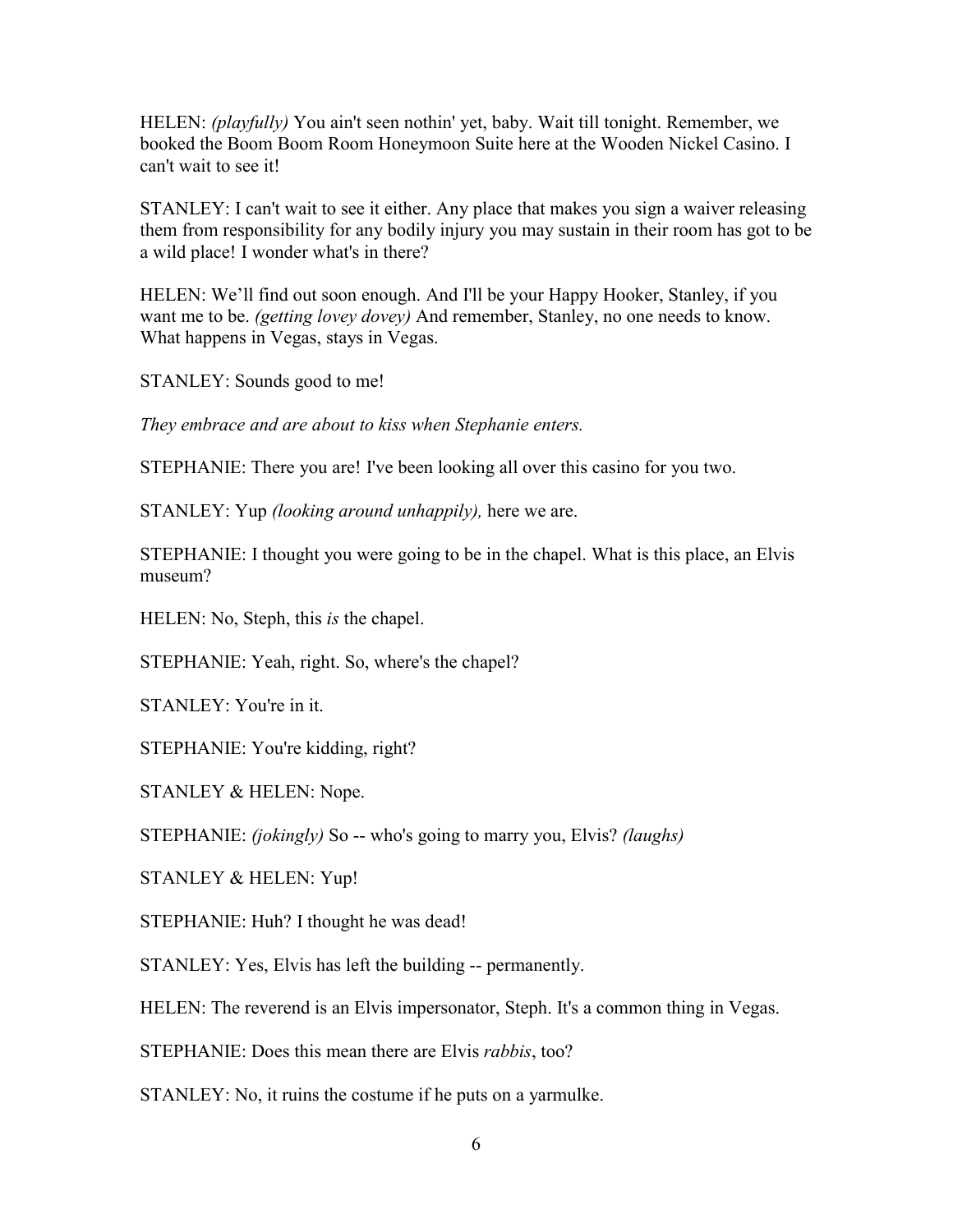HELEN: *(playfully)* You ain't seen nothin' yet, baby. Wait till tonight. Remember, we booked the Boom Boom Room Honeymoon Suite here at the Wooden Nickel Casino. I can't wait to see it!

STANLEY: I can't wait to see it either. Any place that makes you sign a waiver releasing them from responsibility for any bodily injury you may sustain in their room has got to be a wild place! I wonder what's in there?

HELEN: We'll find out soon enough. And I'll be your Happy Hooker, Stanley, if you want me to be. *(getting lovey dovey)* And remember, Stanley, no one needs to know. What happens in Vegas, stays in Vegas.

STANLEY: Sounds good to me!

*They embrace and are about to kiss when Stephanie enters.*

STEPHANIE: There you are! I've been looking all over this casino for you two.

STANLEY: Yup *(looking around unhappily),* here we are.

STEPHANIE: I thought you were going to be in the chapel. What is this place, an Elvis museum?

HELEN: No, Steph, this *is* the chapel.

STEPHANIE: Yeah, right. So, where's the chapel?

STANLEY: You're in it.

STEPHANIE: You're kidding, right?

STANLEY & HELEN: Nope.

STEPHANIE: *(jokingly)* So -- who's going to marry you, Elvis? *(laughs)*

STANLEY & HELEN: Yup!

STEPHANIE: Huh? I thought he was dead!

STANLEY: Yes, Elvis has left the building -- permanently.

HELEN: The reverend is an Elvis impersonator, Steph. It's a common thing in Vegas.

STEPHANIE: Does this mean there are Elvis *rabbis*, too?

STANLEY: No, it ruins the costume if he puts on a yarmulke.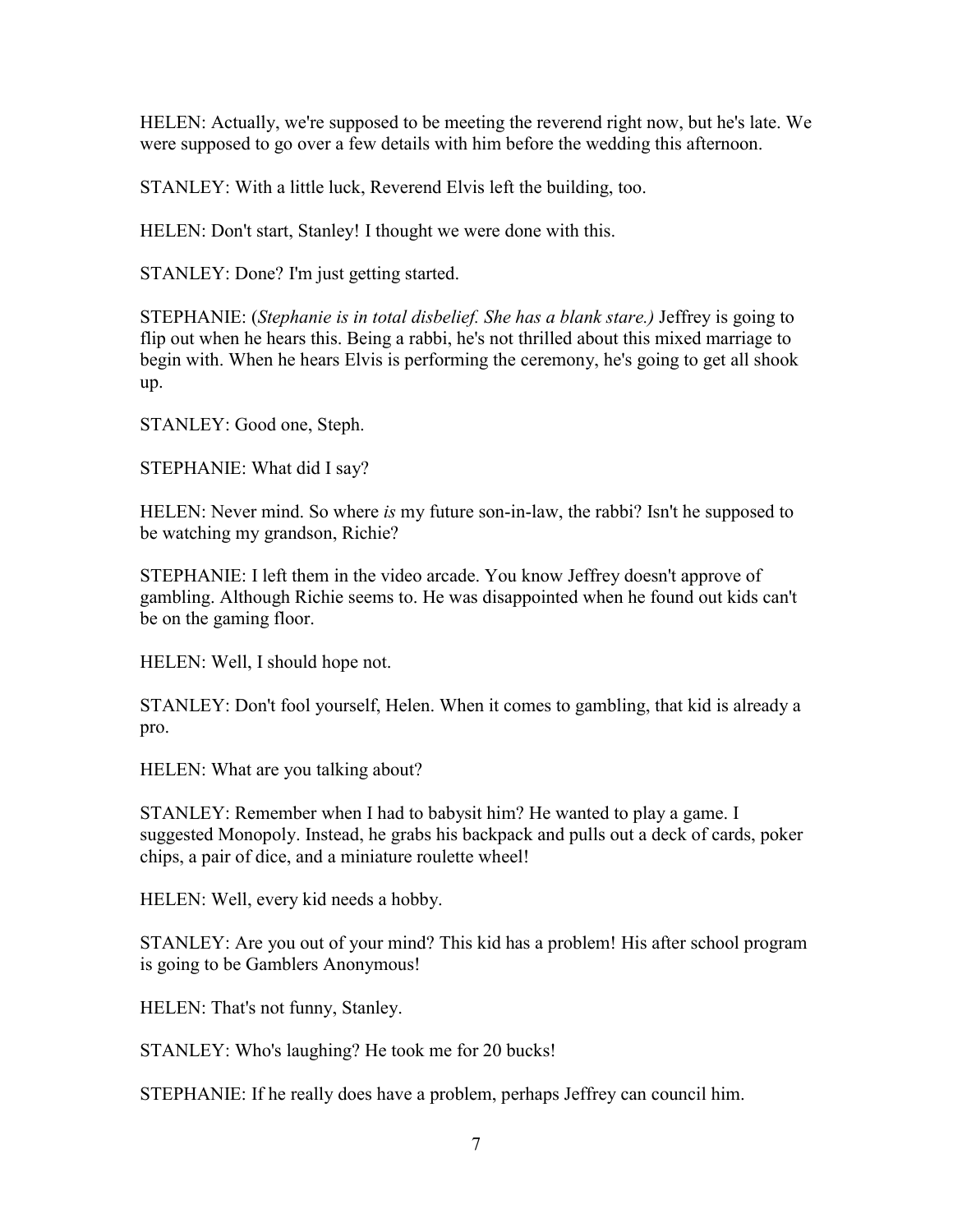HELEN: Actually, we're supposed to be meeting the reverend right now, but he's late. We were supposed to go over a few details with him before the wedding this afternoon.

STANLEY: With a little luck, Reverend Elvis left the building, too.

HELEN: Don't start, Stanley! I thought we were done with this.

STANLEY: Done? I'm just getting started.

STEPHANIE: (*Stephanie is in total disbelief. She has a blank stare.*) Jeffrey is going to flip out when he hears this. Being a rabbi, he's not thrilled about this mixed marriage to begin with. When he hears Elvis is performing the ceremony, he's going to get all shook up.

STANLEY: Good one, Steph.

STEPHANIE: What did I say?

HELEN: Never mind. So where *is* my future son-in-law, the rabbi? Isn't he supposed to be watching my grandson, Richie?

STEPHANIE: I left them in the video arcade. You know Jeffrey doesn't approve of gambling. Although Richie seems to. He was disappointed when he found out kids can't be on the gaming floor.

HELEN: Well, I should hope not.

STANLEY: Don't fool yourself, Helen. When it comes to gambling, that kid is already a pro.

HELEN: What are you talking about?

STANLEY: Remember when I had to babysit him? He wanted to play a game. I suggested Monopoly. Instead, he grabs his backpack and pulls out a deck of cards, poker chips, a pair of dice, and a miniature roulette wheel!

HELEN: Well, every kid needs a hobby.

STANLEY: Are you out of your mind? This kid has a problem! His after school program is going to be Gamblers Anonymous!

HELEN: That's not funny, Stanley.

STANLEY: Who's laughing? He took me for 20 bucks!

STEPHANIE: If he really does have a problem, perhaps Jeffrey can council him.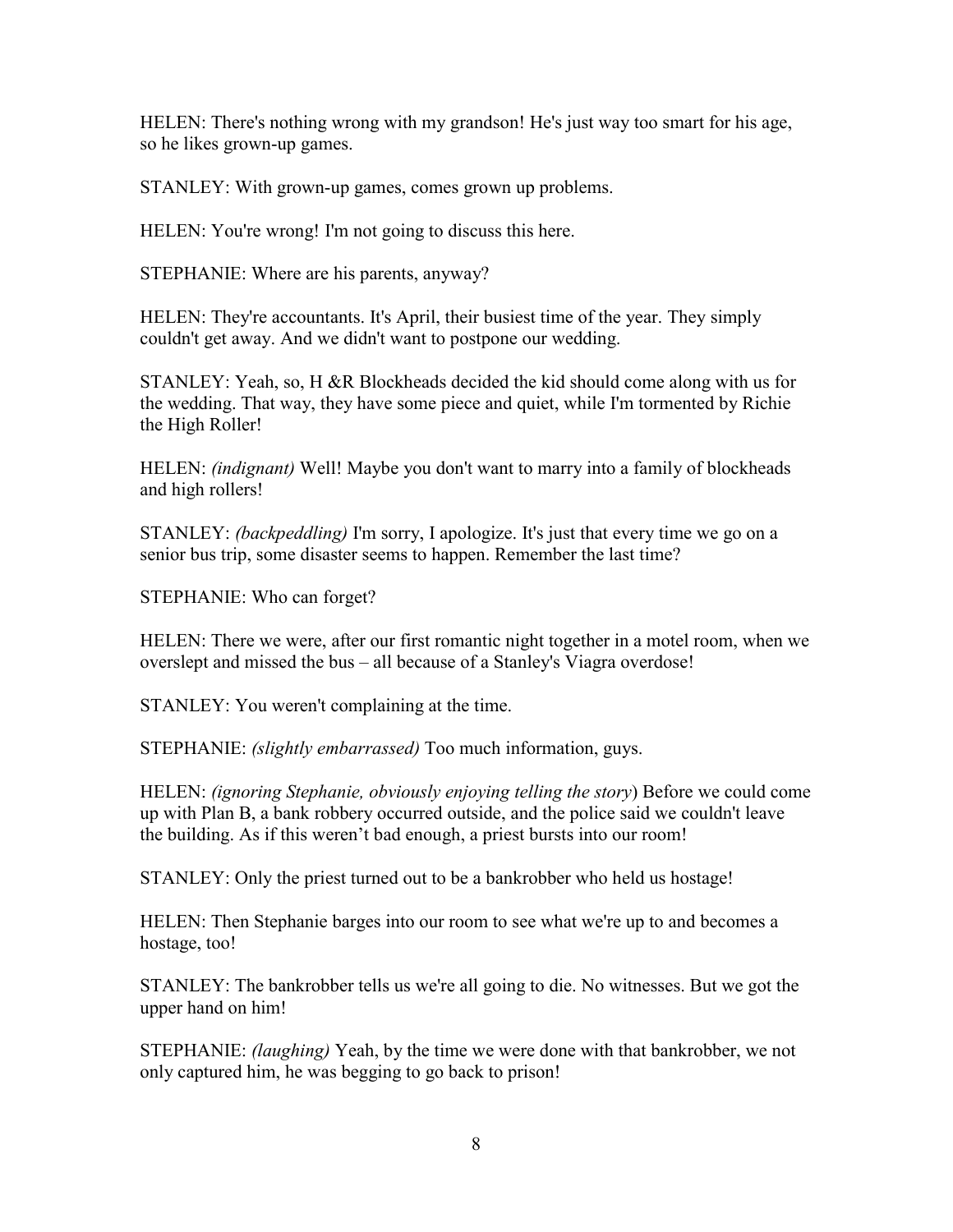HELEN: There's nothing wrong with my grandson! He's just way too smart for his age, so he likes grown-up games.

STANLEY: With grown-up games, comes grown up problems.

HELEN: You're wrong! I'm not going to discuss this here.

STEPHANIE: Where are his parents, anyway?

HELEN: They're accountants. It's April, their busiest time of the year. They simply couldn't get away. And we didn't want to postpone our wedding.

STANLEY: Yeah, so, H &R Blockheads decided the kid should come along with us for the wedding. That way, they have some piece and quiet, while I'm tormented by Richie the High Roller!

HELEN: *(indignant)* Well! Maybe you don't want to marry into a family of blockheads and high rollers!

STANLEY: *(backpeddling)* I'm sorry, I apologize. It's just that every time we go on a senior bus trip, some disaster seems to happen. Remember the last time?

STEPHANIE: Who can forget?

HELEN: There we were, after our first romantic night together in a motel room, when we overslept and missed the bus – all because of a Stanley's Viagra overdose!

STANLEY: You weren't complaining at the time.

STEPHANIE: *(slightly embarrassed)* Too much information, guys.

HELEN: *(ignoring Stephanie, obviously enjoying telling the story*) Before we could come up with Plan B, a bank robbery occurred outside, and the police said we couldn't leave the building. As if this weren't bad enough, a priest bursts into our room!

STANLEY: Only the priest turned out to be a bankrobber who held us hostage!

HELEN: Then Stephanie barges into our room to see what we're up to and becomes a hostage, too!

STANLEY: The bankrobber tells us we're all going to die. No witnesses. But we got the upper hand on him!

STEPHANIE: *(laughing)* Yeah, by the time we were done with that bankrobber, we not only captured him, he was begging to go back to prison!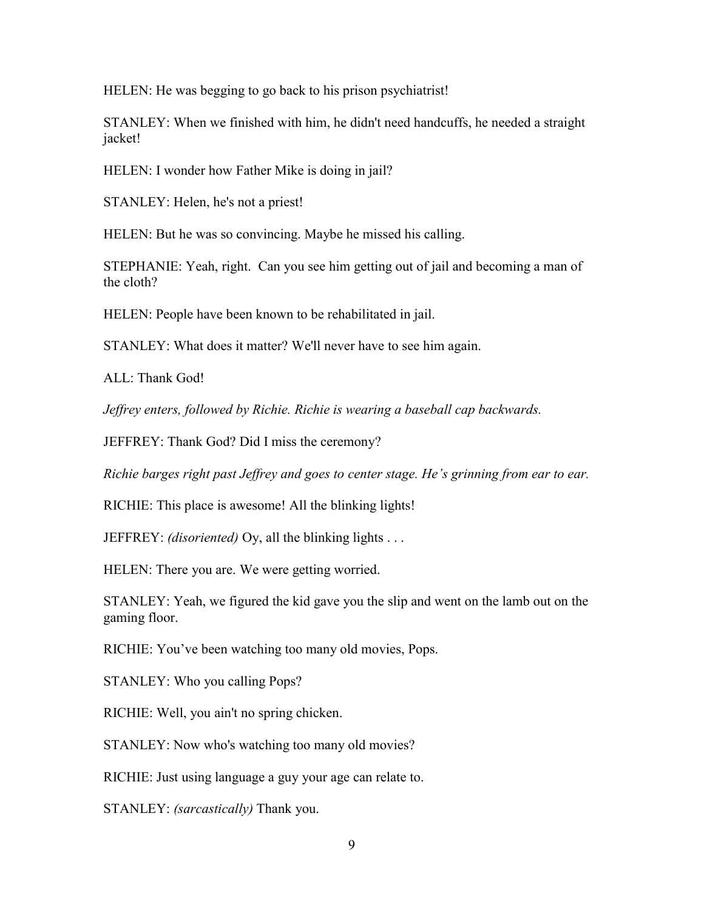HELEN: He was begging to go back to his prison psychiatrist!

STANLEY: When we finished with him, he didn't need handcuffs, he needed a straight jacket!

HELEN: I wonder how Father Mike is doing in jail?

STANLEY: Helen, he's not a priest!

HELEN: But he was so convincing. Maybe he missed his calling.

STEPHANIE: Yeah, right.  Can you see him getting out of jail and becoming a man of the cloth?

HELEN: People have been known to be rehabilitated in jail.

STANLEY: What does it matter? We'll never have to see him again.

ALL: Thank God!

*Jeffrey enters, followed by Richie. Richie is wearing a baseball cap backwards.*

JEFFREY: Thank God? Did I miss the ceremony?

*Richie barges right past Jeffrey and goes to center stage. He's grinning from ear to ear.*

RICHIE: This place is awesome! All the blinking lights!

JEFFREY: *(disoriented)* Oy, all the blinking lights . . .

HELEN: There you are. We were getting worried.

STANLEY: Yeah, we figured the kid gave you the slip and went on the lamb out on the gaming floor.

RICHIE: You've been watching too many old movies, Pops.

STANLEY: Who you calling Pops?

RICHIE: Well, you ain't no spring chicken.

STANLEY: Now who's watching too many old movies?

RICHIE: Just using language a guy your age can relate to.

STANLEY: *(sarcastically)* Thank you.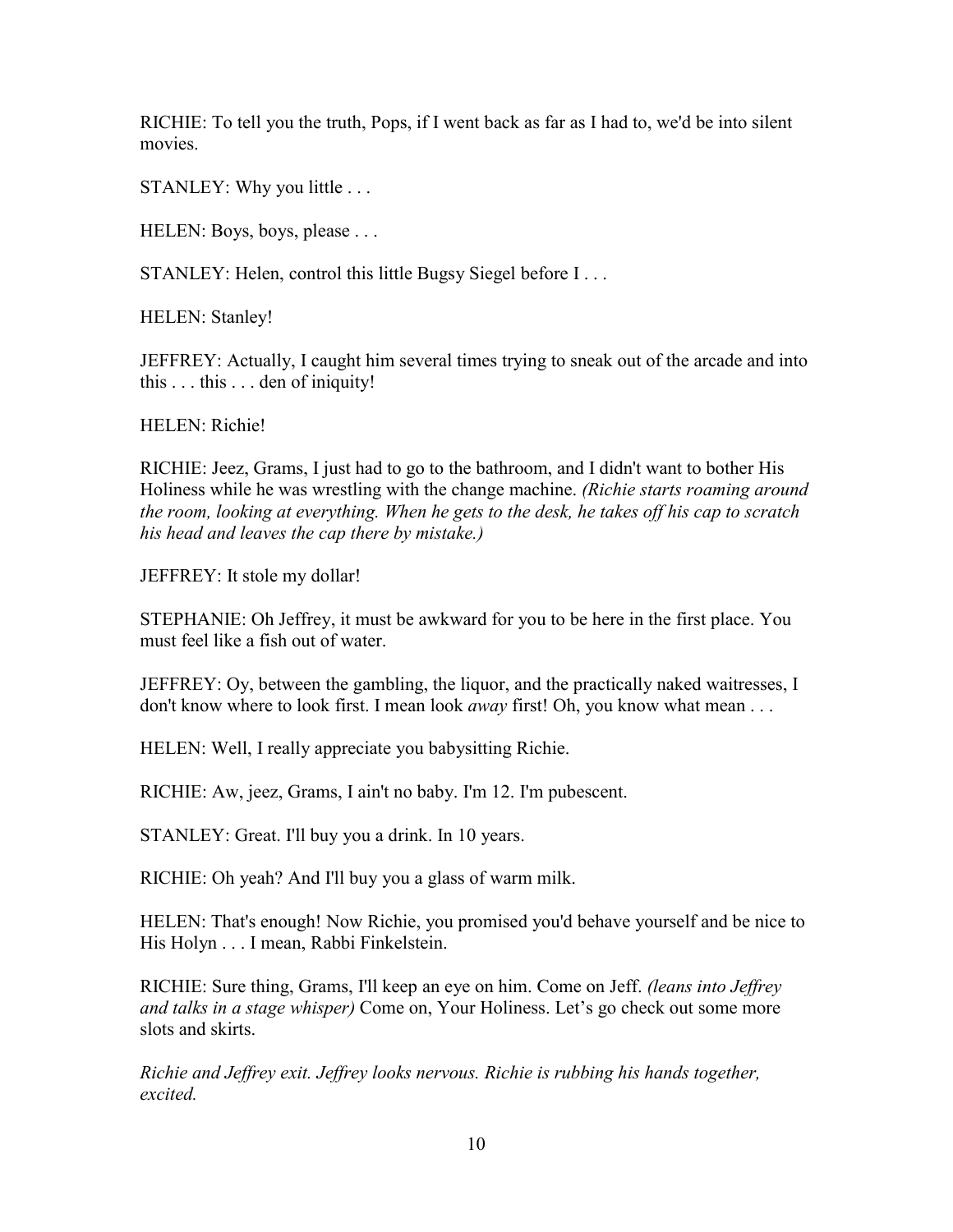RICHIE: To tell you the truth, Pops, if I went back as far as I had to, we'd be into silent movies.

STANLEY: Why you little . . .

HELEN: Boys, boys, please . . .

STANLEY: Helen, control this little Bugsy Siegel before I . . .

HELEN: Stanley!

JEFFREY: Actually, I caught him several times trying to sneak out of the arcade and into this . . . this . . . den of iniquity!

HELEN: Richie!

RICHIE: Jeez, Grams, I just had to go to the bathroom, and I didn't want to bother His Holiness while he was wrestling with the change machine. *(Richie starts roaming around the room, looking at everything. When he gets to the desk, he takes off his cap to scratch his head and leaves the cap there by mistake.)*

JEFFREY: It stole my dollar!

STEPHANIE: Oh Jeffrey, it must be awkward for you to be here in the first place. You must feel like a fish out of water.

JEFFREY: Oy, between the gambling, the liquor, and the practically naked waitresses, I don't know where to look first. I mean look *away* first! Oh, you know what mean . . .

HELEN: Well, I really appreciate you babysitting Richie.

RICHIE: Aw, jeez, Grams, I ain't no baby. I'm 12. I'm pubescent.

STANLEY: Great. I'll buy you a drink. In 10 years.

RICHIE: Oh yeah? And I'll buy you a glass of warm milk.

HELEN: That's enough! Now Richie, you promised you'd behave yourself and be nice to His Holyn . . . I mean, Rabbi Finkelstein.

RICHIE: Sure thing, Grams, I'll keep an eye on him. Come on Jeff. *(leans into Jeffrey and talks in a stage whisper)* Come on, Your Holiness. Let's go check out some more slots and skirts.

*Richie and Jeffrey exit. Jeffrey looks nervous. Richie is rubbing his hands together, excited.*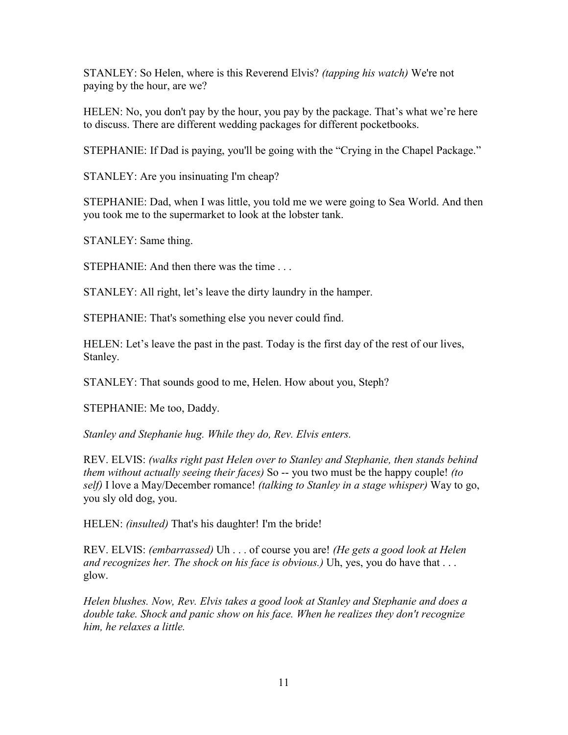STANLEY: So Helen, where is this Reverend Elvis? *(tapping his watch)* We're not paying by the hour, are we?

HELEN: No, you don't pay by the hour, you pay by the package. That's what we're here to discuss. There are different wedding packages for different pocketbooks.

STEPHANIE: If Dad is paying, you'll be going with the "Crying in the Chapel Package."

STANLEY: Are you insinuating I'm cheap?

STEPHANIE: Dad, when I was little, you told me we were going to Sea World. And then you took me to the supermarket to look at the lobster tank.

STANLEY: Same thing.

STEPHANIE: And then there was the time . . .

STANLEY: All right, let's leave the dirty laundry in the hamper.

STEPHANIE: That's something else you never could find.

HELEN: Let's leave the past in the past. Today is the first day of the rest of our lives, Stanley.

STANLEY: That sounds good to me, Helen. How about you, Steph?

STEPHANIE: Me too, Daddy.

*Stanley and Stephanie hug. While they do, Rev. Elvis enters.*

REV. ELVIS: *(walks right past Helen over to Stanley and Stephanie, then stands behind them without actually seeing their faces)* So -- you two must be the happy couple! *(to self)* I love a May/December romance! *(talking to Stanley in a stage whisper)* Way to go, you sly old dog, you.

HELEN: *(insulted)* That's his daughter! I'm the bride!

REV. ELVIS: *(embarrassed)* Uh . . . of course you are! *(He gets a good look at Helen and recognizes her. The shock on his face is obvious.)* Uh, yes, you do have that . . . glow.

*Helen blushes. Now, Rev. Elvis takes a good look at Stanley and Stephanie and does a double take. Shock and panic show on his face. When he realizes they don't recognize him, he relaxes a little.*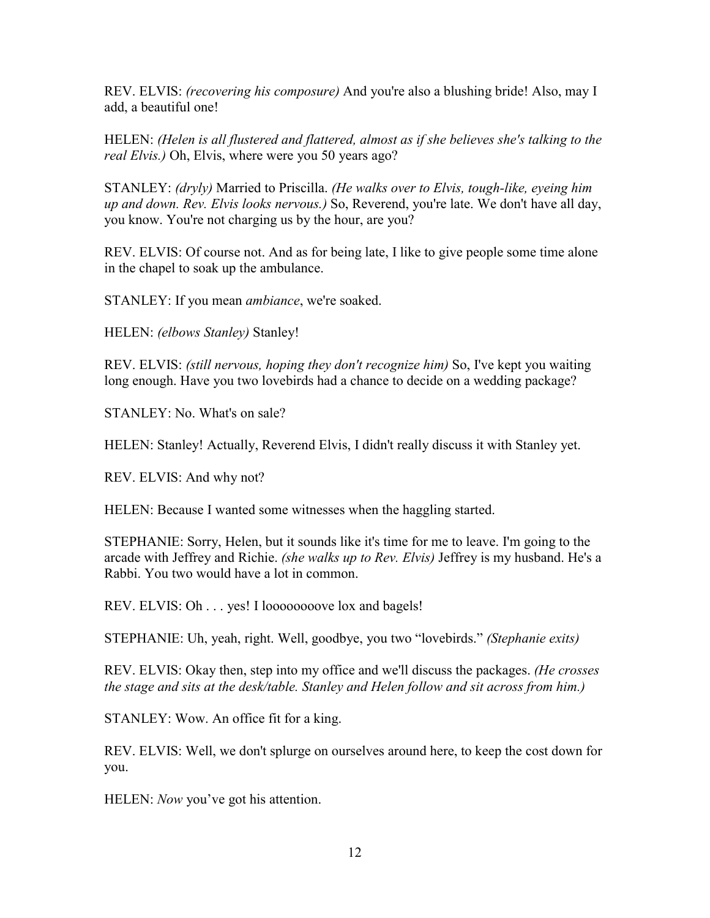REV. ELVIS: *(recovering his composure)* And you're also a blushing bride! Also, may I add, a beautiful one!

HELEN: *(Helen is all flustered and flattered, almost as if she believes she's talking to the real Elvis.)* Oh, Elvis, where were you 50 years ago?

STANLEY: *(dryly)* Married to Priscilla. *(He walks over to Elvis, tough-like, eyeing him up and down. Rev. Elvis looks nervous.)* So, Reverend, you're late. We don't have all day, you know. You're not charging us by the hour, are you?

REV. ELVIS: Of course not. And as for being late, I like to give people some time alone in the chapel to soak up the ambulance.

STANLEY: If you mean *ambiance*, we're soaked.

HELEN: *(elbows Stanley)* Stanley!

REV. ELVIS: *(still nervous, hoping they don't recognize him)* So, I've kept you waiting long enough. Have you two lovebirds had a chance to decide on a wedding package?

STANLEY: No. What's on sale?

HELEN: Stanley! Actually, Reverend Elvis, I didn't really discuss it with Stanley yet.

REV. ELVIS: And why not?

HELEN: Because I wanted some witnesses when the haggling started.

STEPHANIE: Sorry, Helen, but it sounds like it's time for me to leave. I'm going to the arcade with Jeffrey and Richie. *(she walks up to Rev. Elvis)* Jeffrey is my husband. He's a Rabbi. You two would have a lot in common.

REV. ELVIS: Oh . . . yes! I looooooove lox and bagels!

STEPHANIE: Uh, yeah, right. Well, goodbye, you two "lovebirds." *(Stephanie exits)*

REV. ELVIS: Okay then, step into my office and we'll discuss the packages. *(He crosses the stage and sits at the desk/table. Stanley and Helen follow and sit across from him.)*

STANLEY: Wow. An office fit for a king.

REV. ELVIS: Well, we don't splurge on ourselves around here, to keep the cost down for you.

HELEN: *Now* you've got his attention.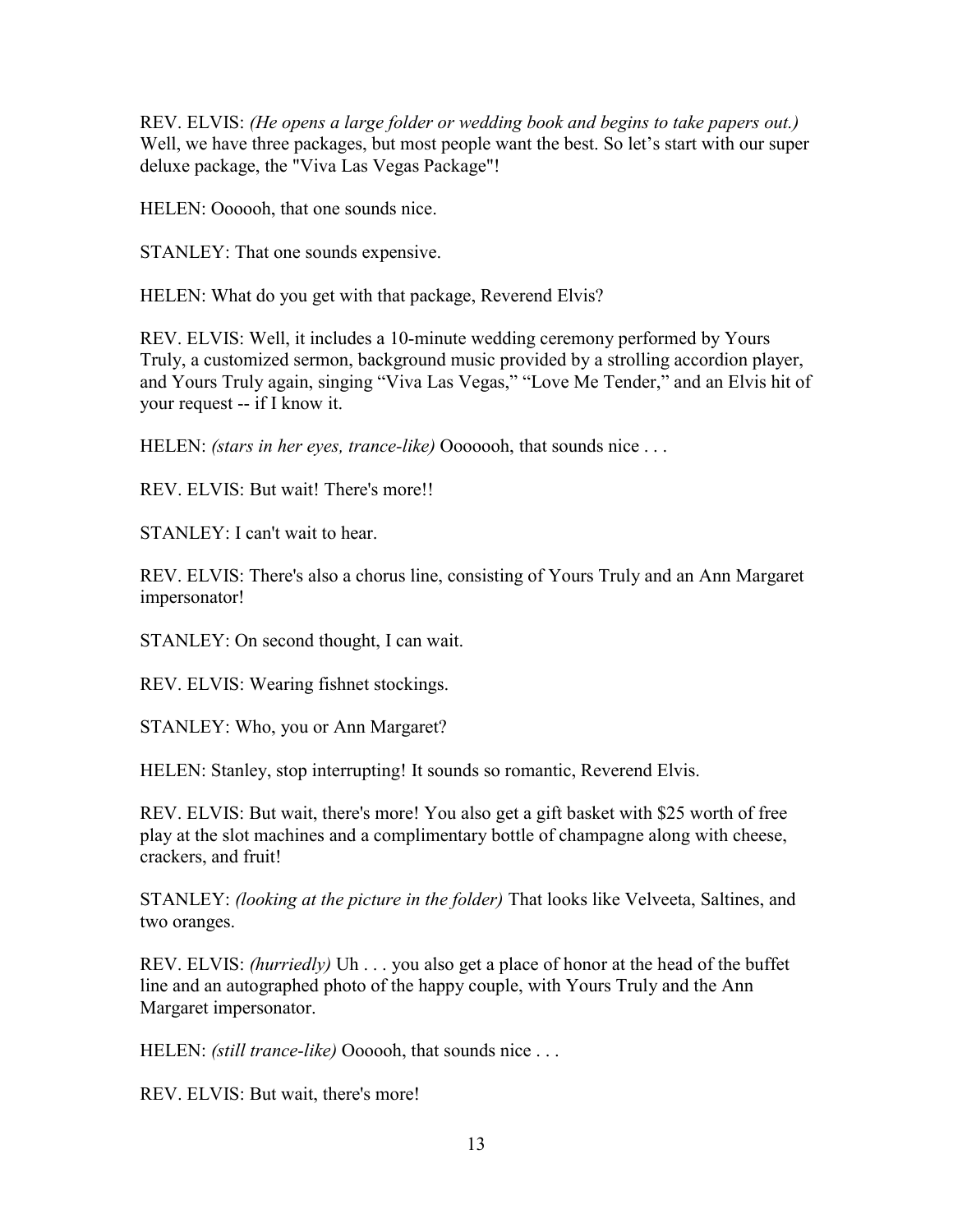REV. ELVIS: *(He opens a large folder or wedding book and begins to take papers out.)* Well, we have three packages, but most people want the best. So let's start with our super deluxe package, the "Viva Las Vegas Package"!

HELEN: Oooooh, that one sounds nice.

STANLEY: That one sounds expensive.

HELEN: What do you get with that package, Reverend Elvis?

REV. ELVIS: Well, it includes a 10-minute wedding ceremony performed by Yours Truly, a customized sermon, background music provided by a strolling accordion player, and Yours Truly again, singing "Viva Las Vegas," "Love Me Tender," and an Elvis hit of your request -- if I know it.

HELEN: *(stars in her eyes, trance-like)* Ooooooh, that sounds nice . . .

REV. ELVIS: But wait! There's more!!

STANLEY: I can't wait to hear.

REV. ELVIS: There's also a chorus line, consisting of Yours Truly and an Ann Margaret impersonator!

STANLEY: On second thought, I can wait.

REV. ELVIS: Wearing fishnet stockings.

STANLEY: Who, you or Ann Margaret?

HELEN: Stanley, stop interrupting! It sounds so romantic, Reverend Elvis.

REV. ELVIS: But wait, there's more! You also get a gift basket with $25 worth of free play at the slot machines and a complimentary bottle of champagne along with cheese, crackers, and fruit!

STANLEY: *(looking at the picture in the folder)* That looks like Velveeta, Saltines, and two oranges.

REV. ELVIS: *(hurriedly)* Uh . . . you also get a place of honor at the head of the buffet line and an autographed photo of the happy couple, with Yours Truly and the Ann Margaret impersonator.

HELEN: *(still trance-like)* Oooooh, that sounds nice . . .

REV. ELVIS: But wait, there's more!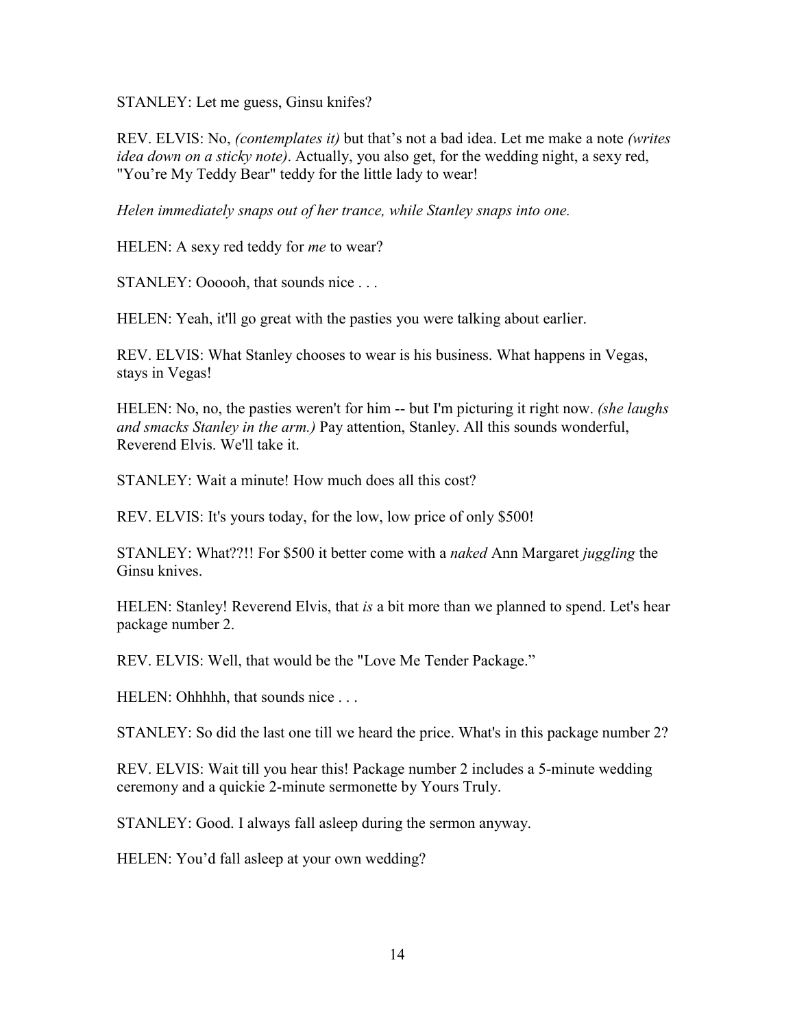STANLEY: Let me guess, Ginsu knifes?

REV. ELVIS: No, *(contemplates it)* but that's not a bad idea. Let me make a note *(writes idea down on a sticky note)*. Actually, you also get, for the wedding night, a sexy red, "You're My Teddy Bear" teddy for the little lady to wear!

*Helen immediately snaps out of her trance, while Stanley snaps into one.*

HELEN: A sexy red teddy for *me* to wear?

STANLEY: Oooooh, that sounds nice . . .

HELEN: Yeah, it'll go great with the pasties you were talking about earlier.

REV. ELVIS: What Stanley chooses to wear is his business. What happens in Vegas, stays in Vegas!

HELEN: No, no, the pasties weren't for him -- but I'm picturing it right now. *(she laughs and smacks Stanley in the arm.)* Pay attention, Stanley. All this sounds wonderful, Reverend Elvis. We'll take it.

STANLEY: Wait a minute! How much does all this cost?

REV. ELVIS: It's yours today, for the low, low price of only $500!

STANLEY: What??!! For $500 it better come with a *naked* Ann Margaret *juggling* the Ginsu knives.

HELEN: Stanley! Reverend Elvis, that *is* a bit more than we planned to spend. Let's hear package number 2.

REV. ELVIS: Well, that would be the "Love Me Tender Package."

HELEN: Ohhhhh, that sounds nice . . .

STANLEY: So did the last one till we heard the price. What's in this package number 2?

REV. ELVIS: Wait till you hear this! Package number 2 includes a 5-minute wedding ceremony and a quickie 2-minute sermonette by Yours Truly.

STANLEY: Good. I always fall asleep during the sermon anyway.

HELEN: You'd fall asleep at your own wedding?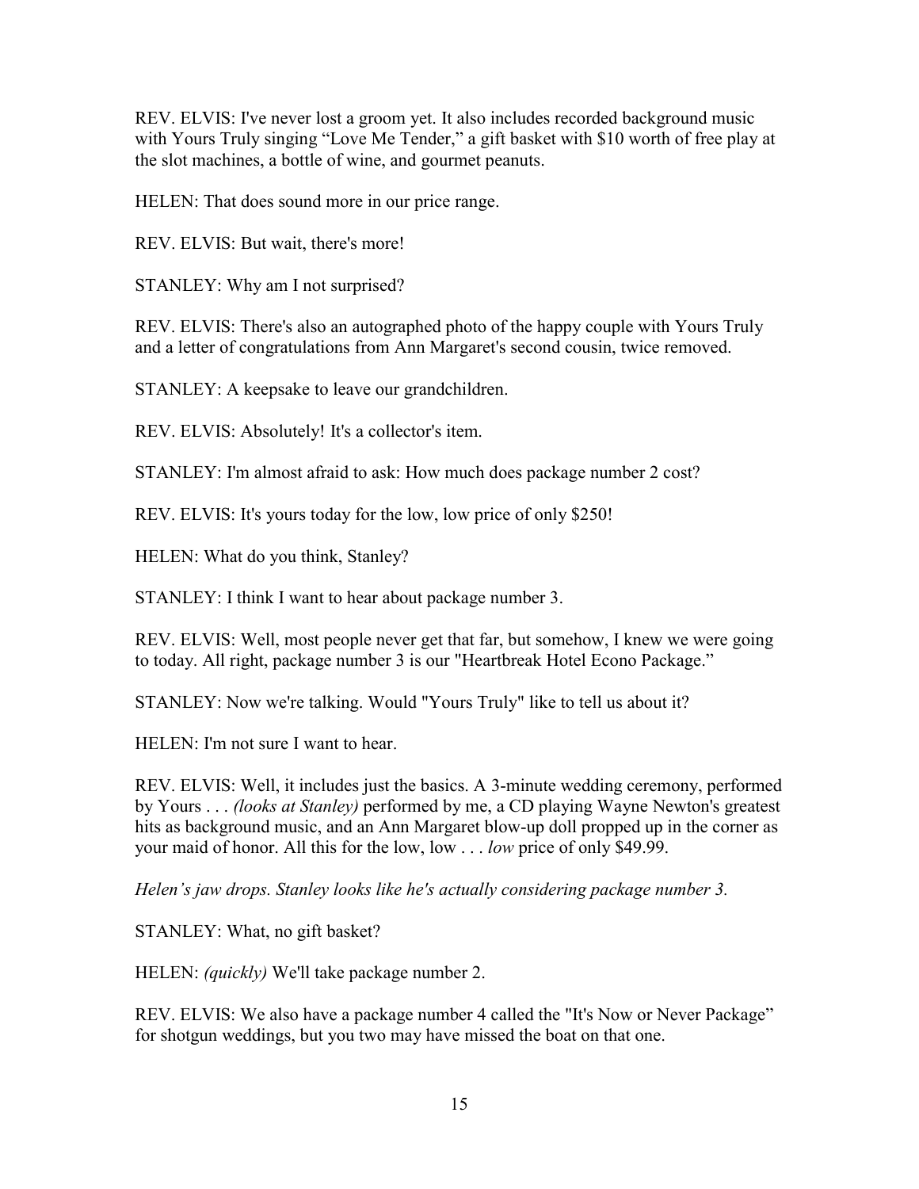REV. ELVIS: I've never lost a groom yet. It also includes recorded background music with Yours Truly singing "Love Me Tender," a gift basket with $10 worth of free play at the slot machines, a bottle of wine, and gourmet peanuts.

HELEN: That does sound more in our price range.

REV. ELVIS: But wait, there's more!

STANLEY: Why am I not surprised?

REV. ELVIS: There's also an autographed photo of the happy couple with Yours Truly and a letter of congratulations from Ann Margaret's second cousin, twice removed.

STANLEY: A keepsake to leave our grandchildren.

REV. ELVIS: Absolutely! It's a collector's item.

STANLEY: I'm almost afraid to ask: How much does package number 2 cost?

REV. ELVIS: It's yours today for the low, low price of only $250!

HELEN: What do you think, Stanley?

STANLEY: I think I want to hear about package number 3.

REV. ELVIS: Well, most people never get that far, but somehow, I knew we were going to today. All right, package number 3 is our "Heartbreak Hotel Econo Package."

STANLEY: Now we're talking. Would "Yours Truly" like to tell us about it?

HELEN: I'm not sure I want to hear.

REV. ELVIS: Well, it includes just the basics. A 3-minute wedding ceremony, performed by Yours . . . *(looks at Stanley)* performed by me, a CD playing Wayne Newton's greatest hits as background music, and an Ann Margaret blow-up doll propped up in the corner as your maid of honor. All this for the low, low . . . *low* price of only $49.99.

*Helen's jaw drops. Stanley looks like he's actually considering package number 3.*

STANLEY: What, no gift basket?

HELEN: *(quickly)* We'll take package number 2.

REV. ELVIS: We also have a package number 4 called the "It's Now or Never Package" for shotgun weddings, but you two may have missed the boat on that one.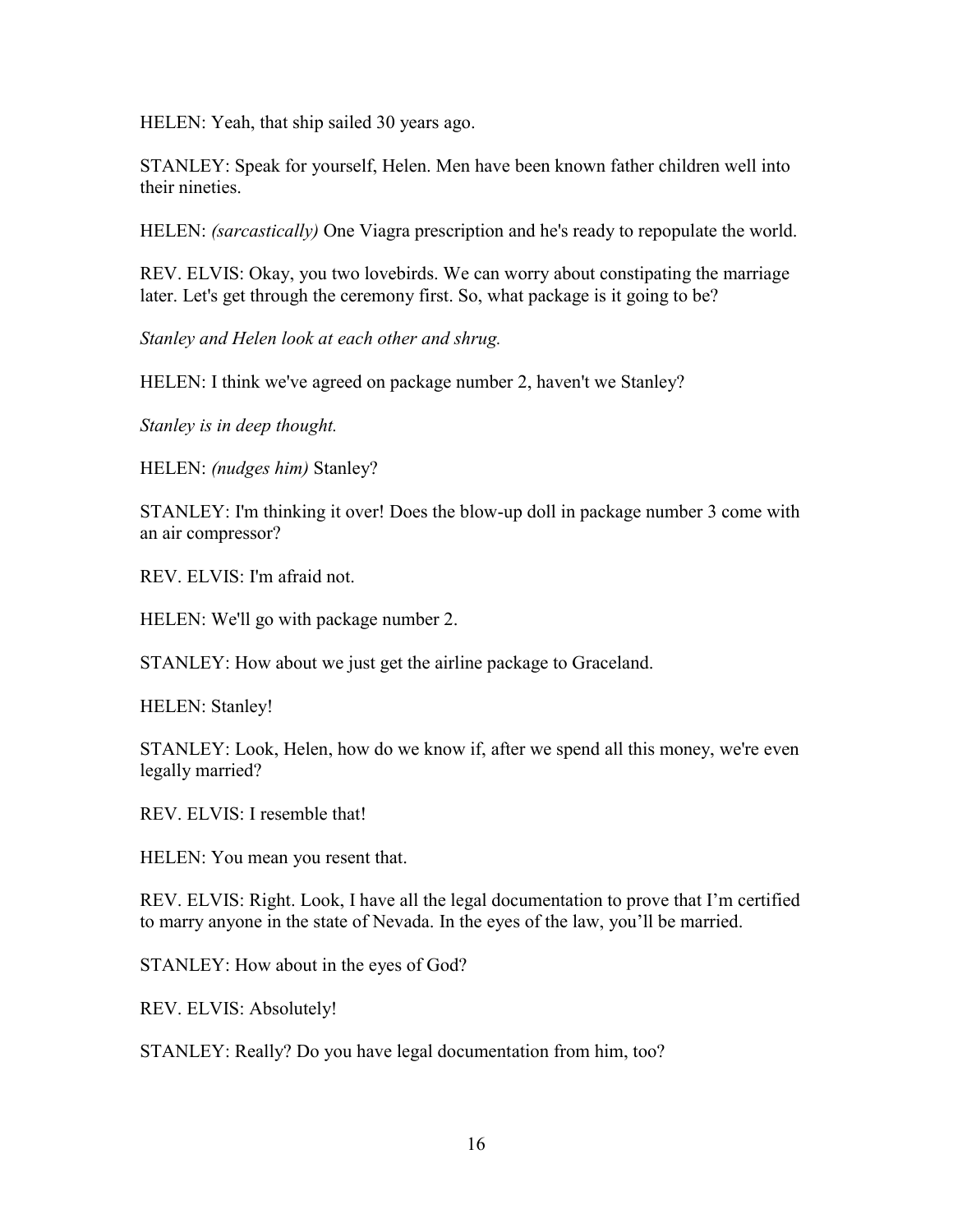HELEN: Yeah, that ship sailed 30 years ago.

STANLEY: Speak for yourself, Helen. Men have been known father children well into their nineties.

HELEN: *(sarcastically)* One Viagra prescription and he's ready to repopulate the world.

REV. ELVIS: Okay, you two lovebirds. We can worry about constipating the marriage later. Let's get through the ceremony first. So, what package is it going to be?

*Stanley and Helen look at each other and shrug.*

HELEN: I think we've agreed on package number 2, haven't we Stanley?

*Stanley is in deep thought.*

HELEN: *(nudges him)* Stanley?

STANLEY: I'm thinking it over! Does the blow-up doll in package number 3 come with an air compressor?

REV. ELVIS: I'm afraid not.

HELEN: We'll go with package number 2.

STANLEY: How about we just get the airline package to Graceland.

HELEN: Stanley!

STANLEY: Look, Helen, how do we know if, after we spend all this money, we're even legally married?

REV. ELVIS: I resemble that!

HELEN: You mean you resent that.

REV. ELVIS: Right. Look, I have all the legal documentation to prove that I'm certified to marry anyone in the state of Nevada. In the eyes of the law, you'll be married.

STANLEY: How about in the eyes of God?

REV. ELVIS: Absolutely!

STANLEY: Really? Do you have legal documentation from him, too?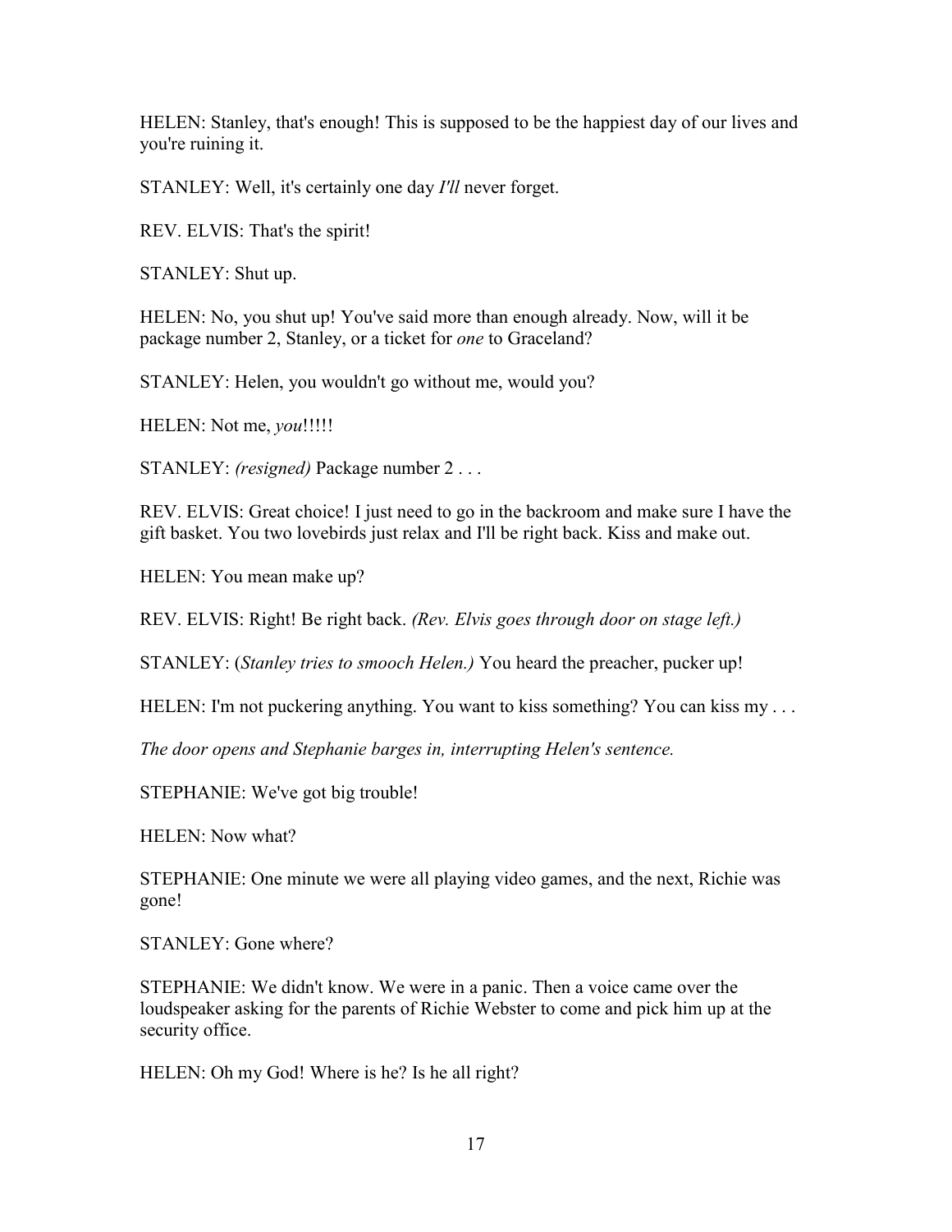HELEN: Stanley, that's enough! This is supposed to be the happiest day of our lives and you're ruining it.

STANLEY: Well, it's certainly one day *I'll* never forget.

REV. ELVIS: That's the spirit!

STANLEY: Shut up.

HELEN: No, you shut up! You've said more than enough already. Now, will it be package number 2, Stanley, or a ticket for *one* to Graceland?

STANLEY: Helen, you wouldn't go without me, would you?

HELEN: Not me, *you*!!!!!

STANLEY: *(resigned)* Package number 2 . . .

REV. ELVIS: Great choice! I just need to go in the backroom and make sure I have the gift basket. You two lovebirds just relax and I'll be right back. Kiss and make out.

HELEN: You mean make up?

REV. ELVIS: Right! Be right back. *(Rev. Elvis goes through door on stage left.)*

STANLEY: (*Stanley tries to smooch Helen.)* You heard the preacher, pucker up!

HELEN: I'm not puckering anything. You want to kiss something? You can kiss my . . .

*The door opens and Stephanie barges in, interrupting Helen's sentence.*

STEPHANIE: We've got big trouble!

HELEN: Now what?

STEPHANIE: One minute we were all playing video games, and the next, Richie was gone!

STANLEY: Gone where?

STEPHANIE: We didn't know. We were in a panic. Then a voice came over the loudspeaker asking for the parents of Richie Webster to come and pick him up at the security office.

HELEN: Oh my God! Where is he? Is he all right?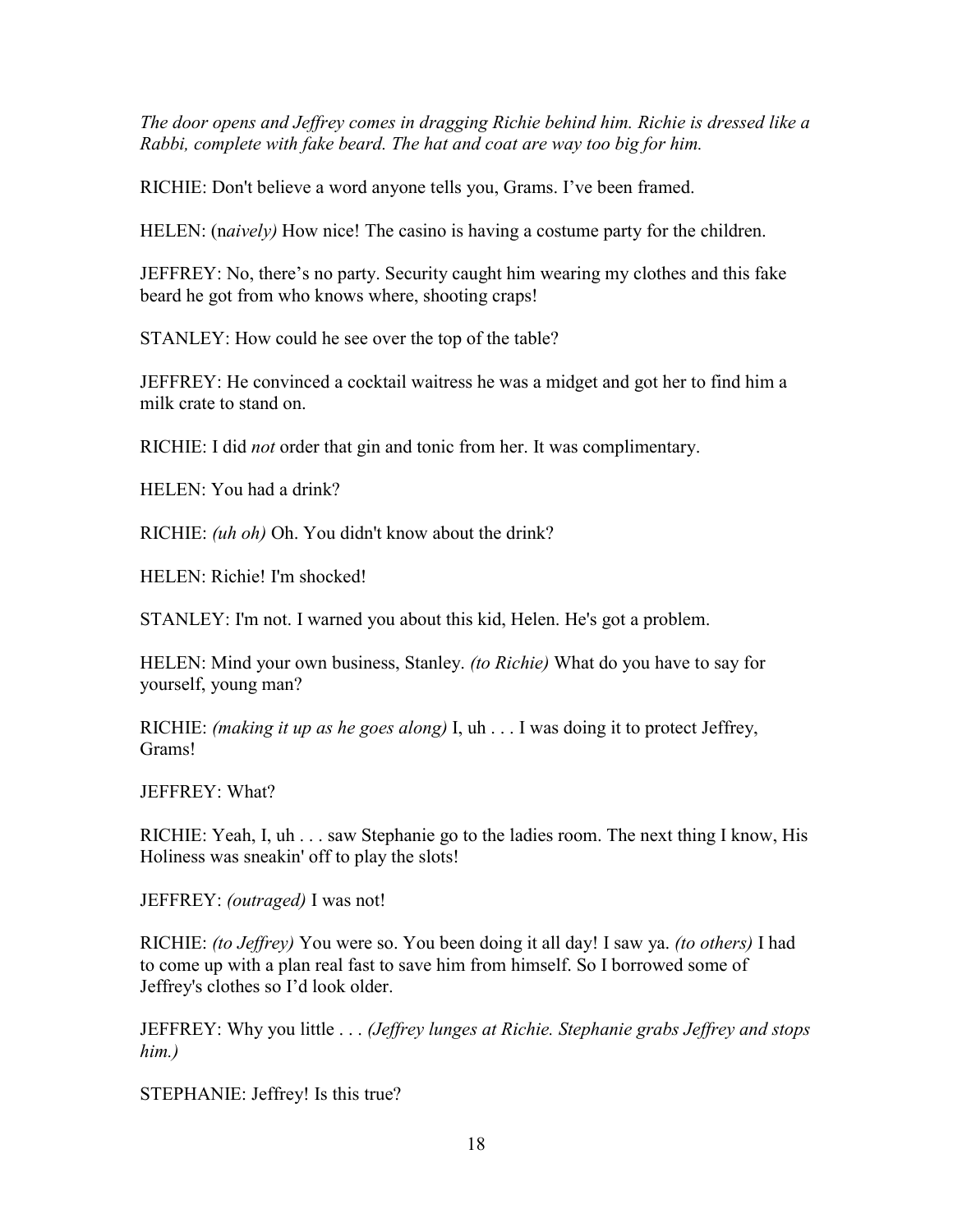*The door opens and Jeffrey comes in dragging Richie behind him. Richie is dressed like a Rabbi, complete with fake beard. The hat and coat are way too big for him.*

RICHIE: Don't believe a word anyone tells you, Grams. I've been framed.

HELEN: (n*aively)* How nice! The casino is having a costume party for the children.

JEFFREY: No, there's no party. Security caught him wearing my clothes and this fake beard he got from who knows where, shooting craps!

STANLEY: How could he see over the top of the table?

JEFFREY: He convinced a cocktail waitress he was a midget and got her to find him a milk crate to stand on.

RICHIE: I did *not* order that gin and tonic from her. It was complimentary.

HELEN: You had a drink?

RICHIE: *(uh oh)* Oh. You didn't know about the drink?

HELEN: Richie! I'm shocked!

STANLEY: I'm not. I warned you about this kid, Helen. He's got a problem.

HELEN: Mind your own business, Stanley. *(to Richie)* What do you have to say for yourself, young man?

RICHIE: *(making it up as he goes along)* I, uh . . . I was doing it to protect Jeffrey, Grams!

JEFFREY: What?

RICHIE: Yeah, I, uh . . . saw Stephanie go to the ladies room. The next thing I know, His Holiness was sneakin' off to play the slots!

JEFFREY: *(outraged)* I was not!

RICHIE: *(to Jeffrey)* You were so. You been doing it all day! I saw ya. *(to others)* I had to come up with a plan real fast to save him from himself. So I borrowed some of Jeffrey's clothes so I'd look older.

JEFFREY: Why you little . . . *(Jeffrey lunges at Richie. Stephanie grabs Jeffrey and stops him.)*

STEPHANIE: Jeffrey! Is this true?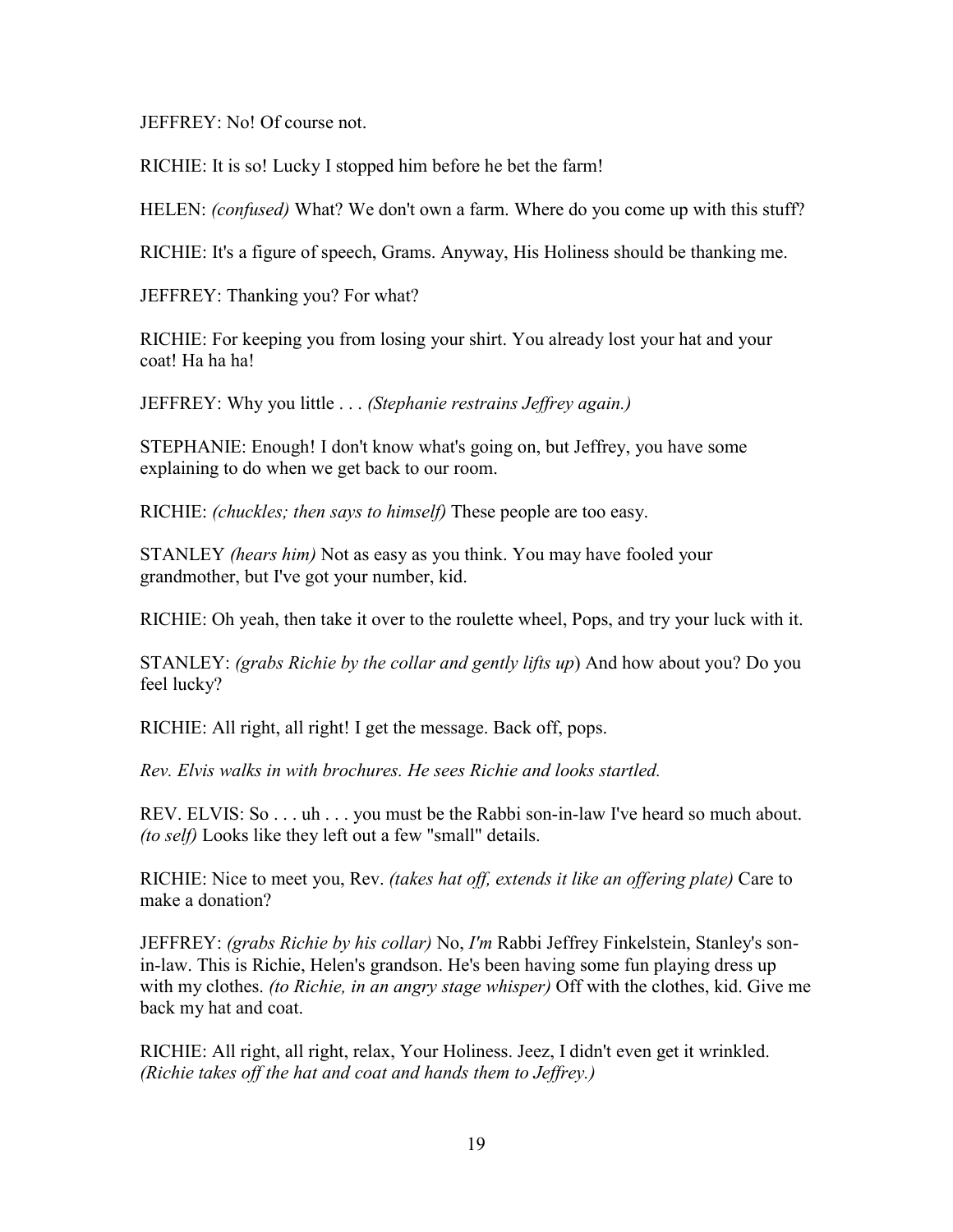JEFFREY: No! Of course not.

RICHIE: It is so! Lucky I stopped him before he bet the farm!

HELEN: *(confused)* What? We don't own a farm. Where do you come up with this stuff?

RICHIE: It's a figure of speech, Grams. Anyway, His Holiness should be thanking me.

JEFFREY: Thanking you? For what?

RICHIE: For keeping you from losing your shirt. You already lost your hat and your coat! Ha ha ha!

JEFFREY: Why you little . . . *(Stephanie restrains Jeffrey again.)*

STEPHANIE: Enough! I don't know what's going on, but Jeffrey, you have some explaining to do when we get back to our room.

RICHIE: *(chuckles; then says to himself)* These people are too easy.

STANLEY *(hears him)* Not as easy as you think. You may have fooled your grandmother, but I've got your number, kid.

RICHIE: Oh yeah, then take it over to the roulette wheel, Pops, and try your luck with it.

STANLEY: *(grabs Richie by the collar and gently lifts up)* And how about you? Do you feel lucky?

RICHIE: All right, all right! I get the message. Back off, pops.

*Rev. Elvis walks in with brochures. He sees Richie and looks startled.*

REV. ELVIS: So . . . uh . . . you must be the Rabbi son-in-law I've heard so much about. *(to self)* Looks like they left out a few "small" details.

RICHIE: Nice to meet you, Rev. *(takes hat off, extends it like an offering plate)* Care to make a donation?

JEFFREY: *(grabs Richie by his collar)* No, *I'm* Rabbi Jeffrey Finkelstein, Stanley's son-in-law. This is Richie, Helen's grandson. He's been having some fun playing dress up with my clothes. *(to Richie, in an angry stage whisper)* Off with the clothes, kid. Give me back my hat and coat.

RICHIE: All right, all right, relax, Your Holiness. Jeez, I didn't even get it wrinkled. *(Richie takes off the hat and coat and hands them to Jeffrey.)*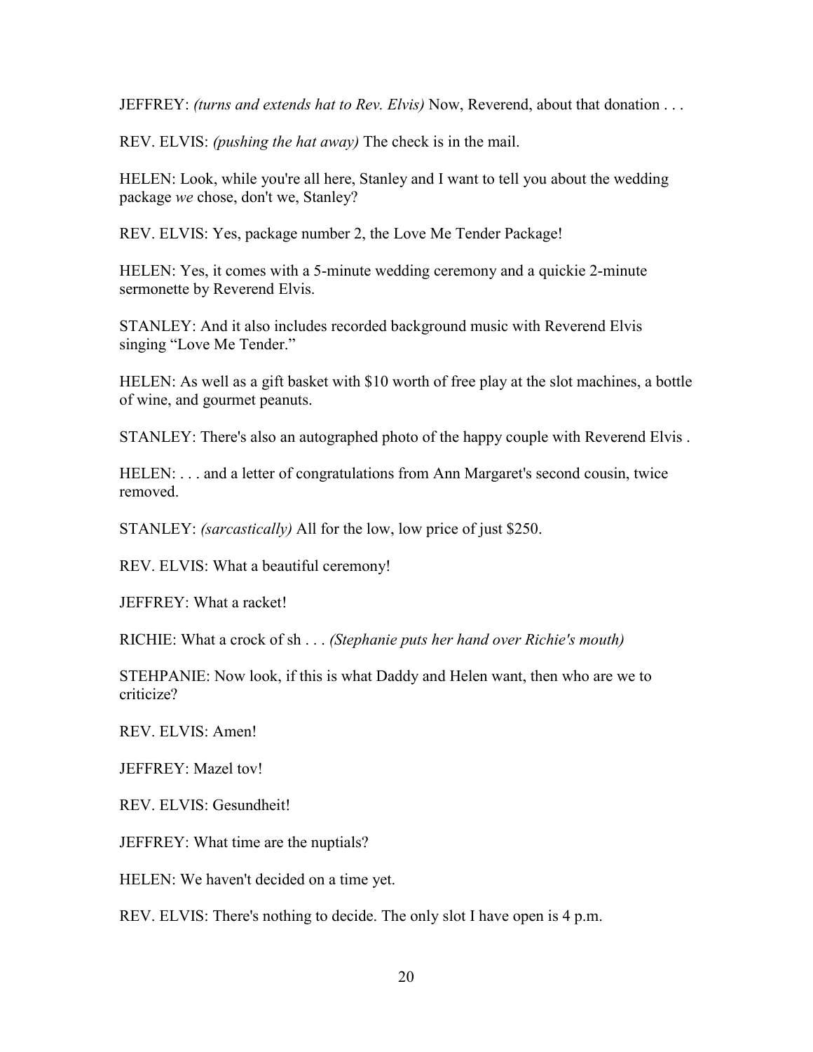JEFFREY: *(turns and extends hat to Rev. Elvis)* Now, Reverend, about that donation . . .

REV. ELVIS: *(pushing the hat away)* The check is in the mail.

HELEN: Look, while you're all here, Stanley and I want to tell you about the wedding package *we* chose, don't we, Stanley?

REV. ELVIS: Yes, package number 2, the Love Me Tender Package!

HELEN: Yes, it comes with a 5-minute wedding ceremony and a quickie 2-minute sermonette by Reverend Elvis.

STANLEY: And it also includes recorded background music with Reverend Elvis singing "Love Me Tender."

HELEN: As well as a gift basket with $10 worth of free play at the slot machines, a bottle of wine, and gourmet peanuts.

STANLEY: There's also an autographed photo of the happy couple with Reverend Elvis .

HELEN: . . . and a letter of congratulations from Ann Margaret's second cousin, twice removed.

STANLEY: *(sarcastically)* All for the low, low price of just $250.

REV. ELVIS: What a beautiful ceremony!

JEFFREY: What a racket!

RICHIE: What a crock of sh . . . *(Stephanie puts her hand over Richie's mouth)*

STEHPANIE: Now look, if this is what Daddy and Helen want, then who are we to criticize?

REV. ELVIS: Amen!

JEFFREY: Mazel tov!

REV. ELVIS: Gesundheit!

JEFFREY: What time are the nuptials?

HELEN: We haven't decided on a time yet.

REV. ELVIS: There's nothing to decide. The only slot I have open is 4 p.m.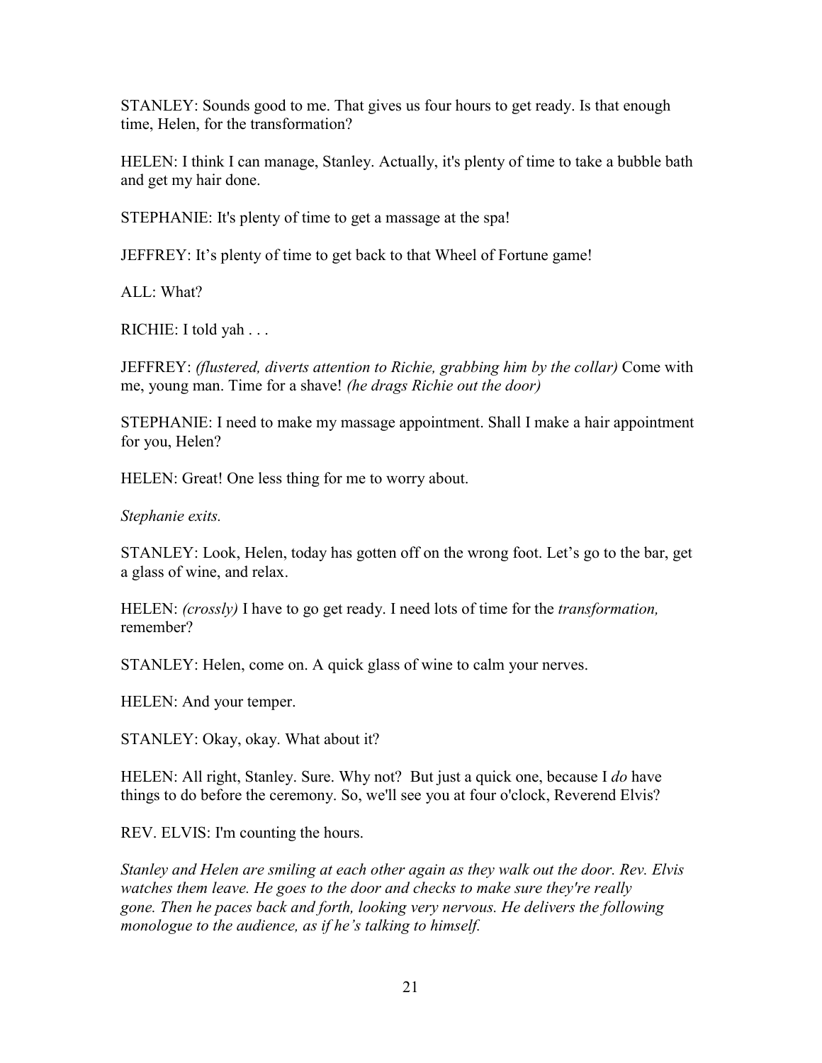STANLEY: Sounds good to me. That gives us four hours to get ready. Is that enough time, Helen, for the transformation?

HELEN: I think I can manage, Stanley. Actually, it's plenty of time to take a bubble bath and get my hair done.

STEPHANIE: It's plenty of time to get a massage at the spa!

JEFFREY: It's plenty of time to get back to that Wheel of Fortune game!

ALL: What?

RICHIE: I told yah . . .

JEFFREY: *(flustered, diverts attention to Richie, grabbing him by the collar)* Come with me, young man. Time for a shave! *(he drags Richie out the door)*

STEPHANIE: I need to make my massage appointment. Shall I make a hair appointment for you, Helen?

HELEN: Great! One less thing for me to worry about.

*Stephanie exits.*

STANLEY: Look, Helen, today has gotten off on the wrong foot. Let's go to the bar, get a glass of wine, and relax.

HELEN: *(crossly)* I have to go get ready. I need lots of time for the *transformation,* remember?

STANLEY: Helen, come on. A quick glass of wine to calm your nerves.

HELEN: And your temper.

STANLEY: Okay, okay. What about it?

HELEN: All right, Stanley. Sure. Why not? But just a quick one, because I *do* have things to do before the ceremony. So, we'll see you at four o'clock, Reverend Elvis?

REV. ELVIS: I'm counting the hours.

*Stanley and Helen are smiling at each other again as they walk out the door. Rev. Elvis watches them leave. He goes to the door and checks to make sure they're really gone. Then he paces back and forth, looking very nervous. He delivers the following monologue to the audience, as if he's talking to himself.*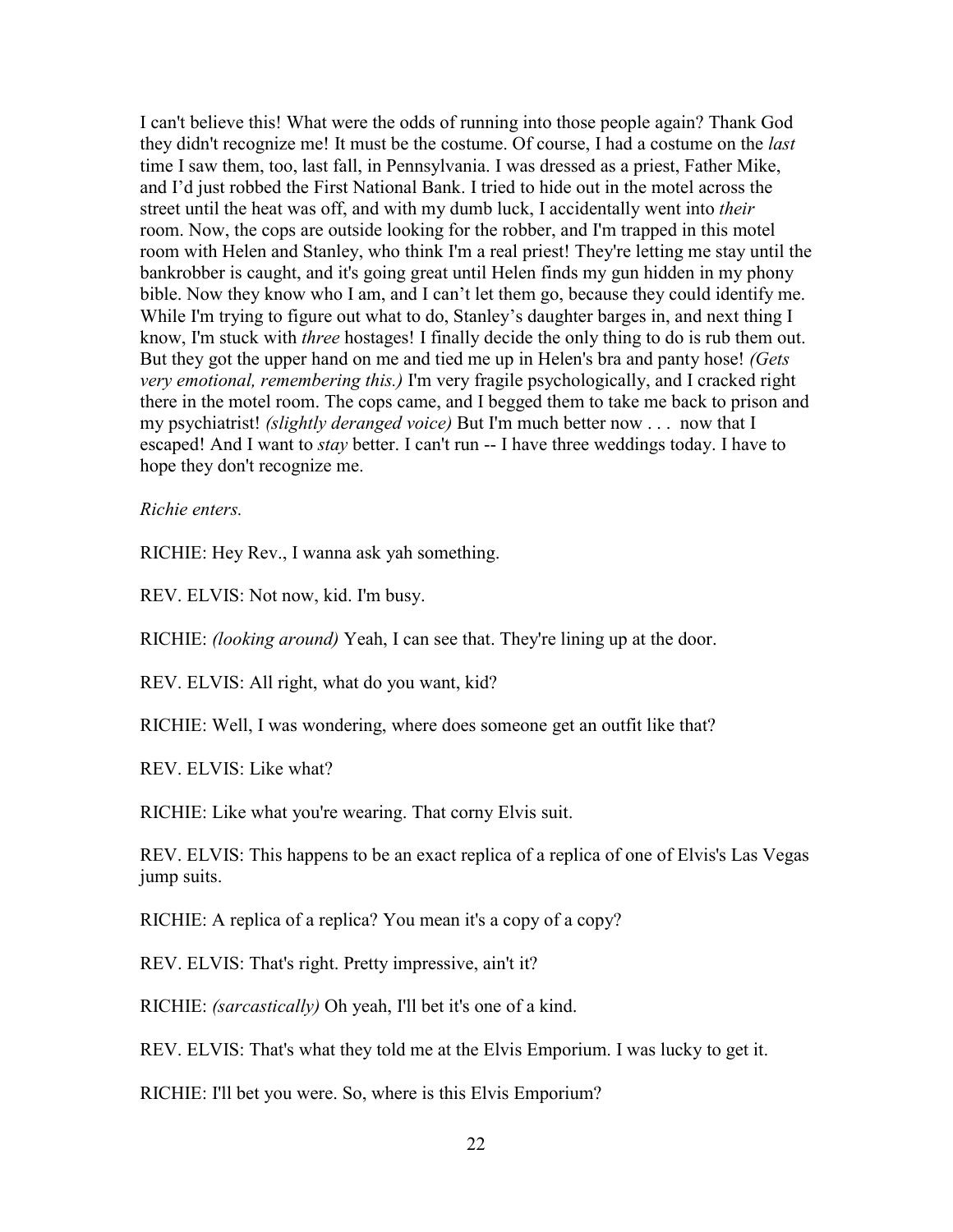I can't believe this! What were the odds of running into those people again? Thank God they didn't recognize me! It must be the costume. Of course, I had a costume on the *last* time I saw them, too, last fall, in Pennsylvania. I was dressed as a priest, Father Mike, and I'd just robbed the First National Bank. I tried to hide out in the motel across the street until the heat was off, and with my dumb luck, I accidentally went into *their* room. Now, the cops are outside looking for the robber, and I'm trapped in this motel room with Helen and Stanley, who think I'm a real priest! They're letting me stay until the bankrobber is caught, and it's going great until Helen finds my gun hidden in my phony bible. Now they know who I am, and I can't let them go, because they could identify me. While I'm trying to figure out what to do, Stanley's daughter barges in, and next thing I know, I'm stuck with *three* hostages! I finally decide the only thing to do is rub them out. But they got the upper hand on me and tied me up in Helen's bra and panty hose! *(Gets very emotional, remembering this.)* I'm very fragile psychologically, and I cracked right there in the motel room. The cops came, and I begged them to take me back to prison and my psychiatrist! *(slightly deranged voice)* But I'm much better now . . . now that I escaped! And I want to *stay* better. I can't run -- I have three weddings today. I have to hope they don't recognize me.

*Richie enters.*

RICHIE: Hey Rev., I wanna ask yah something.

REV. ELVIS: Not now, kid. I'm busy.

RICHIE: *(looking around)* Yeah, I can see that. They're lining up at the door.

REV. ELVIS: All right, what do you want, kid?

RICHIE: Well, I was wondering, where does someone get an outfit like that?

REV. ELVIS: Like what?

RICHIE: Like what you're wearing. That corny Elvis suit.

REV. ELVIS: This happens to be an exact replica of a replica of one of Elvis's Las Vegas jump suits.

RICHIE: A replica of a replica? You mean it's a copy of a copy?

REV. ELVIS: That's right. Pretty impressive, ain't it?

RICHIE: *(sarcastically)* Oh yeah, I'll bet it's one of a kind.

REV. ELVIS: That's what they told me at the Elvis Emporium. I was lucky to get it.

RICHIE: I'll bet you were. So, where is this Elvis Emporium?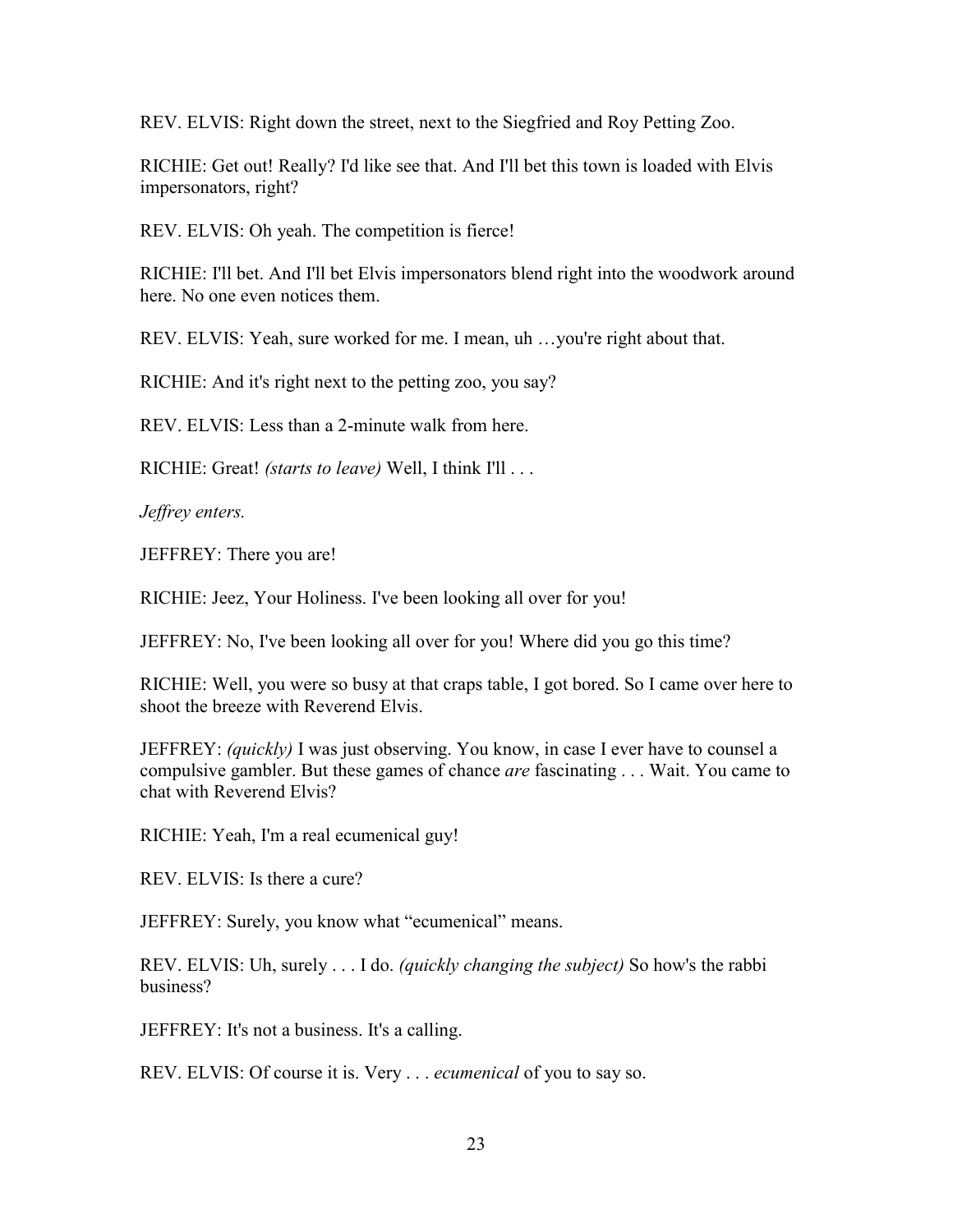REV. ELVIS: Right down the street, next to the Siegfried and Roy Petting Zoo.

RICHIE: Get out! Really? I'd like see that. And I'll bet this town is loaded with Elvis impersonators, right?

REV. ELVIS: Oh yeah. The competition is fierce!

RICHIE: I'll bet. And I'll bet Elvis impersonators blend right into the woodwork around here. No one even notices them.

REV. ELVIS: Yeah, sure worked for me. I mean, uh …you're right about that.

RICHIE: And it's right next to the petting zoo, you say?

REV. ELVIS: Less than a 2-minute walk from here.

RICHIE: Great! *(starts to leave)* Well, I think I'll . . .

*Jeffrey enters.*

JEFFREY: There you are!

RICHIE: Jeez, Your Holiness. I've been looking all over for you!

JEFFREY: No, I've been looking all over for you! Where did you go this time?

RICHIE: Well, you were so busy at that craps table, I got bored. So I came over here to shoot the breeze with Reverend Elvis.

JEFFREY: *(quickly)* I was just observing. You know, in case I ever have to counsel a compulsive gambler. But these games of chance *are* fascinating . . . Wait. You came to chat with Reverend Elvis?

RICHIE: Yeah, I'm a real ecumenical guy!

REV. ELVIS: Is there a cure?

JEFFREY: Surely, you know what "ecumenical" means.

REV. ELVIS: Uh, surely . . . I do. *(quickly changing the subject)* So how's the rabbi business?

JEFFREY: It's not a business. It's a calling.

REV. ELVIS: Of course it is. Very . . . *ecumenical* of you to say so.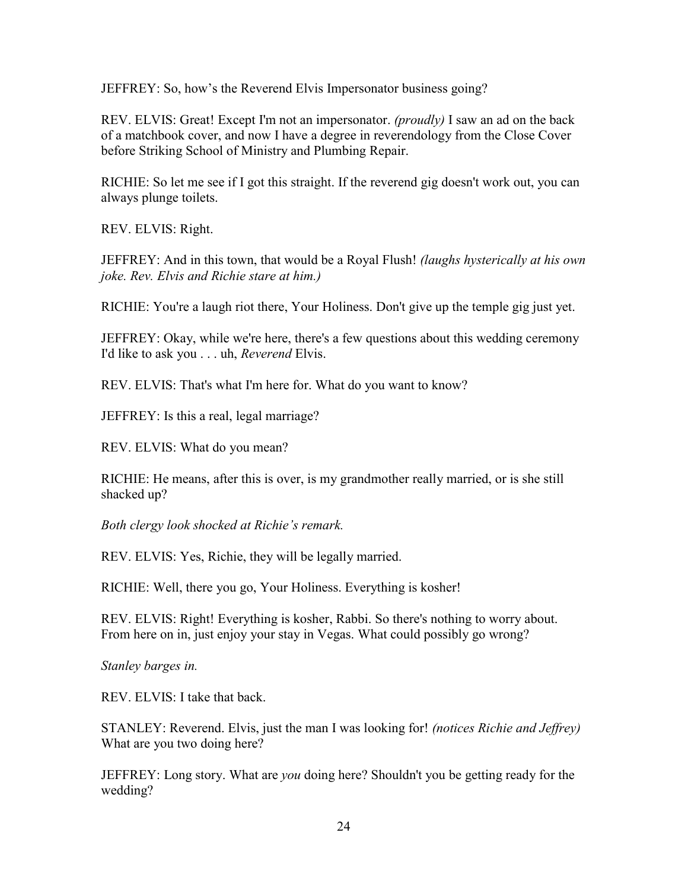JEFFREY: So, how's the Reverend Elvis Impersonator business going?

REV. ELVIS: Great! Except I'm not an impersonator. *(proudly)* I saw an ad on the back of a matchbook cover, and now I have a degree in reverendology from the Close Cover before Striking School of Ministry and Plumbing Repair.

RICHIE: So let me see if I got this straight. If the reverend gig doesn't work out, you can always plunge toilets.

REV. ELVIS: Right.

JEFFREY: And in this town, that would be a Royal Flush! *(laughs hysterically at his own joke. Rev. Elvis and Richie stare at him.)*

RICHIE: You're a laugh riot there, Your Holiness. Don't give up the temple gig just yet.

JEFFREY: Okay, while we're here, there's a few questions about this wedding ceremony I'd like to ask you . . . uh, *Reverend* Elvis.

REV. ELVIS: That's what I'm here for. What do you want to know?

JEFFREY: Is this a real, legal marriage?

REV. ELVIS: What do you mean?

RICHIE: He means, after this is over, is my grandmother really married, or is she still shacked up?

*Both clergy look shocked at Richie's remark.*

REV. ELVIS: Yes, Richie, they will be legally married.

RICHIE: Well, there you go, Your Holiness. Everything is kosher!

REV. ELVIS: Right! Everything is kosher, Rabbi. So there's nothing to worry about. From here on in, just enjoy your stay in Vegas. What could possibly go wrong?

*Stanley barges in.*

REV. ELVIS: I take that back.

STANLEY: Reverend. Elvis, just the man I was looking for! *(notices Richie and Jeffrey)* What are you two doing here?

JEFFREY: Long story. What are *you* doing here? Shouldn't you be getting ready for the wedding?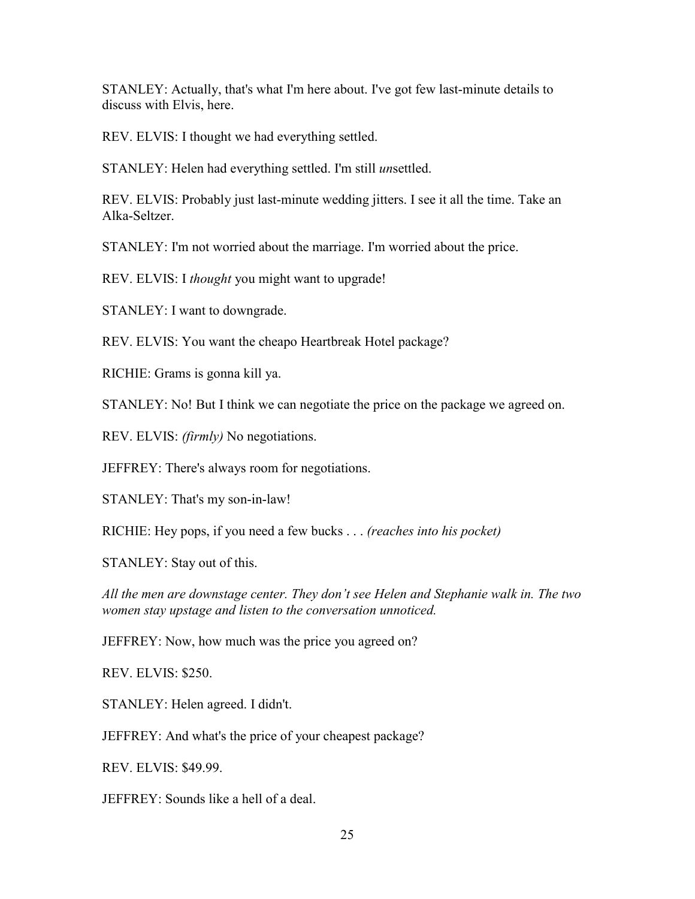STANLEY: Actually, that's what I'm here about. I've got few last-minute details to discuss with Elvis, here.

REV. ELVIS: I thought we had everything settled.

STANLEY: Helen had everything settled. I'm still *un*settled.

REV. ELVIS: Probably just last-minute wedding jitters. I see it all the time. Take an Alka-Seltzer.

STANLEY: I'm not worried about the marriage. I'm worried about the price.

REV. ELVIS: I *thought* you might want to upgrade!

STANLEY: I want to downgrade.

REV. ELVIS: You want the cheapo Heartbreak Hotel package?

RICHIE: Grams is gonna kill ya.

STANLEY: No! But I think we can negotiate the price on the package we agreed on.

REV. ELVIS: *(firmly)* No negotiations.

JEFFREY: There's always room for negotiations.

STANLEY: That's my son-in-law!

RICHIE: Hey pops, if you need a few bucks . . . *(reaches into his pocket)*

STANLEY: Stay out of this.

*All the men are downstage center. They don't see Helen and Stephanie walk in. The two women stay upstage and listen to the conversation unnoticed.*

JEFFREY: Now, how much was the price you agreed on?

REV. ELVIS: $250.

STANLEY: Helen agreed. I didn't.

JEFFREY: And what's the price of your cheapest package?

REV. ELVIS: $49.99.

JEFFREY: Sounds like a hell of a deal.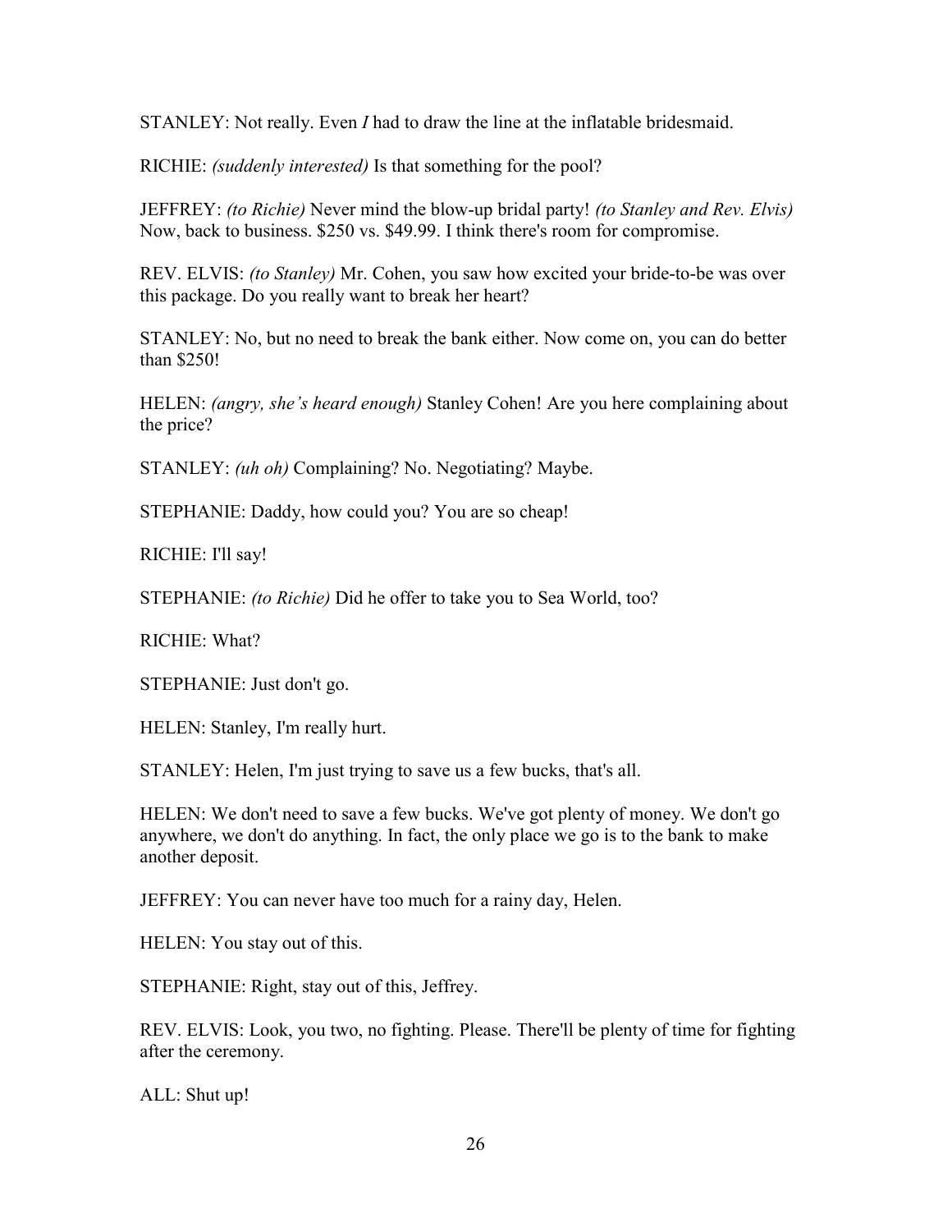STANLEY: Not really. Even *I* had to draw the line at the inflatable bridesmaid.

RICHIE: *(suddenly interested)* Is that something for the pool?

JEFFREY: *(to Richie)* Never mind the blow-up bridal party! *(to Stanley and Rev. Elvis)* Now, back to business. $250 vs. $49.99. I think there's room for compromise.

REV. ELVIS: *(to Stanley)* Mr. Cohen, you saw how excited your bride-to-be was over this package. Do you really want to break her heart?

STANLEY: No, but no need to break the bank either. Now come on, you can do better than $250!

HELEN: *(angry, she's heard enough)* Stanley Cohen! Are you here complaining about the price?

STANLEY: *(uh oh)* Complaining? No. Negotiating? Maybe.

STEPHANIE: Daddy, how could you? You are so cheap!

RICHIE: I'll say!

STEPHANIE: *(to Richie)* Did he offer to take you to Sea World, too?

RICHIE: What?

STEPHANIE: Just don't go.

HELEN: Stanley, I'm really hurt.

STANLEY: Helen, I'm just trying to save us a few bucks, that's all.

HELEN: We don't need to save a few bucks. We've got plenty of money. We don't go anywhere, we don't do anything. In fact, the only place we go is to the bank to make another deposit.

JEFFREY: You can never have too much for a rainy day, Helen.

HELEN: You stay out of this.

STEPHANIE: Right, stay out of this, Jeffrey.

REV. ELVIS: Look, you two, no fighting. Please. There'll be plenty of time for fighting after the ceremony.

ALL: Shut up!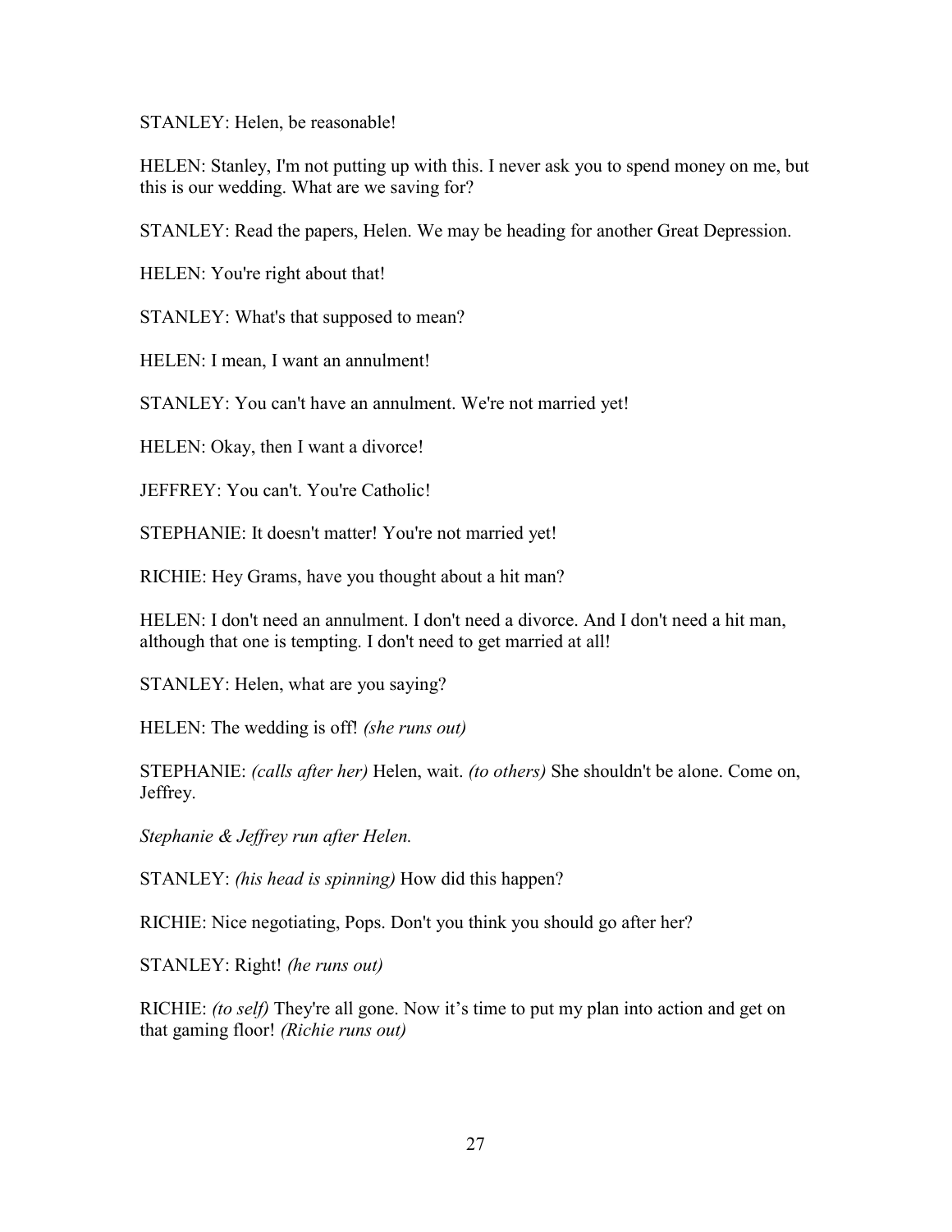STANLEY: Helen, be reasonable!

HELEN: Stanley, I'm not putting up with this. I never ask you to spend money on me, but this is our wedding. What are we saving for?

STANLEY: Read the papers, Helen. We may be heading for another Great Depression.

HELEN: You're right about that!

STANLEY: What's that supposed to mean?

HELEN: I mean, I want an annulment!

STANLEY: You can't have an annulment. We're not married yet!

HELEN: Okay, then I want a divorce!

JEFFREY: You can't. You're Catholic!

STEPHANIE: It doesn't matter! You're not married yet!

RICHIE: Hey Grams, have you thought about a hit man?

HELEN: I don't need an annulment. I don't need a divorce. And I don't need a hit man, although that one is tempting. I don't need to get married at all!

STANLEY: Helen, what are you saying?

HELEN: The wedding is off! *(she runs out)*

STEPHANIE: *(calls after her)* Helen, wait. *(to others)* She shouldn't be alone. Come on, Jeffrey.

*Stephanie & Jeffrey run after Helen.*

STANLEY: *(his head is spinning)* How did this happen?

RICHIE: Nice negotiating, Pops. Don't you think you should go after her?

STANLEY: Right! *(he runs out)*

RICHIE: *(to self)* They're all gone. Now it's time to put my plan into action and get on that gaming floor! *(Richie runs out)*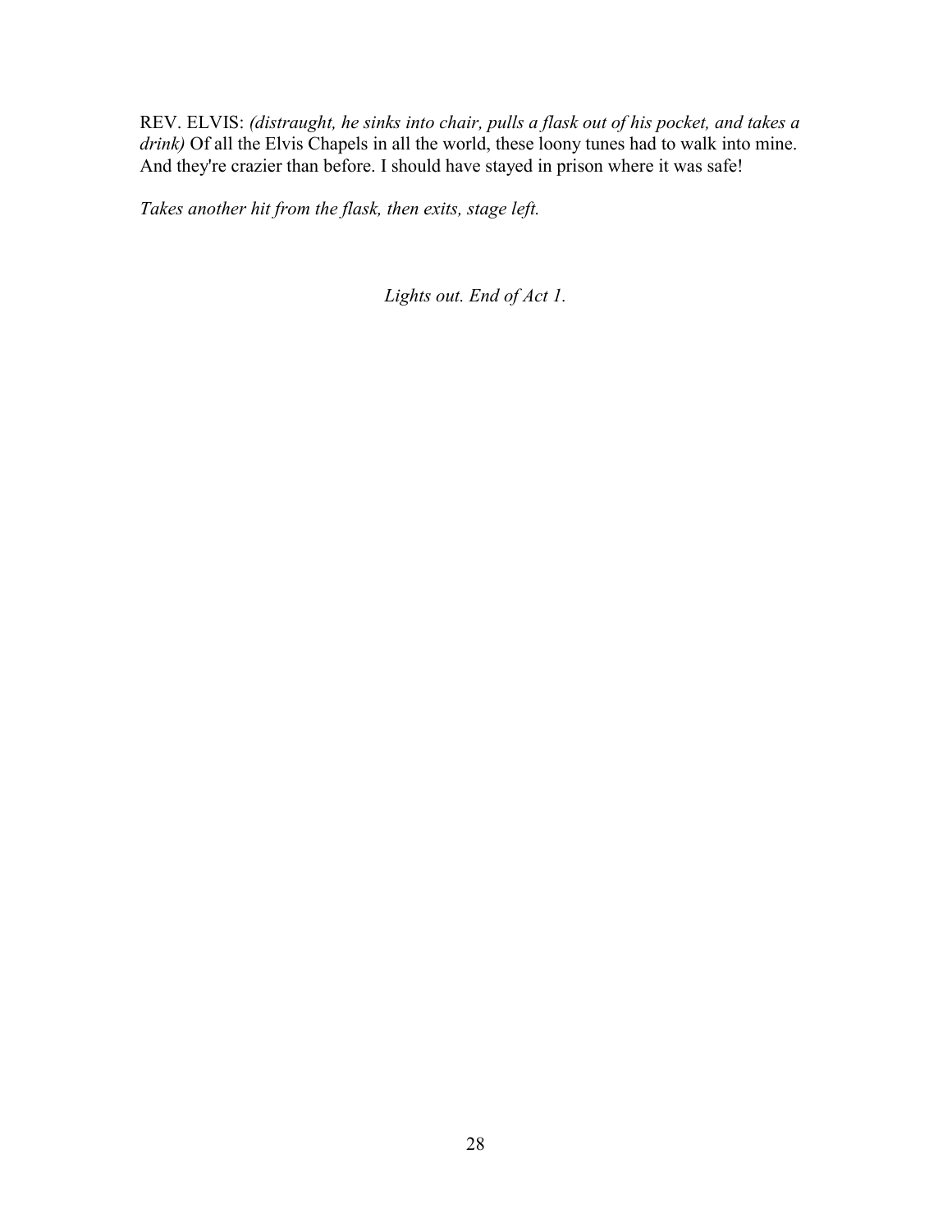REV. ELVIS: *(distraught, he sinks into chair, pulls a flask out of his pocket, and takes a drink)* Of all the Elvis Chapels in all the world, these loony tunes had to walk into mine. And they're crazier than before. I should have stayed in prison where it was safe!

*Takes another hit from the flask, then exits, stage left.*

*Lights out. End of Act 1.*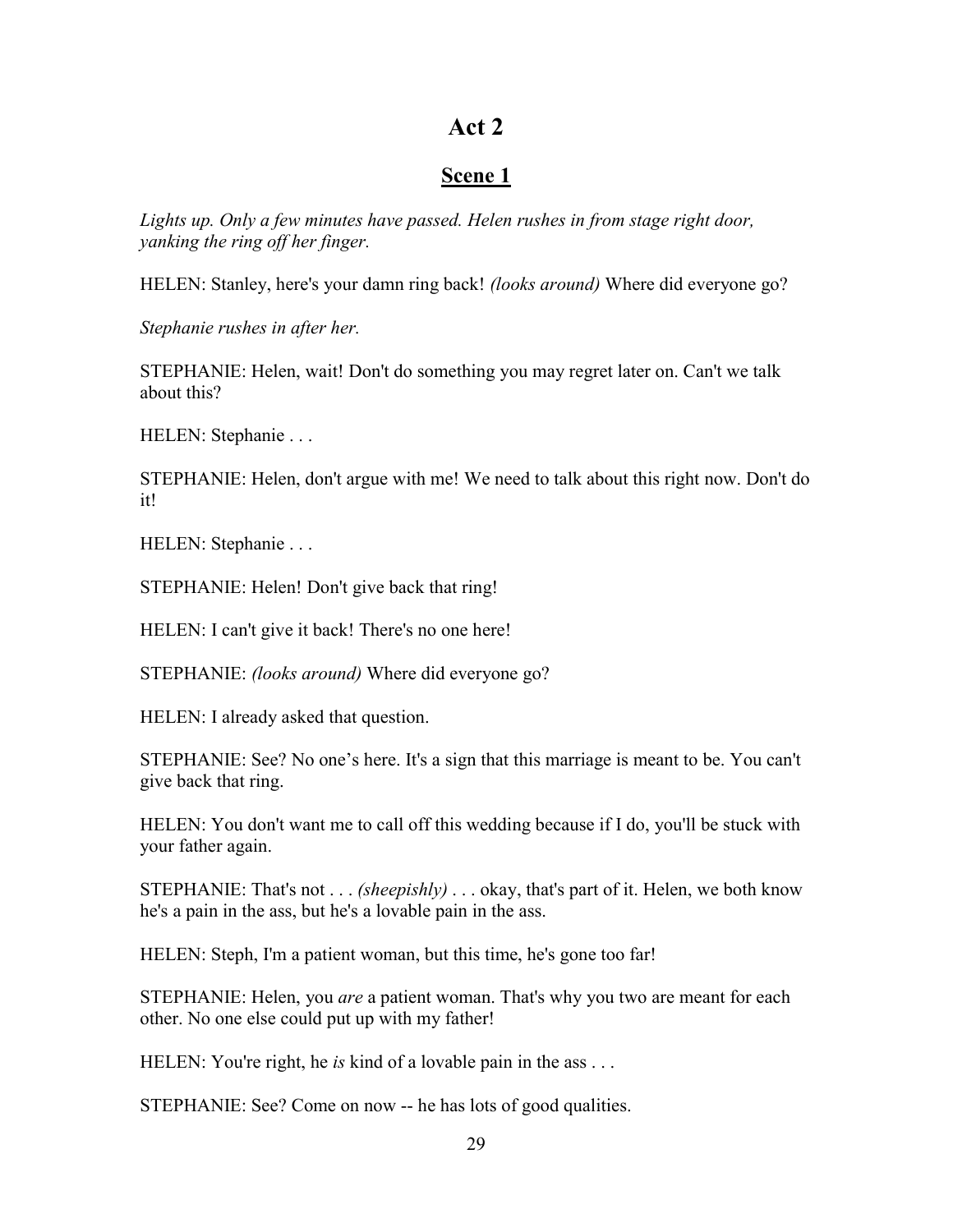# Act 2

## Scene 1

*Lights up. Only a few minutes have passed. Helen rushes in from stage right door, yanking the ring off her finger.*

HELEN: Stanley, here's your damn ring back! *(looks around)* Where did everyone go?

*Stephanie rushes in after her.*

STEPHANIE: Helen, wait! Don't do something you may regret later on. Can't we talk about this?

HELEN: Stephanie . . .

STEPHANIE: Helen, don't argue with me! We need to talk about this right now. Don't do it!

HELEN: Stephanie . . .

STEPHANIE: Helen! Don't give back that ring!

HELEN: I can't give it back! There's no one here!

STEPHANIE: *(looks around)* Where did everyone go?

HELEN: I already asked that question.

STEPHANIE: See? No one's here. It's a sign that this marriage is meant to be. You can't give back that ring.

HELEN: You don't want me to call off this wedding because if I do, you'll be stuck with your father again.

STEPHANIE: That's not . . . *(sheepishly)* . . . okay, that's part of it. Helen, we both know he's a pain in the ass, but he's a lovable pain in the ass.

HELEN: Steph, I'm a patient woman, but this time, he's gone too far!

STEPHANIE: Helen, you *are* a patient woman. That's why you two are meant for each other. No one else could put up with my father!

HELEN: You're right, he *is* kind of a lovable pain in the ass . . .

STEPHANIE: See? Come on now -- he has lots of good qualities.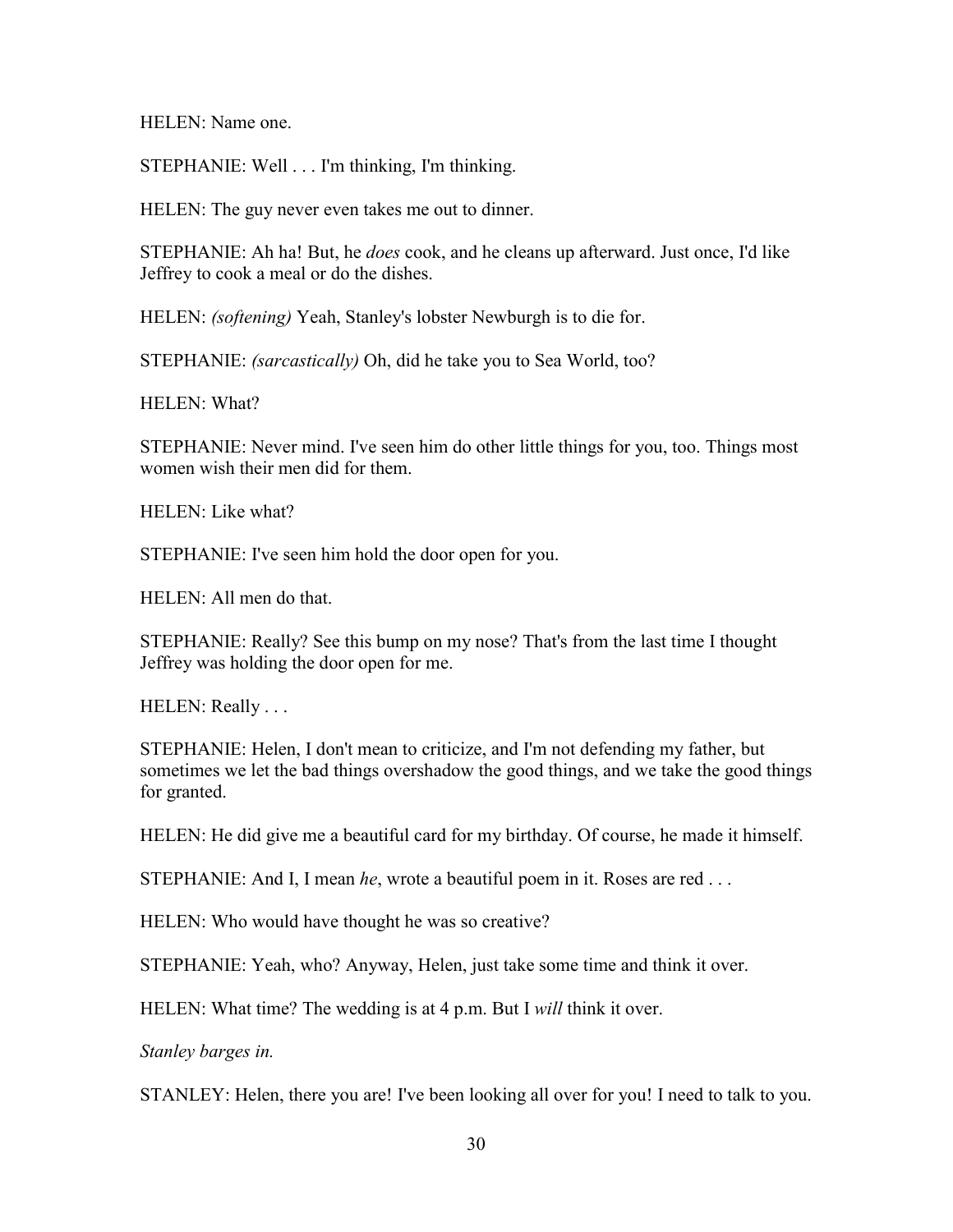HELEN: Name one.

STEPHANIE: Well . . . I'm thinking, I'm thinking.

HELEN: The guy never even takes me out to dinner.

STEPHANIE: Ah ha! But, he *does* cook, and he cleans up afterward. Just once, I'd like Jeffrey to cook a meal or do the dishes.

HELEN: *(softening)* Yeah, Stanley's lobster Newburgh is to die for.

STEPHANIE: *(sarcastically)* Oh, did he take you to Sea World, too?

HELEN: What?

STEPHANIE: Never mind. I've seen him do other little things for you, too. Things most women wish their men did for them.

HELEN: Like what?

STEPHANIE: I've seen him hold the door open for you.

HELEN: All men do that.

STEPHANIE: Really? See this bump on my nose? That's from the last time I thought Jeffrey was holding the door open for me.

HELEN: Really . . .

STEPHANIE: Helen, I don't mean to criticize, and I'm not defending my father, but sometimes we let the bad things overshadow the good things, and we take the good things for granted.

HELEN: He did give me a beautiful card for my birthday. Of course, he made it himself.

STEPHANIE: And I, I mean *he*, wrote a beautiful poem in it. Roses are red . . .

HELEN: Who would have thought he was so creative?

STEPHANIE: Yeah, who? Anyway, Helen, just take some time and think it over.

HELEN: What time? The wedding is at 4 p.m. But I *will* think it over.

*Stanley barges in.*

STANLEY: Helen, there you are! I've been looking all over for you! I need to talk to you.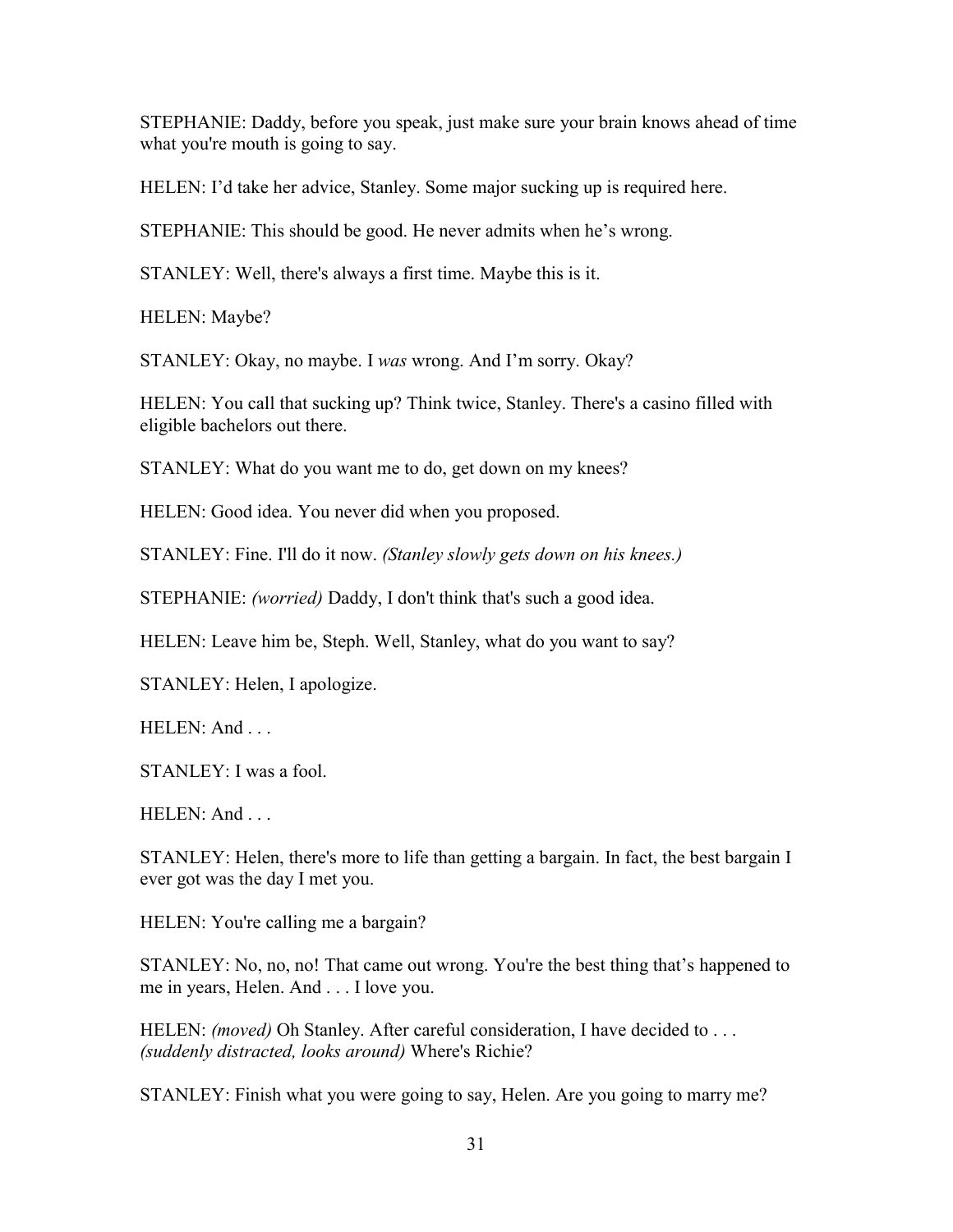STEPHANIE: Daddy, before you speak, just make sure your brain knows ahead of time what you're mouth is going to say.

HELEN: I'd take her advice, Stanley. Some major sucking up is required here.

STEPHANIE: This should be good. He never admits when he's wrong.

STANLEY: Well, there's always a first time. Maybe this is it.

HELEN: Maybe?

STANLEY: Okay, no maybe. I *was* wrong. And I'm sorry. Okay?

HELEN: You call that sucking up? Think twice, Stanley. There's a casino filled with eligible bachelors out there.

STANLEY: What do you want me to do, get down on my knees?

HELEN: Good idea. You never did when you proposed.

STANLEY: Fine. I'll do it now. *(Stanley slowly gets down on his knees.)*

STEPHANIE: *(worried)* Daddy, I don't think that's such a good idea.

HELEN: Leave him be, Steph. Well, Stanley, what do you want to say?

STANLEY: Helen, I apologize.

HELEN: And . . .

STANLEY: I was a fool.

HELEN: And . . .

STANLEY: Helen, there's more to life than getting a bargain. In fact, the best bargain I ever got was the day I met you.

HELEN: You're calling me a bargain?

STANLEY: No, no, no! That came out wrong. You're the best thing that's happened to me in years, Helen. And . . . I love you.

HELEN: *(moved)* Oh Stanley. After careful consideration, I have decided to . . . *(suddenly distracted, looks around)* Where's Richie?

STANLEY: Finish what you were going to say, Helen. Are you going to marry me?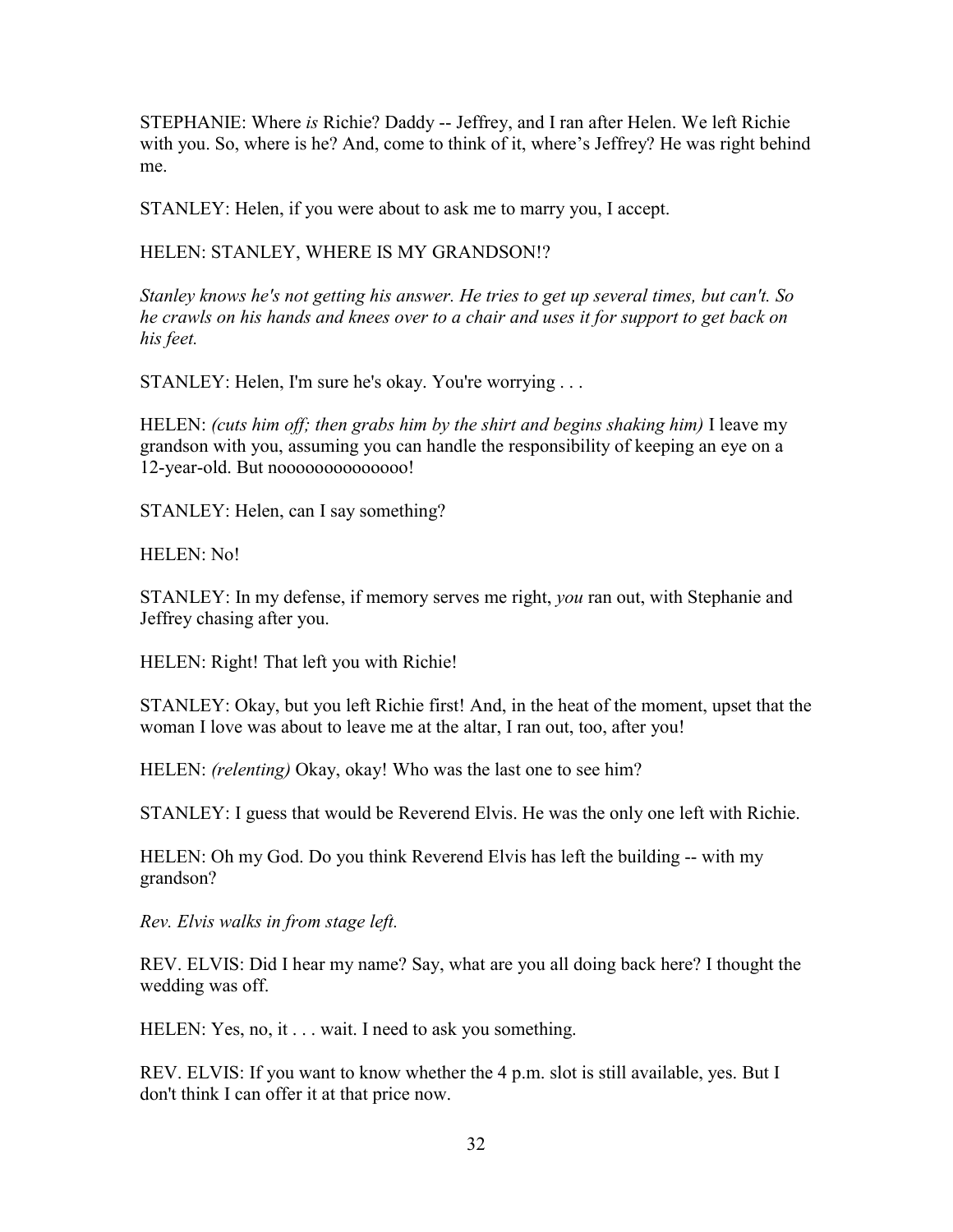STEPHANIE: Where *is* Richie? Daddy -- Jeffrey, and I ran after Helen. We left Richie with you. So, where is he? And, come to think of it, where's Jeffrey? He was right behind me.

STANLEY: Helen, if you were about to ask me to marry you, I accept.

HELEN: STANLEY, WHERE IS MY GRANDSON!?

*Stanley knows he's not getting his answer. He tries to get up several times, but can't. So he crawls on his hands and knees over to a chair and uses it for support to get back on his feet.*

STANLEY: Helen, I'm sure he's okay. You're worrying . . .

HELEN: *(cuts him off; then grabs him by the shirt and begins shaking him)* I leave my grandson with you, assuming you can handle the responsibility of keeping an eye on a 12-year-old. But noooooooooooooo!

STANLEY: Helen, can I say something?

HELEN: No!

STANLEY: In my defense, if memory serves me right, *you* ran out, with Stephanie and Jeffrey chasing after you.

HELEN: Right! That left you with Richie!

STANLEY: Okay, but you left Richie first! And, in the heat of the moment, upset that the woman I love was about to leave me at the altar, I ran out, too, after you!

HELEN: *(relenting)* Okay, okay! Who was the last one to see him?

STANLEY: I guess that would be Reverend Elvis. He was the only one left with Richie.

HELEN: Oh my God. Do you think Reverend Elvis has left the building -- with my grandson?

*Rev. Elvis walks in from stage left.*

REV. ELVIS: Did I hear my name? Say, what are you all doing back here? I thought the wedding was off.

HELEN: Yes, no, it . . . wait. I need to ask you something.

REV. ELVIS: If you want to know whether the 4 p.m. slot is still available, yes. But I don't think I can offer it at that price now.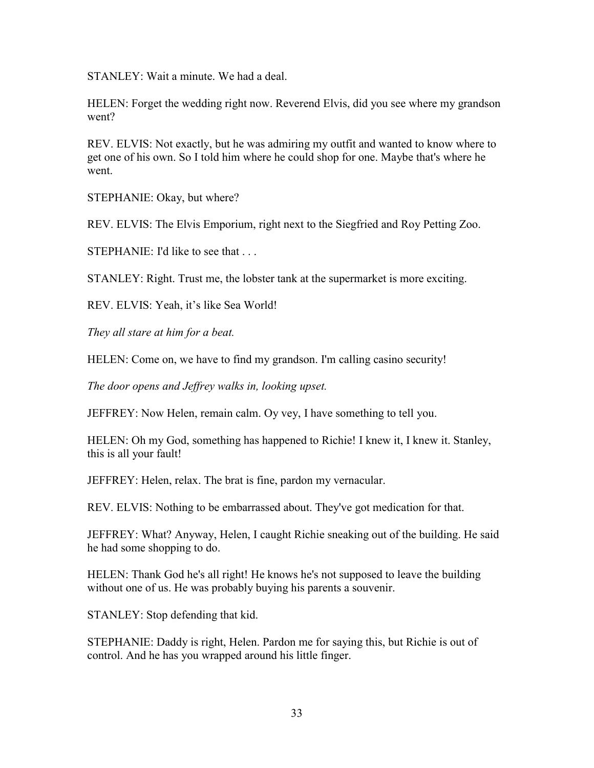STANLEY: Wait a minute. We had a deal.

HELEN: Forget the wedding right now. Reverend Elvis, did you see where my grandson went?

REV. ELVIS: Not exactly, but he was admiring my outfit and wanted to know where to get one of his own. So I told him where he could shop for one. Maybe that's where he went.

STEPHANIE: Okay, but where?

REV. ELVIS: The Elvis Emporium, right next to the Siegfried and Roy Petting Zoo.

STEPHANIE: I'd like to see that . . .

STANLEY: Right. Trust me, the lobster tank at the supermarket is more exciting.

REV. ELVIS: Yeah, it's like Sea World!

*They all stare at him for a beat.*

HELEN: Come on, we have to find my grandson. I'm calling casino security!

*The door opens and Jeffrey walks in, looking upset.*

JEFFREY: Now Helen, remain calm. Oy vey, I have something to tell you.

HELEN: Oh my God, something has happened to Richie! I knew it, I knew it. Stanley, this is all your fault!

JEFFREY: Helen, relax. The brat is fine, pardon my vernacular.

REV. ELVIS: Nothing to be embarrassed about. They've got medication for that.

JEFFREY: What? Anyway, Helen, I caught Richie sneaking out of the building. He said he had some shopping to do.

HELEN: Thank God he's all right! He knows he's not supposed to leave the building without one of us. He was probably buying his parents a souvenir.

STANLEY: Stop defending that kid.

STEPHANIE: Daddy is right, Helen. Pardon me for saying this, but Richie is out of control. And he has you wrapped around his little finger.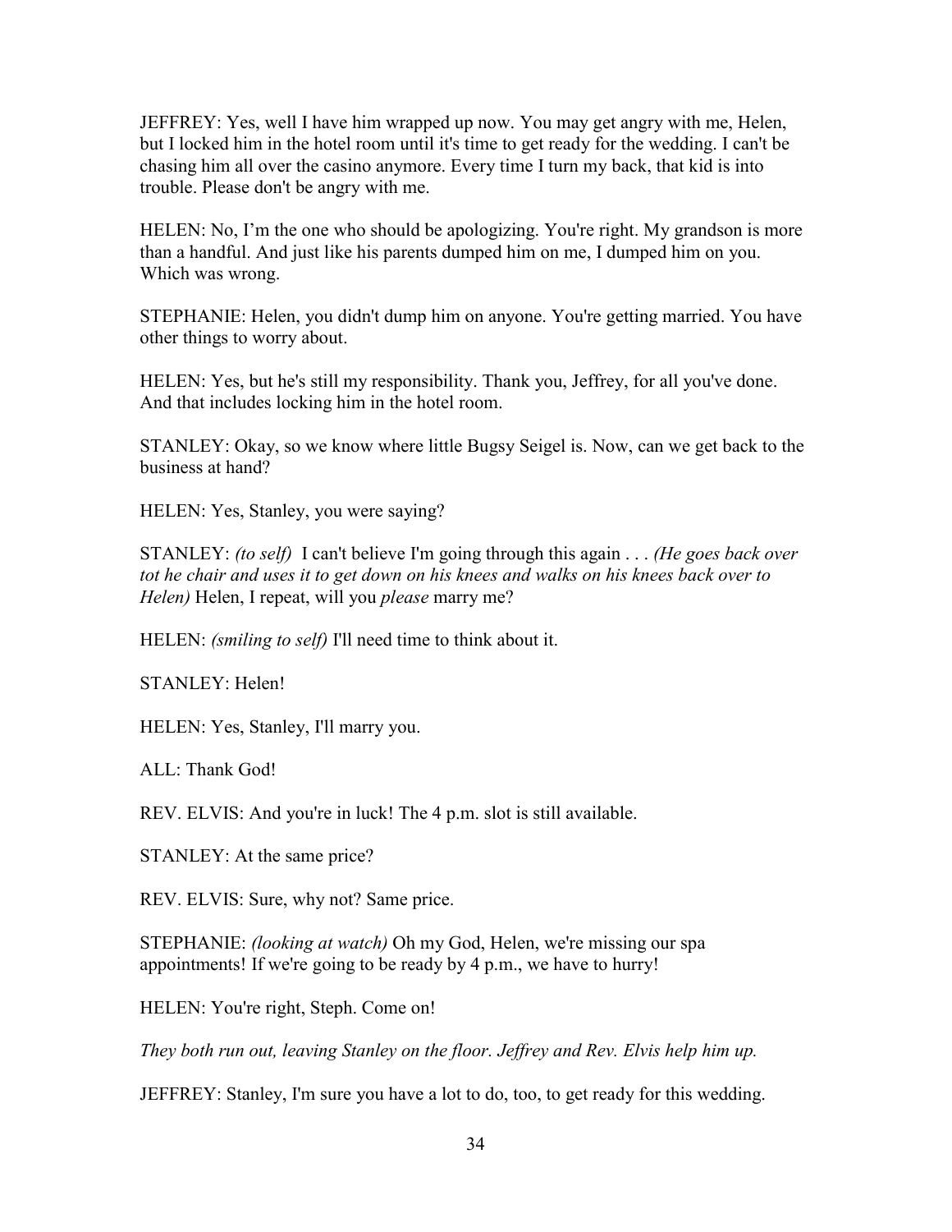JEFFREY: Yes, well I have him wrapped up now. You may get angry with me, Helen, but I locked him in the hotel room until it's time to get ready for the wedding. I can't be chasing him all over the casino anymore. Every time I turn my back, that kid is into trouble. Please don't be angry with me.

HELEN: No, I'm the one who should be apologizing. You're right. My grandson is more than a handful. And just like his parents dumped him on me, I dumped him on you. Which was wrong.

STEPHANIE: Helen, you didn't dump him on anyone. You're getting married. You have other things to worry about.

HELEN: Yes, but he's still my responsibility. Thank you, Jeffrey, for all you've done. And that includes locking him in the hotel room.

STANLEY: Okay, so we know where little Bugsy Seigel is. Now, can we get back to the business at hand?

HELEN: Yes, Stanley, you were saying?

STANLEY: *(to self)* I can't believe I'm going through this again . . . *(He goes back over tot he chair and uses it to get down on his knees and walks on his knees back over to Helen)* Helen, I repeat, will you *please* marry me?

HELEN: *(smiling to self)* I'll need time to think about it.

STANLEY: Helen!

HELEN: Yes, Stanley, I'll marry you.

ALL: Thank God!

REV. ELVIS: And you're in luck! The 4 p.m. slot is still available.

STANLEY: At the same price?

REV. ELVIS: Sure, why not? Same price.

STEPHANIE: *(looking at watch)* Oh my God, Helen, we're missing our spa appointments! If we're going to be ready by 4 p.m., we have to hurry!

HELEN: You're right, Steph. Come on!

*They both run out, leaving Stanley on the floor. Jeffrey and Rev. Elvis help him up.*

JEFFREY: Stanley, I'm sure you have a lot to do, too, to get ready for this wedding.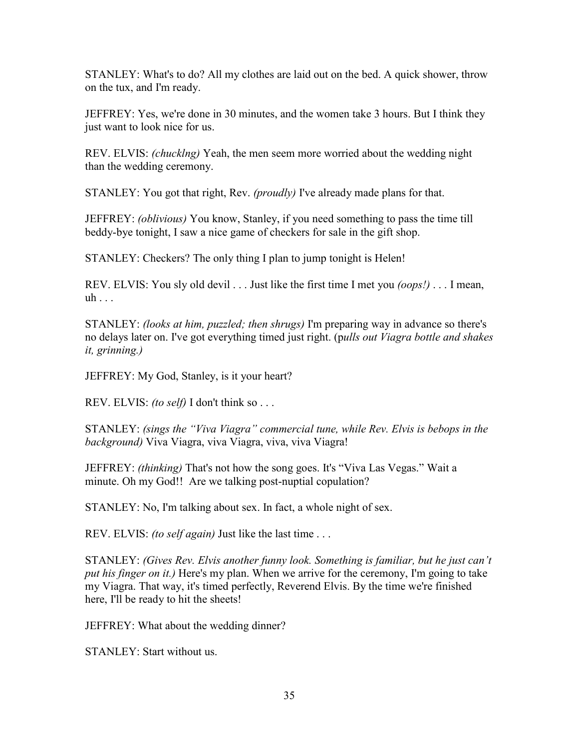STANLEY: What's to do? All my clothes are laid out on the bed. A quick shower, throw on the tux, and I'm ready.

JEFFREY: Yes, we're done in 30 minutes, and the women take 3 hours. But I think they just want to look nice for us.

REV. ELVIS: *(chucklng)* Yeah, the men seem more worried about the wedding night than the wedding ceremony.

STANLEY: You got that right, Rev. *(proudly)* I've already made plans for that.

JEFFREY: *(oblivious)* You know, Stanley, if you need something to pass the time till beddy-bye tonight, I saw a nice game of checkers for sale in the gift shop.

STANLEY: Checkers? The only thing I plan to jump tonight is Helen!

REV. ELVIS: You sly old devil . . . Just like the first time I met you *(oops!)* . . . I mean, uh . . .

STANLEY: *(looks at him, puzzled; then shrugs)* I'm preparing way in advance so there's no delays later on. I've got everything timed just right. (p*ulls out Viagra bottle and shakes it, grinning.)*

JEFFREY: My God, Stanley, is it your heart?

REV. ELVIS: *(to self)* I don't think so . . .

STANLEY: *(sings the "Viva Viagra" commercial tune, while Rev. Elvis is bebops in the background)* Viva Viagra, viva Viagra, viva, viva Viagra!

JEFFREY: *(thinking)* That's not how the song goes. It's "Viva Las Vegas." Wait a minute. Oh my God!! Are we talking post-nuptial copulation?

STANLEY: No, I'm talking about sex. In fact, a whole night of sex.

REV. ELVIS: *(to self again)* Just like the last time . . .

STANLEY: *(Gives Rev. Elvis another funny look. Something is familiar, but he just can't put his finger on it.)* Here's my plan. When we arrive for the ceremony, I'm going to take my Viagra. That way, it's timed perfectly, Reverend Elvis. By the time we're finished here, I'll be ready to hit the sheets!

JEFFREY: What about the wedding dinner?

STANLEY: Start without us.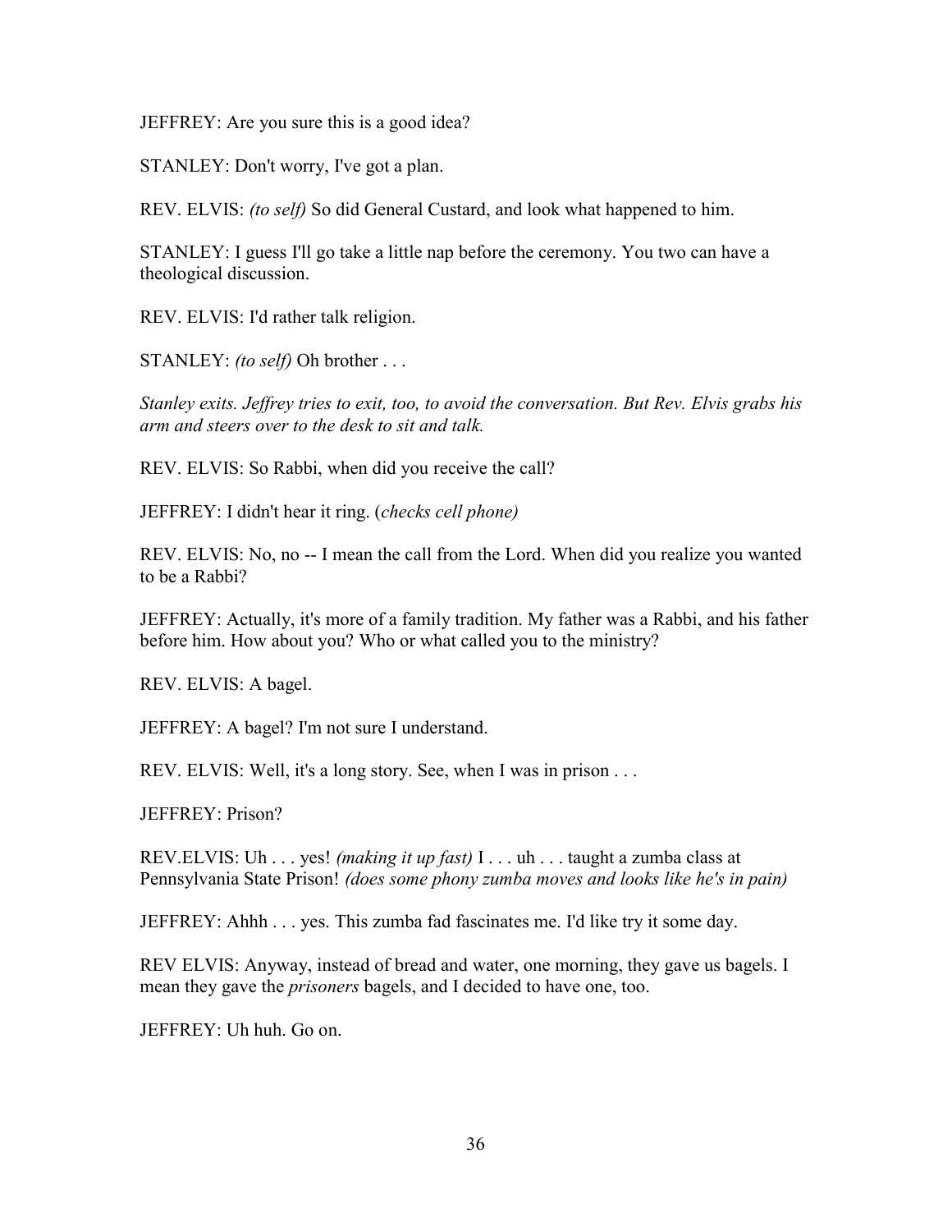JEFFREY: Are you sure this is a good idea?

STANLEY: Don't worry, I've got a plan.

REV. ELVIS: *(to self)* So did General Custard, and look what happened to him.

STANLEY: I guess I'll go take a little nap before the ceremony. You two can have a theological discussion.

REV. ELVIS: I'd rather talk religion.

STANLEY: *(to self)* Oh brother . . .

*Stanley exits. Jeffrey tries to exit, too, to avoid the conversation. But Rev. Elvis grabs his arm and steers over to the desk to sit and talk.*

REV. ELVIS: So Rabbi, when did you receive the call?

JEFFREY: I didn't hear it ring. (*checks cell phone)*

REV. ELVIS: No, no -- I mean the call from the Lord. When did you realize you wanted to be a Rabbi?

JEFFREY: Actually, it's more of a family tradition. My father was a Rabbi, and his father before him. How about you? Who or what called you to the ministry?

REV. ELVIS: A bagel.

JEFFREY: A bagel? I'm not sure I understand.

REV. ELVIS: Well, it's a long story. See, when I was in prison . . .

JEFFREY: Prison?

REV.ELVIS: Uh . . . yes! *(making it up fast)* I . . . uh . . . taught a zumba class at Pennsylvania State Prison! *(does some phony zumba moves and looks like he's in pain)*

JEFFREY: Ahhh . . . yes. This zumba fad fascinates me. I'd like try it some day.

REV ELVIS: Anyway, instead of bread and water, one morning, they gave us bagels. I mean they gave the *prisoners* bagels, and I decided to have one, too.

JEFFREY: Uh huh. Go on.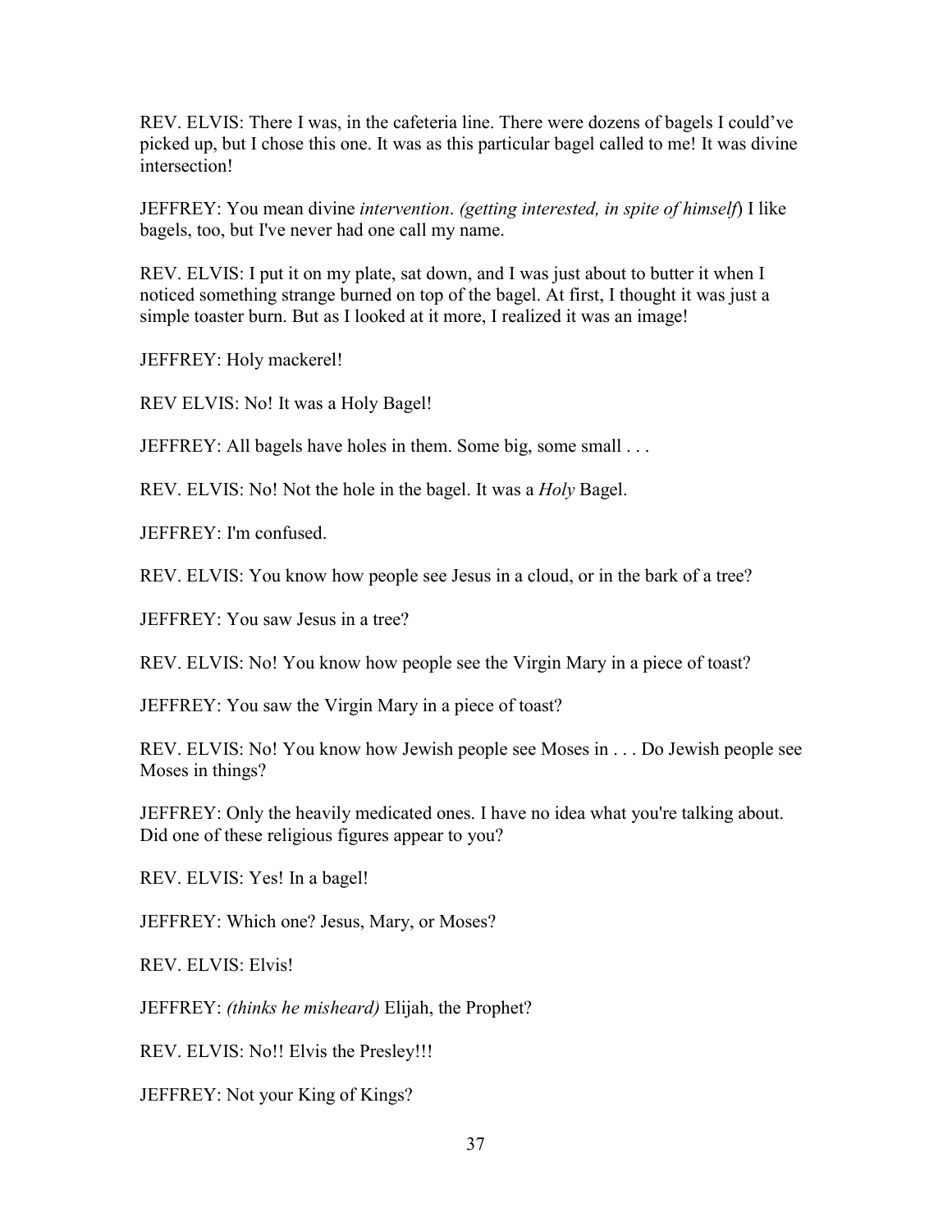REV. ELVIS: There I was, in the cafeteria line. There were dozens of bagels I could've picked up, but I chose this one. It was as this particular bagel called to me! It was divine intersection!

JEFFREY: You mean divine *intervention*. *(getting interested, in spite of himself*) I like bagels, too, but I've never had one call my name.

REV. ELVIS: I put it on my plate, sat down, and I was just about to butter it when I noticed something strange burned on top of the bagel. At first, I thought it was just a simple toaster burn. But as I looked at it more, I realized it was an image!

JEFFREY: Holy mackerel!

REV ELVIS: No! It was a Holy Bagel!

JEFFREY: All bagels have holes in them. Some big, some small . . .

REV. ELVIS: No! Not the hole in the bagel. It was a *Holy* Bagel.

JEFFREY: I'm confused.

REV. ELVIS: You know how people see Jesus in a cloud, or in the bark of a tree?

JEFFREY: You saw Jesus in a tree?

REV. ELVIS: No! You know how people see the Virgin Mary in a piece of toast?

JEFFREY: You saw the Virgin Mary in a piece of toast?

REV. ELVIS: No! You know how Jewish people see Moses in . . . Do Jewish people see Moses in things?

JEFFREY: Only the heavily medicated ones. I have no idea what you're talking about. Did one of these religious figures appear to you?

REV. ELVIS: Yes! In a bagel!

JEFFREY: Which one? Jesus, Mary, or Moses?

REV. ELVIS: Elvis!

JEFFREY: *(thinks he misheard)* Elijah, the Prophet?

REV. ELVIS: No!! Elvis the Presley!!!

JEFFREY: Not your King of Kings?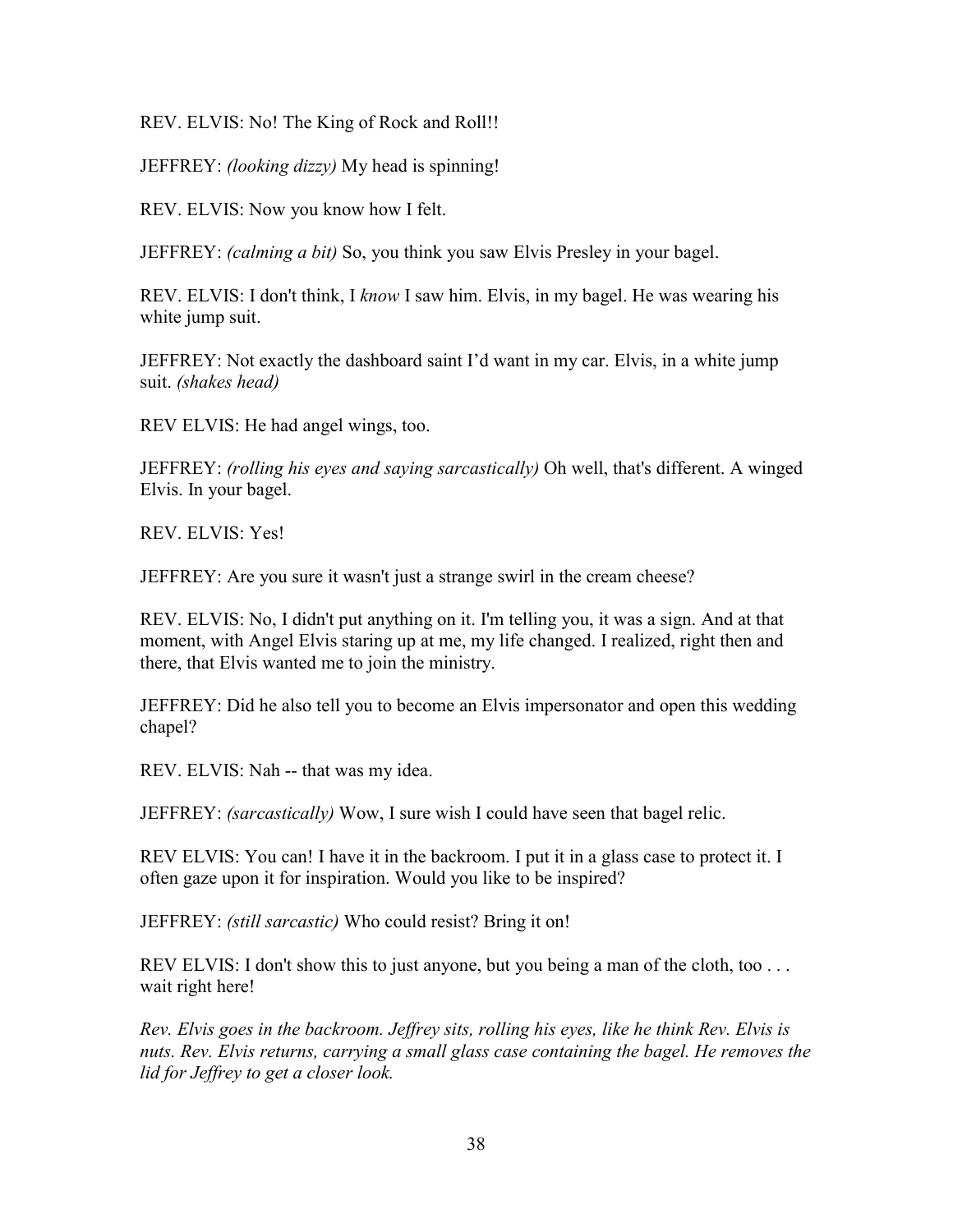REV. ELVIS: No! The King of Rock and Roll!!

JEFFREY: *(looking dizzy)* My head is spinning!

REV. ELVIS: Now you know how I felt.

JEFFREY: *(calming a bit)* So, you think you saw Elvis Presley in your bagel.

REV. ELVIS: I don't think, I *know* I saw him. Elvis, in my bagel. He was wearing his white jump suit.

JEFFREY: Not exactly the dashboard saint I'd want in my car. Elvis, in a white jump suit. *(shakes head)*

REV ELVIS: He had angel wings, too.

JEFFREY: *(rolling his eyes and saying sarcastically)* Oh well, that's different. A winged Elvis. In your bagel.

REV. ELVIS: Yes!

JEFFREY: Are you sure it wasn't just a strange swirl in the cream cheese?

REV. ELVIS: No, I didn't put anything on it. I'm telling you, it was a sign. And at that moment, with Angel Elvis staring up at me, my life changed. I realized, right then and there, that Elvis wanted me to join the ministry.

JEFFREY: Did he also tell you to become an Elvis impersonator and open this wedding chapel?

REV. ELVIS: Nah -- that was my idea.

JEFFREY: *(sarcastically)* Wow, I sure wish I could have seen that bagel relic.

REV ELVIS: You can! I have it in the backroom. I put it in a glass case to protect it. I often gaze upon it for inspiration. Would you like to be inspired?

JEFFREY: *(still sarcastic)* Who could resist? Bring it on!

REV ELVIS: I don't show this to just anyone, but you being a man of the cloth, too . . . wait right here!

*Rev. Elvis goes in the backroom. Jeffrey sits, rolling his eyes, like he think Rev. Elvis is nuts. Rev. Elvis returns, carrying a small glass case containing the bagel. He removes the lid for Jeffrey to get a closer look.*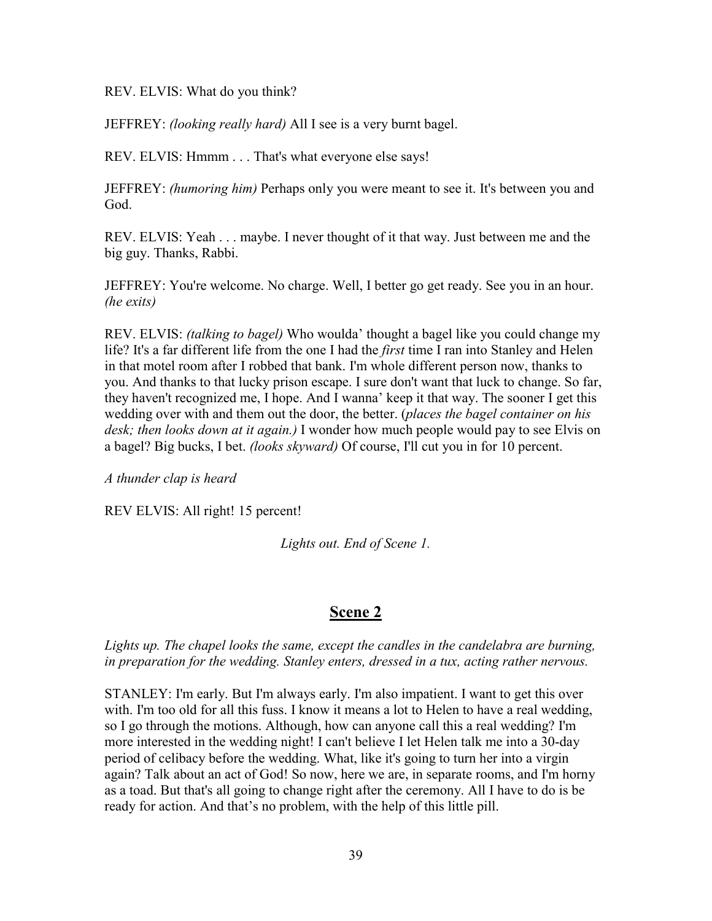REV. ELVIS: What do you think?

JEFFREY: *(looking really hard)* All I see is a very burnt bagel.

REV. ELVIS: Hmmm . . . That's what everyone else says!

JEFFREY: *(humoring him)* Perhaps only you were meant to see it. It's between you and God.

REV. ELVIS: Yeah . . . maybe. I never thought of it that way. Just between me and the big guy. Thanks, Rabbi.

JEFFREY: You're welcome. No charge. Well, I better go get ready. See you in an hour. *(he exits)*

REV. ELVIS: *(talking to bagel)* Who woulda' thought a bagel like you could change my life? It's a far different life from the one I had the *first* time I ran into Stanley and Helen in that motel room after I robbed that bank. I'm whole different person now, thanks to you. And thanks to that lucky prison escape. I sure don't want that luck to change. So far, they haven't recognized me, I hope. And I wanna' keep it that way. The sooner I get this wedding over with and them out the door, the better. (*places the bagel container on his desk; then looks down at it again.)* I wonder how much people would pay to see Elvis on a bagel? Big bucks, I bet. *(looks skyward)* Of course, I'll cut you in for 10 percent.

*A thunder clap is heard*

REV ELVIS: All right! 15 percent!

*Lights out. End of Scene 1.*

## Scene 2

*Lights up. The chapel looks the same, except the candles in the candelabra are burning, in preparation for the wedding. Stanley enters, dressed in a tux, acting rather nervous.*

STANLEY: I'm early. But I'm always early. I'm also impatient. I want to get this over with. I'm too old for all this fuss. I know it means a lot to Helen to have a real wedding, so I go through the motions. Although, how can anyone call this a real wedding? I'm more interested in the wedding night! I can't believe I let Helen talk me into a 30-day period of celibacy before the wedding. What, like it's going to turn her into a virgin again? Talk about an act of God! So now, here we are, in separate rooms, and I'm horny as a toad. But that's all going to change right after the ceremony. All I have to do is be ready for action. And that's no problem, with the help of this little pill.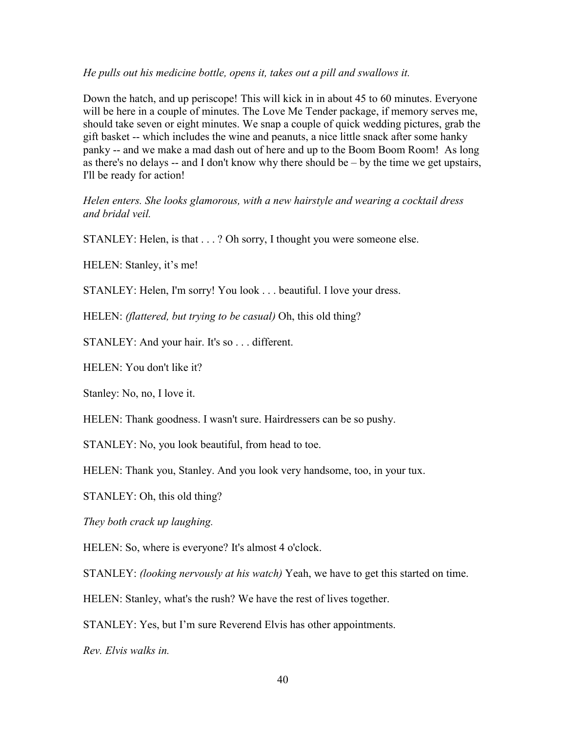*He pulls out his medicine bottle, opens it, takes out a pill and swallows it.*

Down the hatch, and up periscope! This will kick in in about 45 to 60 minutes. Everyone will be here in a couple of minutes. The Love Me Tender package, if memory serves me, should take seven or eight minutes. We snap a couple of quick wedding pictures, grab the gift basket -- which includes the wine and peanuts, a nice little snack after some hanky panky -- and we make a mad dash out of here and up to the Boom Boom Room!  As long as there's no delays -- and I don't know why there should be – by the time we get upstairs, I'll be ready for action!

*Helen enters. She looks glamorous, with a new hairstyle and wearing a cocktail dress and bridal veil.*

STANLEY: Helen, is that . . . ? Oh sorry, I thought you were someone else.

HELEN: Stanley, it's me!

STANLEY: Helen, I'm sorry! You look . . . beautiful. I love your dress.

HELEN: *(flattered, but trying to be casual)* Oh, this old thing?

STANLEY: And your hair. It's so . . . different.

HELEN: You don't like it?

Stanley: No, no, I love it.

HELEN: Thank goodness. I wasn't sure. Hairdressers can be so pushy.

STANLEY: No, you look beautiful, from head to toe.

HELEN: Thank you, Stanley. And you look very handsome, too, in your tux.

STANLEY: Oh, this old thing?

*They both crack up laughing.*

HELEN: So, where is everyone? It's almost 4 o'clock.

STANLEY: *(looking nervously at his watch)* Yeah, we have to get this started on time.

HELEN: Stanley, what's the rush? We have the rest of lives together.

STANLEY: Yes, but I'm sure Reverend Elvis has other appointments.

*Rev. Elvis walks in.*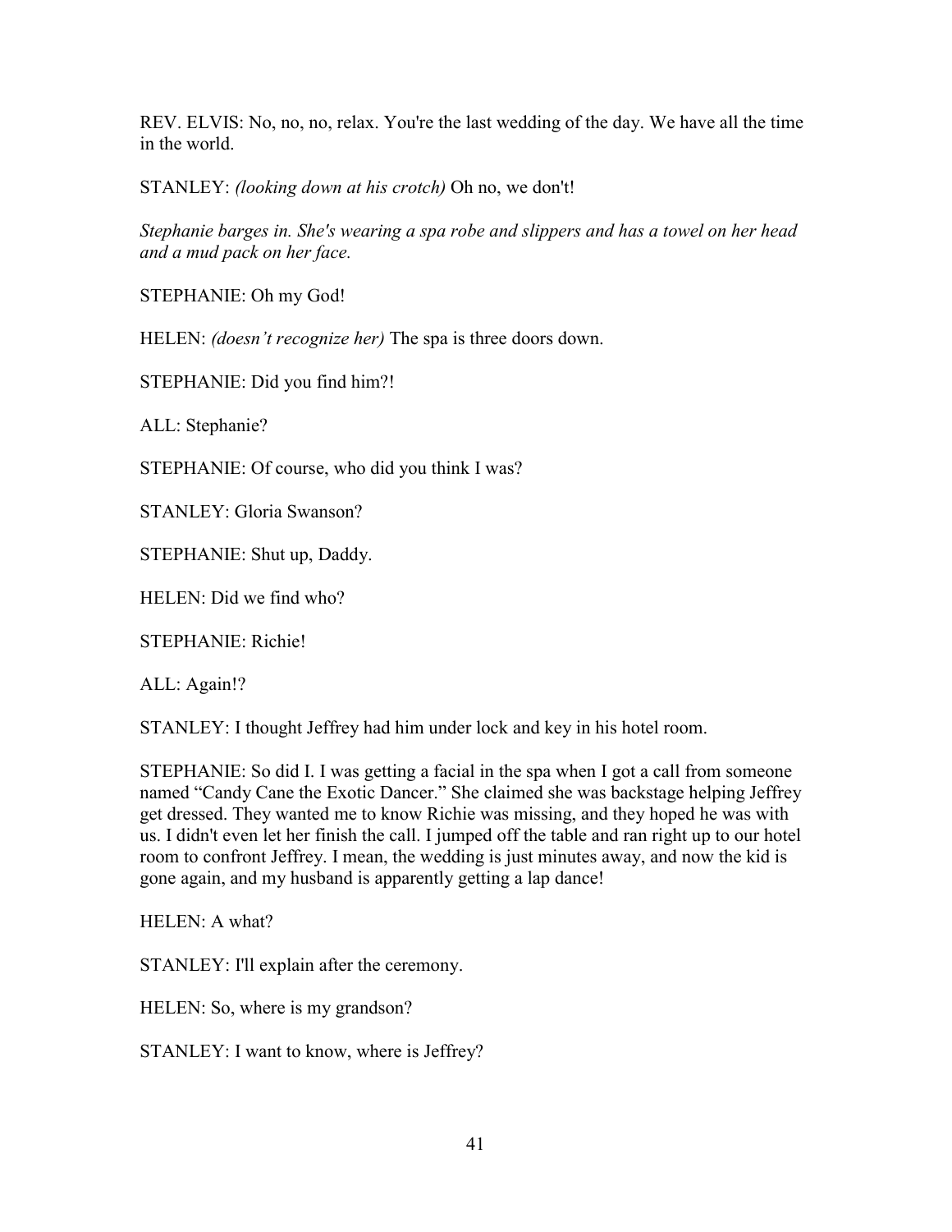REV. ELVIS: No, no, no, relax. You're the last wedding of the day. We have all the time in the world.

STANLEY: *(looking down at his crotch)* Oh no, we don't!

*Stephanie barges in. She's wearing a spa robe and slippers and has a towel on her head and a mud pack on her face.*

STEPHANIE: Oh my God!

HELEN: *(doesn't recognize her)* The spa is three doors down.

STEPHANIE: Did you find him?!

ALL: Stephanie?

STEPHANIE: Of course, who did you think I was?

STANLEY: Gloria Swanson?

STEPHANIE: Shut up, Daddy.

HELEN: Did we find who?

STEPHANIE: Richie!

ALL: Again!?

STANLEY: I thought Jeffrey had him under lock and key in his hotel room.

STEPHANIE: So did I. I was getting a facial in the spa when I got a call from someone named "Candy Cane the Exotic Dancer." She claimed she was backstage helping Jeffrey get dressed. They wanted me to know Richie was missing, and they hoped he was with us. I didn't even let her finish the call. I jumped off the table and ran right up to our hotel room to confront Jeffrey. I mean, the wedding is just minutes away, and now the kid is gone again, and my husband is apparently getting a lap dance!

HELEN: A what?

STANLEY: I'll explain after the ceremony.

HELEN: So, where is my grandson?

STANLEY: I want to know, where is Jeffrey?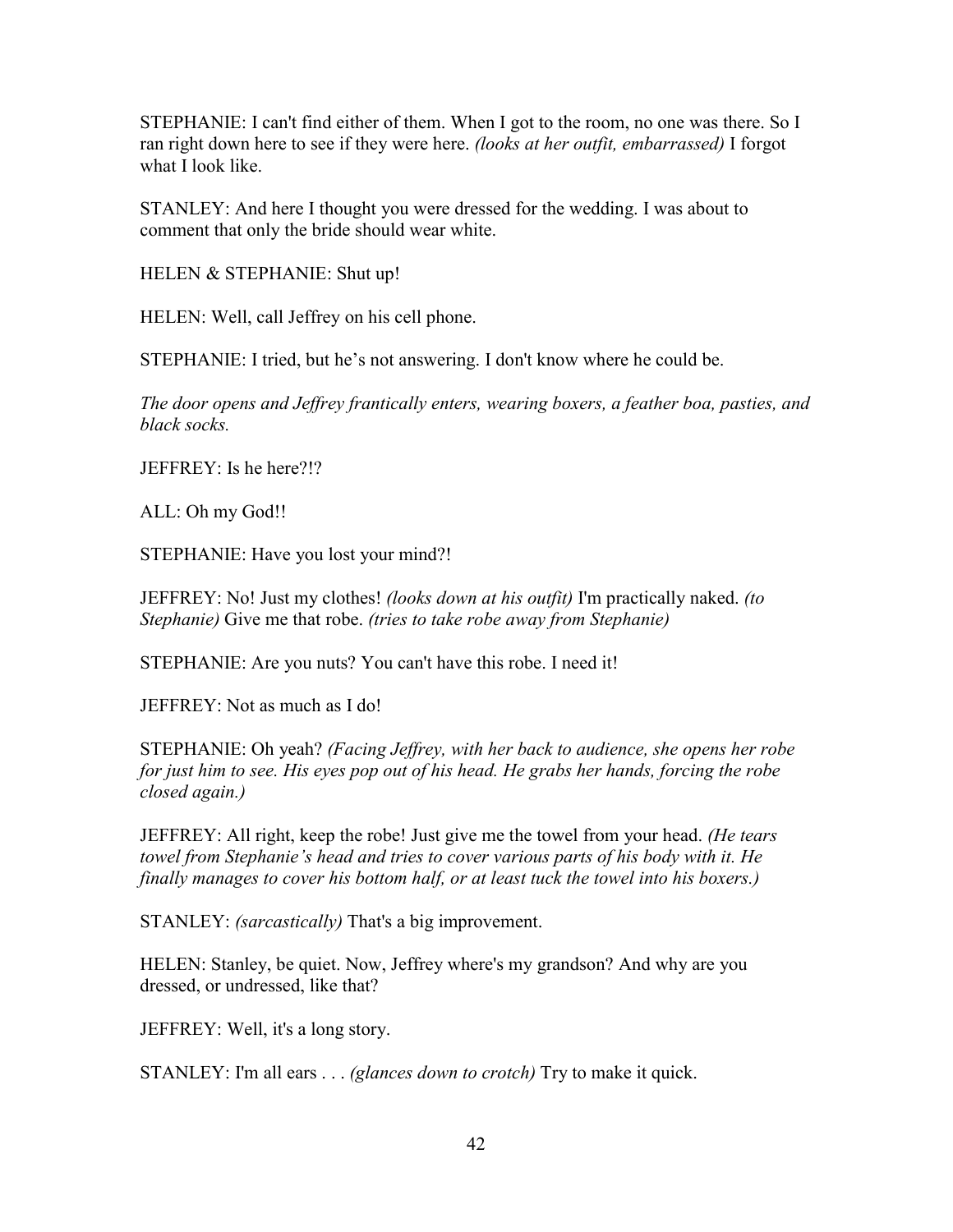STEPHANIE: I can't find either of them. When I got to the room, no one was there. So I ran right down here to see if they were here. *(looks at her outfit, embarrassed)* I forgot what I look like.

STANLEY: And here I thought you were dressed for the wedding. I was about to comment that only the bride should wear white.

HELEN & STEPHANIE: Shut up!

HELEN: Well, call Jeffrey on his cell phone.

STEPHANIE: I tried, but he's not answering. I don't know where he could be.

*The door opens and Jeffrey frantically enters, wearing boxers, a feather boa, pasties, and black socks.*

JEFFREY: Is he here?!?

ALL: Oh my God!!

STEPHANIE: Have you lost your mind?!

JEFFREY: No! Just my clothes! *(looks down at his outfit)* I'm practically naked. *(to Stephanie)* Give me that robe. *(tries to take robe away from Stephanie)*

STEPHANIE: Are you nuts? You can't have this robe. I need it!

JEFFREY: Not as much as I do!

STEPHANIE: Oh yeah? *(Facing Jeffrey, with her back to audience, she opens her robe for just him to see. His eyes pop out of his head. He grabs her hands, forcing the robe closed again.)*

JEFFREY: All right, keep the robe! Just give me the towel from your head. *(He tears towel from Stephanie's head and tries to cover various parts of his body with it. He finally manages to cover his bottom half, or at least tuck the towel into his boxers.)*

STANLEY: *(sarcastically)* That's a big improvement.

HELEN: Stanley, be quiet. Now, Jeffrey where's my grandson? And why are you dressed, or undressed, like that?

JEFFREY: Well, it's a long story.

STANLEY: I'm all ears . . . *(glances down to crotch)* Try to make it quick.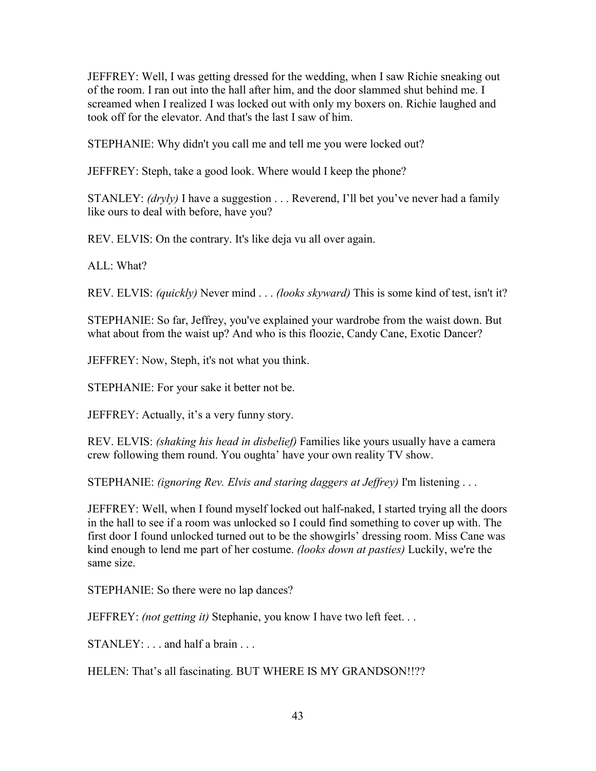JEFFREY: Well, I was getting dressed for the wedding, when I saw Richie sneaking out of the room. I ran out into the hall after him, and the door slammed shut behind me. I screamed when I realized I was locked out with only my boxers on. Richie laughed and took off for the elevator. And that's the last I saw of him.

STEPHANIE: Why didn't you call me and tell me you were locked out?

JEFFREY: Steph, take a good look. Where would I keep the phone?

STANLEY: *(dryly)* I have a suggestion . . . Reverend, I'll bet you've never had a family like ours to deal with before, have you?

REV. ELVIS: On the contrary. It's like deja vu all over again.

ALL: What?

REV. ELVIS: *(quickly)* Never mind . . . *(looks skyward)* This is some kind of test, isn't it?

STEPHANIE: So far, Jeffrey, you've explained your wardrobe from the waist down. But what about from the waist up? And who is this floozie, Candy Cane, Exotic Dancer?

JEFFREY: Now, Steph, it's not what you think.

STEPHANIE: For your sake it better not be.

JEFFREY: Actually, it's a very funny story.

REV. ELVIS: *(shaking his head in disbelief)* Families like yours usually have a camera crew following them round. You oughta' have your own reality TV show.

STEPHANIE: *(ignoring Rev. Elvis and staring daggers at Jeffrey)* I'm listening . . .

JEFFREY: Well, when I found myself locked out half-naked, I started trying all the doors in the hall to see if a room was unlocked so I could find something to cover up with. The first door I found unlocked turned out to be the showgirls' dressing room. Miss Cane was kind enough to lend me part of her costume. *(looks down at pasties)* Luckily, we're the same size.

STEPHANIE: So there were no lap dances?

JEFFREY: *(not getting it)* Stephanie, you know I have two left feet. . .

STANLEY: . . . and half a brain . . .

HELEN: That's all fascinating. BUT WHERE IS MY GRANDSON!!??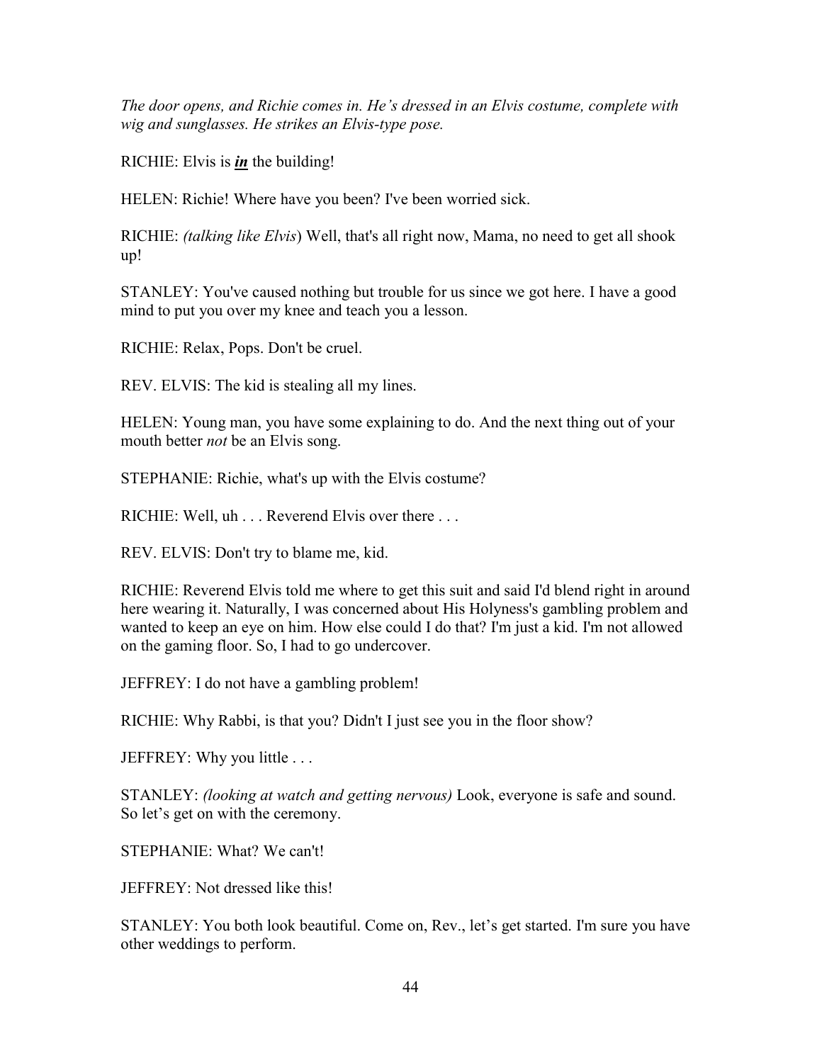*The door opens, and Richie comes in. He's dressed in an Elvis costume, complete with wig and sunglasses. He strikes an Elvis-type pose.*

RICHIE: Elvis is ***in*** the building!

HELEN: Richie! Where have you been? I've been worried sick.

RICHIE: *(talking like Elvis*) Well, that's all right now, Mama, no need to get all shook up!

STANLEY: You've caused nothing but trouble for us since we got here. I have a good mind to put you over my knee and teach you a lesson.

RICHIE: Relax, Pops. Don't be cruel.

REV. ELVIS: The kid is stealing all my lines.

HELEN: Young man, you have some explaining to do. And the next thing out of your mouth better *not* be an Elvis song.

STEPHANIE: Richie, what's up with the Elvis costume?

RICHIE: Well, uh . . . Reverend Elvis over there . . .

REV. ELVIS: Don't try to blame me, kid.

RICHIE: Reverend Elvis told me where to get this suit and said I'd blend right in around here wearing it. Naturally, I was concerned about His Holyness's gambling problem and wanted to keep an eye on him. How else could I do that? I'm just a kid. I'm not allowed on the gaming floor. So, I had to go undercover.

JEFFREY: I do not have a gambling problem!

RICHIE: Why Rabbi, is that you? Didn't I just see you in the floor show?

JEFFREY: Why you little . . .

STANLEY: *(looking at watch and getting nervous)* Look, everyone is safe and sound. So let's get on with the ceremony.

STEPHANIE: What? We can't!

JEFFREY: Not dressed like this!

STANLEY: You both look beautiful. Come on, Rev., let's get started. I'm sure you have other weddings to perform.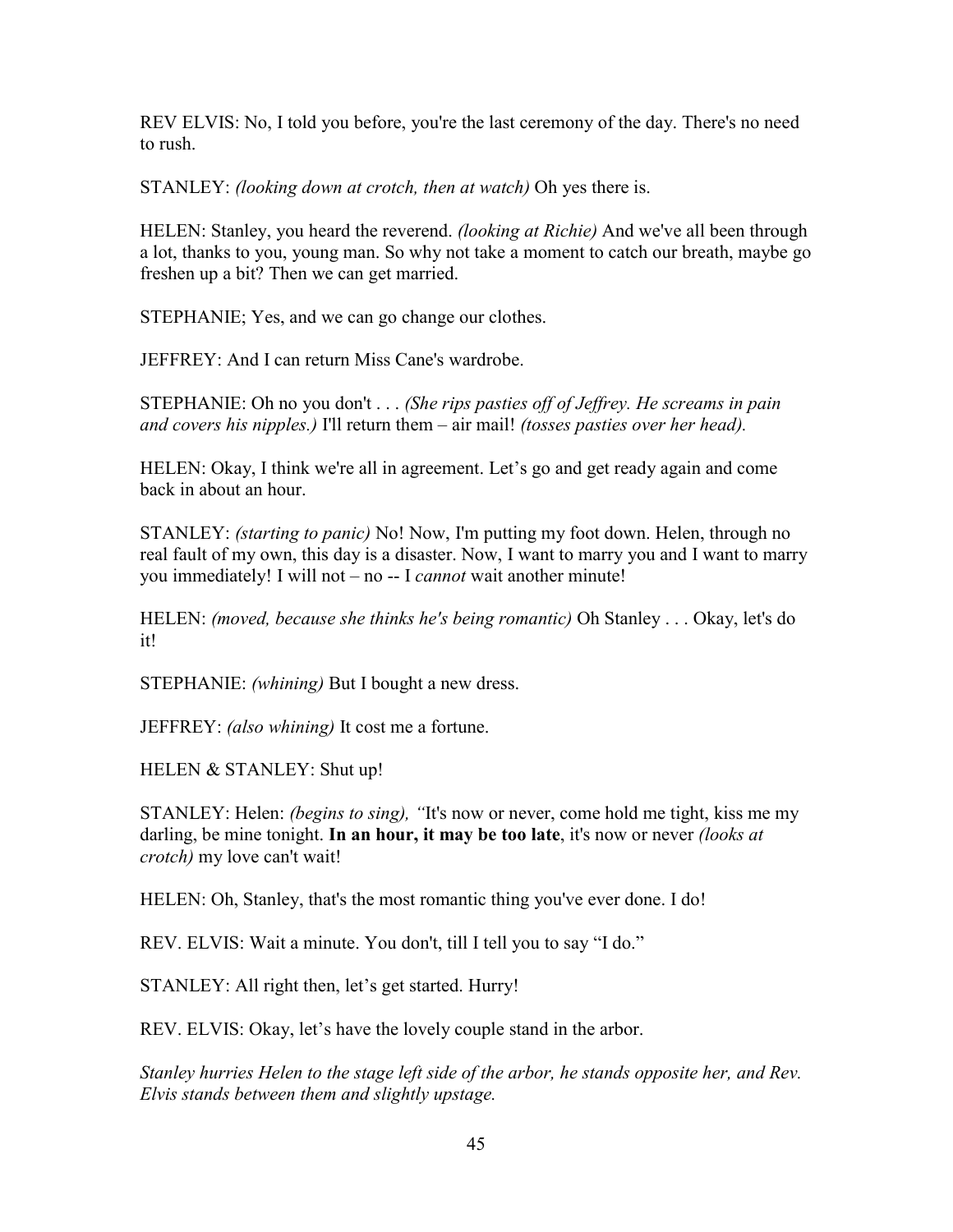REV ELVIS: No, I told you before, you're the last ceremony of the day. There's no need to rush.

STANLEY: *(looking down at crotch, then at watch)* Oh yes there is.

HELEN: Stanley, you heard the reverend. *(looking at Richie)* And we've all been through a lot, thanks to you, young man. So why not take a moment to catch our breath, maybe go freshen up a bit? Then we can get married.

STEPHANIE; Yes, and we can go change our clothes.

JEFFREY: And I can return Miss Cane's wardrobe.

STEPHANIE: Oh no you don't . . . *(She rips pasties off of Jeffrey. He screams in pain and covers his nipples.)* I'll return them – air mail! *(tosses pasties over her head).*

HELEN: Okay, I think we're all in agreement. Let's go and get ready again and come back in about an hour.

STANLEY: *(starting to panic)* No! Now, I'm putting my foot down. Helen, through no real fault of my own, this day is a disaster. Now, I want to marry you and I want to marry you immediately! I will not – no -- I *cannot* wait another minute!

HELEN: *(moved, because she thinks he's being romantic)* Oh Stanley . . . Okay, let's do it!

STEPHANIE: *(whining)* But I bought a new dress.

JEFFREY: *(also whining)* It cost me a fortune.

HELEN & STANLEY: Shut up!

STANLEY: Helen: *(begins to sing), "*It's now or never, come hold me tight, kiss me my darling, be mine tonight. **In an hour, it may be too late**, it's now or never *(looks at crotch)* my love can't wait!

HELEN: Oh, Stanley, that's the most romantic thing you've ever done. I do!

REV. ELVIS: Wait a minute. You don't, till I tell you to say "I do."

STANLEY: All right then, let's get started. Hurry!

REV. ELVIS: Okay, let's have the lovely couple stand in the arbor.

*Stanley hurries Helen to the stage left side of the arbor, he stands opposite her, and Rev. Elvis stands between them and slightly upstage.*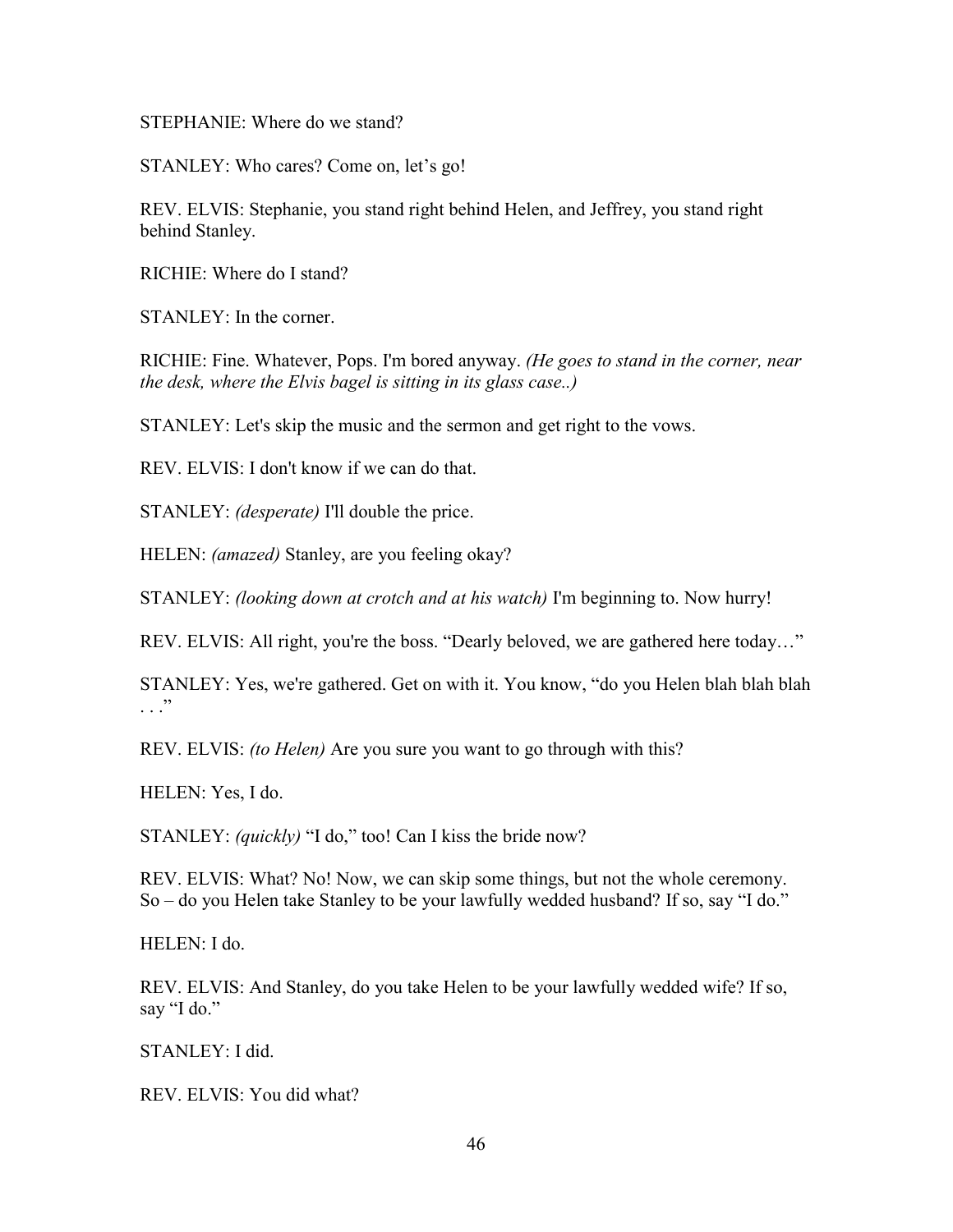STEPHANIE: Where do we stand?

STANLEY: Who cares? Come on, let's go!

REV. ELVIS: Stephanie, you stand right behind Helen, and Jeffrey, you stand right behind Stanley.

RICHIE: Where do I stand?

STANLEY: In the corner.

RICHIE: Fine. Whatever, Pops. I'm bored anyway. *(He goes to stand in the corner, near the desk, where the Elvis bagel is sitting in its glass case..)*

STANLEY: Let's skip the music and the sermon and get right to the vows.

REV. ELVIS: I don't know if we can do that.

STANLEY: *(desperate)* I'll double the price.

HELEN: *(amazed)* Stanley, are you feeling okay?

STANLEY: *(looking down at crotch and at his watch)* I'm beginning to. Now hurry!

REV. ELVIS: All right, you're the boss. "Dearly beloved, we are gathered here today…"

STANLEY: Yes, we're gathered. Get on with it. You know, "do you Helen blah blah blah . . ."

REV. ELVIS: *(to Helen)* Are you sure you want to go through with this?

HELEN: Yes, I do.

STANLEY: *(quickly)* "I do," too! Can I kiss the bride now?

REV. ELVIS: What? No! Now, we can skip some things, but not the whole ceremony. So – do you Helen take Stanley to be your lawfully wedded husband? If so, say "I do."

HELEN: I do.

REV. ELVIS: And Stanley, do you take Helen to be your lawfully wedded wife? If so, say "I do."

STANLEY: I did.

REV. ELVIS: You did what?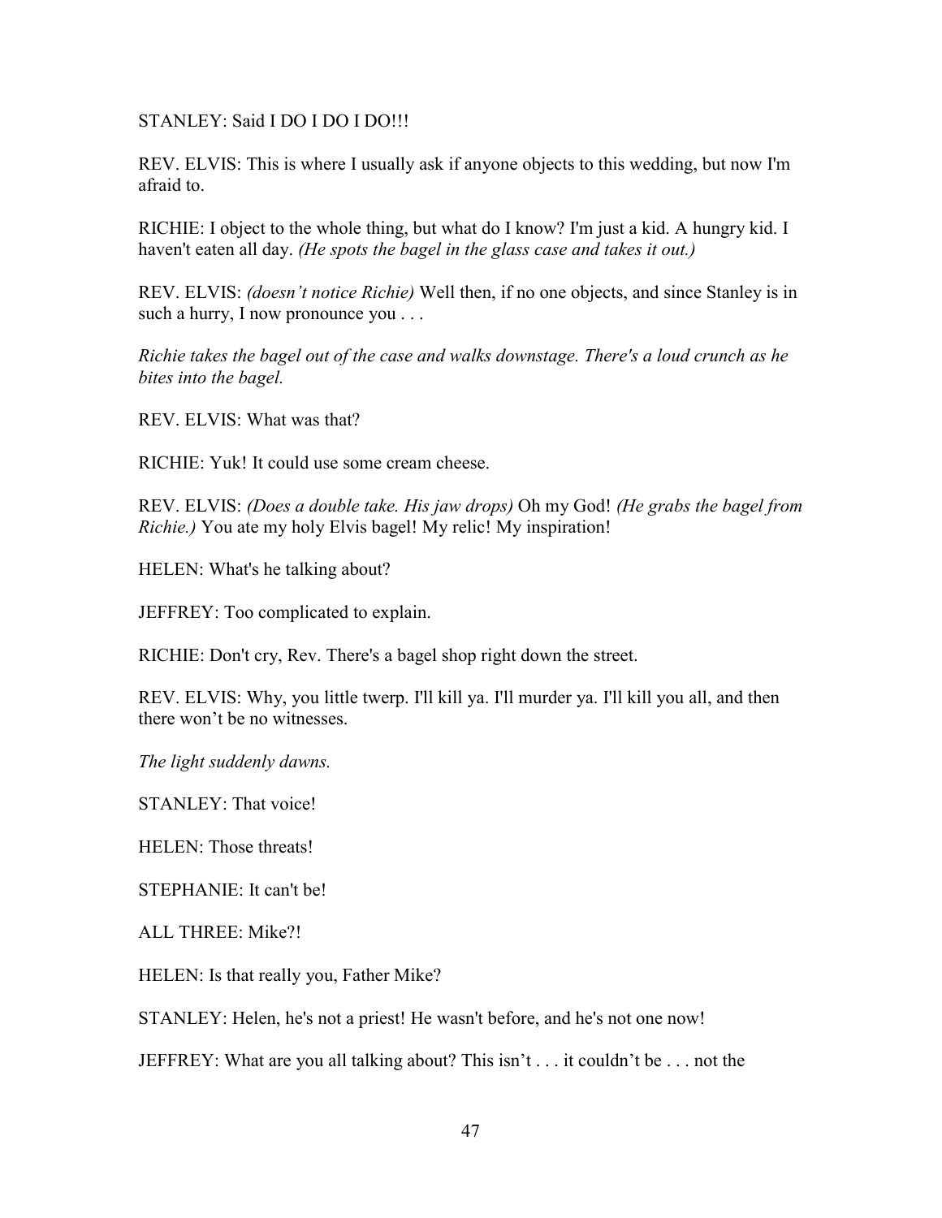STANLEY: Said I DO I DO I DO!!!

REV. ELVIS: This is where I usually ask if anyone objects to this wedding, but now I'm afraid to.

RICHIE: I object to the whole thing, but what do I know? I'm just a kid. A hungry kid. I haven't eaten all day. *(He spots the bagel in the glass case and takes it out.)*

REV. ELVIS: *(doesn't notice Richie)* Well then, if no one objects, and since Stanley is in such a hurry, I now pronounce you . . .

*Richie takes the bagel out of the case and walks downstage. There's a loud crunch as he bites into the bagel.*

REV. ELVIS: What was that?

RICHIE: Yuk! It could use some cream cheese.

REV. ELVIS: *(Does a double take. His jaw drops)* Oh my God! *(He grabs the bagel from Richie.)* You ate my holy Elvis bagel! My relic! My inspiration!

HELEN: What's he talking about?

JEFFREY: Too complicated to explain.

RICHIE: Don't cry, Rev. There's a bagel shop right down the street.

REV. ELVIS: Why, you little twerp. I'll kill ya. I'll murder ya. I'll kill you all, and then there won't be no witnesses.

*The light suddenly dawns.*

STANLEY: That voice!

HELEN: Those threats!

STEPHANIE: It can't be!

ALL THREE: Mike?!

HELEN: Is that really you, Father Mike?

STANLEY: Helen, he's not a priest! He wasn't before, and he's not one now!

JEFFREY: What are you all talking about? This isn't . . . it couldn't be . . . not the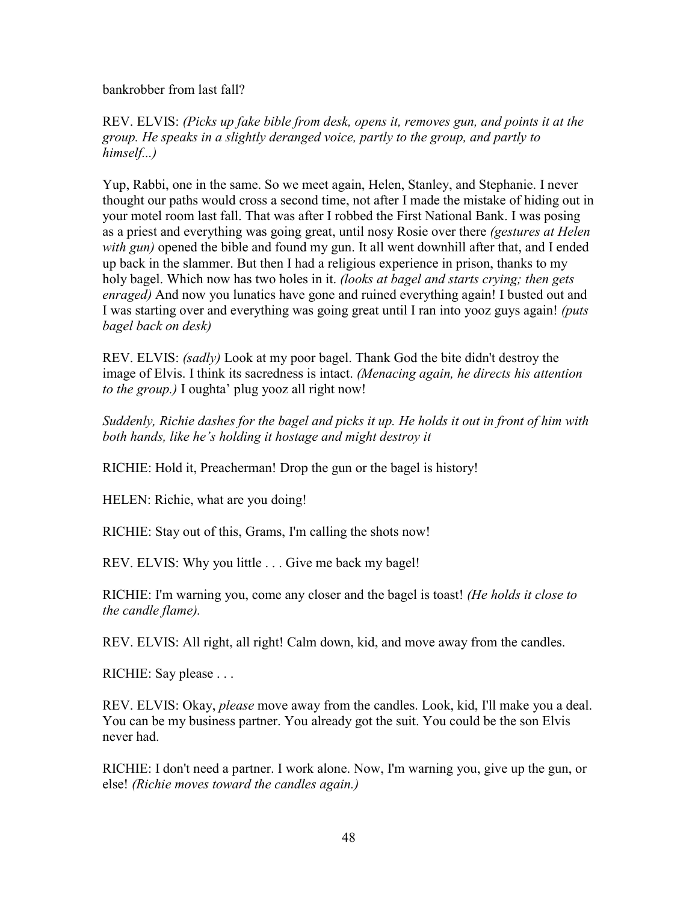bankrobber from last fall?

REV. ELVIS: *(Picks up fake bible from desk, opens it, removes gun, and points it at the group. He speaks in a slightly deranged voice, partly to the group, and partly to himself...)*

Yup, Rabbi, one in the same. So we meet again, Helen, Stanley, and Stephanie. I never thought our paths would cross a second time, not after I made the mistake of hiding out in your motel room last fall. That was after I robbed the First National Bank. I was posing as a priest and everything was going great, until nosy Rosie over there *(gestures at Helen with gun)* opened the bible and found my gun. It all went downhill after that, and I ended up back in the slammer. But then I had a religious experience in prison, thanks to my holy bagel. Which now has two holes in it. *(looks at bagel and starts crying; then gets enraged)* And now you lunatics have gone and ruined everything again! I busted out and I was starting over and everything was going great until I ran into yooz guys again! *(puts bagel back on desk)*

REV. ELVIS: *(sadly)* Look at my poor bagel. Thank God the bite didn't destroy the image of Elvis. I think its sacredness is intact. *(Menacing again, he directs his attention to the group.)* I oughta' plug yooz all right now!

*Suddenly, Richie dashes for the bagel and picks it up. He holds it out in front of him with both hands, like he's holding it hostage and might destroy it*

RICHIE: Hold it, Preacherman! Drop the gun or the bagel is history!

HELEN: Richie, what are you doing!

RICHIE: Stay out of this, Grams, I'm calling the shots now!

REV. ELVIS: Why you little . . . Give me back my bagel!

RICHIE: I'm warning you, come any closer and the bagel is toast! *(He holds it close to the candle flame).*

REV. ELVIS: All right, all right! Calm down, kid, and move away from the candles.

RICHIE: Say please . . .

REV. ELVIS: Okay, *please* move away from the candles. Look, kid, I'll make you a deal. You can be my business partner. You already got the suit. You could be the son Elvis never had.

RICHIE: I don't need a partner. I work alone. Now, I'm warning you, give up the gun, or else! *(Richie moves toward the candles again.)*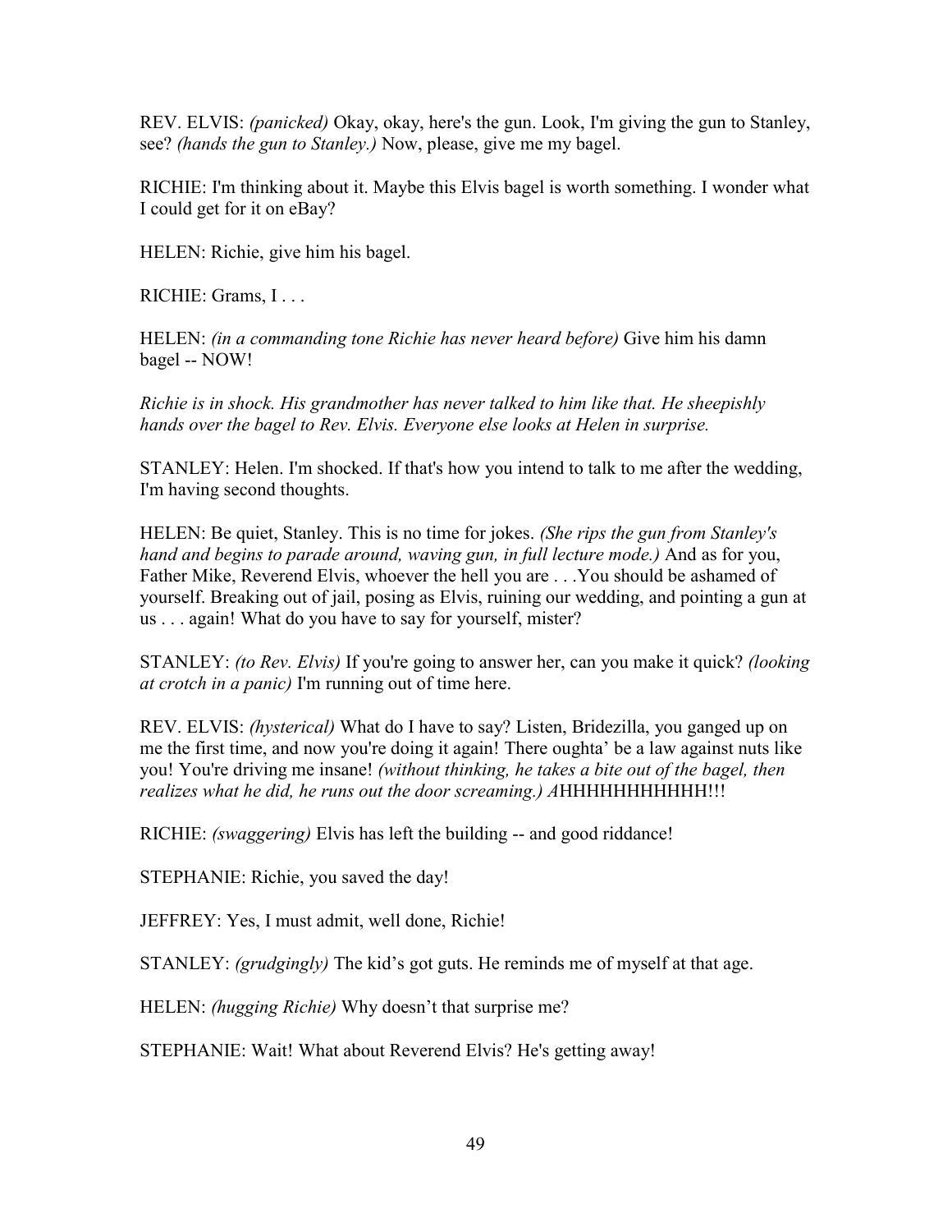REV. ELVIS: *(panicked)* Okay, okay, here's the gun. Look, I'm giving the gun to Stanley, see? *(hands the gun to Stanley.)* Now, please, give me my bagel.

RICHIE: I'm thinking about it. Maybe this Elvis bagel is worth something. I wonder what I could get for it on eBay?

HELEN: Richie, give him his bagel.

RICHIE: Grams, I . . .

HELEN: *(in a commanding tone Richie has never heard before)* Give him his damn bagel -- NOW!

*Richie is in shock. His grandmother has never talked to him like that. He sheepishly hands over the bagel to Rev. Elvis. Everyone else looks at Helen in surprise.*

STANLEY: Helen. I'm shocked. If that's how you intend to talk to me after the wedding, I'm having second thoughts.

HELEN: Be quiet, Stanley. This is no time for jokes. *(She rips the gun from Stanley's hand and begins to parade around, waving gun, in full lecture mode.)* And as for you, Father Mike, Reverend Elvis, whoever the hell you are . . .You should be ashamed of yourself. Breaking out of jail, posing as Elvis, ruining our wedding, and pointing a gun at us . . . again! What do you have to say for yourself, mister?

STANLEY: *(to Rev. Elvis)* If you're going to answer her, can you make it quick? *(looking at crotch in a panic)* I'm running out of time here.

REV. ELVIS: *(hysterical)* What do I have to say? Listen, Bridezilla, you ganged up on me the first time, and now you're doing it again! There oughta' be a law against nuts like you! You're driving me insane! *(without thinking, he takes a bite out of the bagel, then realizes what he did, he runs out the door screaming.) A*HHHHHHHHHHH!!!

RICHIE: *(swaggering)* Elvis has left the building -- and good riddance!

STEPHANIE: Richie, you saved the day!

JEFFREY: Yes, I must admit, well done, Richie!

STANLEY: *(grudgingly)* The kid's got guts. He reminds me of myself at that age.

HELEN: *(hugging Richie)* Why doesn't that surprise me?

STEPHANIE: Wait! What about Reverend Elvis? He's getting away!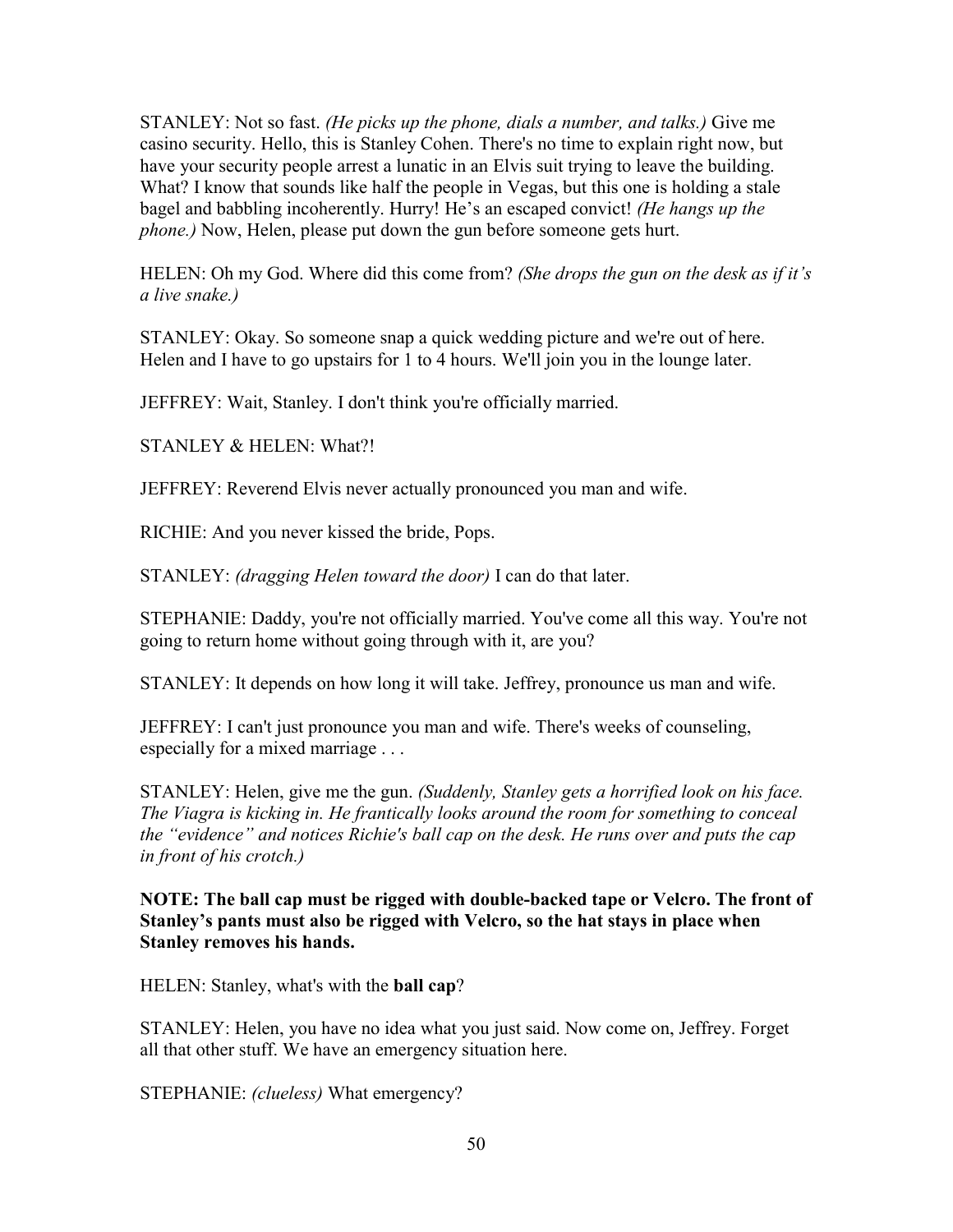STANLEY: Not so fast. *(He picks up the phone, dials a number, and talks.)* Give me casino security. Hello, this is Stanley Cohen. There's no time to explain right now, but have your security people arrest a lunatic in an Elvis suit trying to leave the building. What? I know that sounds like half the people in Vegas, but this one is holding a stale bagel and babbling incoherently. Hurry! He's an escaped convict! *(He hangs up the phone.)* Now, Helen, please put down the gun before someone gets hurt.

HELEN: Oh my God. Where did this come from? *(She drops the gun on the desk as if it's a live snake.)*

STANLEY: Okay. So someone snap a quick wedding picture and we're out of here. Helen and I have to go upstairs for 1 to 4 hours. We'll join you in the lounge later.

JEFFREY: Wait, Stanley. I don't think you're officially married.

STANLEY & HELEN: What?!

JEFFREY: Reverend Elvis never actually pronounced you man and wife.

RICHIE: And you never kissed the bride, Pops.

STANLEY: *(dragging Helen toward the door)* I can do that later.

STEPHANIE: Daddy, you're not officially married. You've come all this way. You're not going to return home without going through with it, are you?

STANLEY: It depends on how long it will take. Jeffrey, pronounce us man and wife.

JEFFREY: I can't just pronounce you man and wife. There's weeks of counseling, especially for a mixed marriage . . .

STANLEY: Helen, give me the gun. *(Suddenly, Stanley gets a horrified look on his face. The Viagra is kicking in. He frantically looks around the room for something to conceal the "evidence" and notices Richie's ball cap on the desk. He runs over and puts the cap in front of his crotch.)*

**NOTE: The ball cap must be rigged with double-backed tape or Velcro. The front of Stanley's pants must also be rigged with Velcro, so the hat stays in place when Stanley removes his hands.**

HELEN: Stanley, what's with the **ball cap**?

STANLEY: Helen, you have no idea what you just said. Now come on, Jeffrey. Forget all that other stuff. We have an emergency situation here.

STEPHANIE: *(clueless)* What emergency?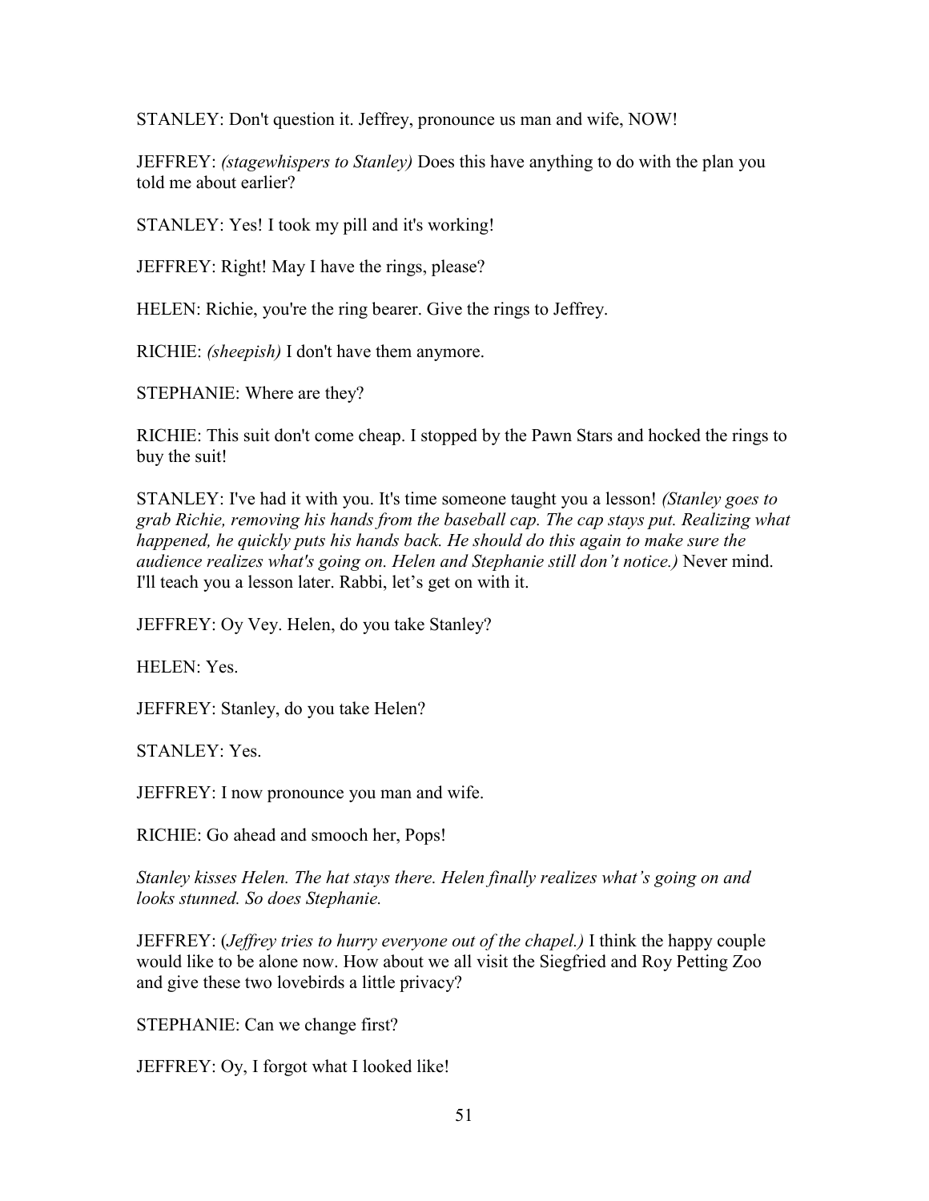STANLEY: Don't question it. Jeffrey, pronounce us man and wife, NOW!

JEFFREY: *(stagewhispers to Stanley)* Does this have anything to do with the plan you told me about earlier?

STANLEY: Yes! I took my pill and it's working!

JEFFREY: Right! May I have the rings, please?

HELEN: Richie, you're the ring bearer. Give the rings to Jeffrey.

RICHIE: *(sheepish)* I don't have them anymore.

STEPHANIE: Where are they?

RICHIE: This suit don't come cheap. I stopped by the Pawn Stars and hocked the rings to buy the suit!

STANLEY: I've had it with you. It's time someone taught you a lesson! *(Stanley goes to grab Richie, removing his hands from the baseball cap. The cap stays put. Realizing what happened, he quickly puts his hands back. He should do this again to make sure the audience realizes what's going on. Helen and Stephanie still don't notice.)* Never mind. I'll teach you a lesson later. Rabbi, let's get on with it.

JEFFREY: Oy Vey. Helen, do you take Stanley?

HELEN: Yes.

JEFFREY: Stanley, do you take Helen?

STANLEY: Yes.

JEFFREY: I now pronounce you man and wife.

RICHIE: Go ahead and smooch her, Pops!

*Stanley kisses Helen. The hat stays there. Helen finally realizes what's going on and looks stunned. So does Stephanie.*

JEFFREY: (*Jeffrey tries to hurry everyone out of the chapel.)* I think the happy couple would like to be alone now. How about we all visit the Siegfried and Roy Petting Zoo and give these two lovebirds a little privacy?

STEPHANIE: Can we change first?

JEFFREY: Oy, I forgot what I looked like!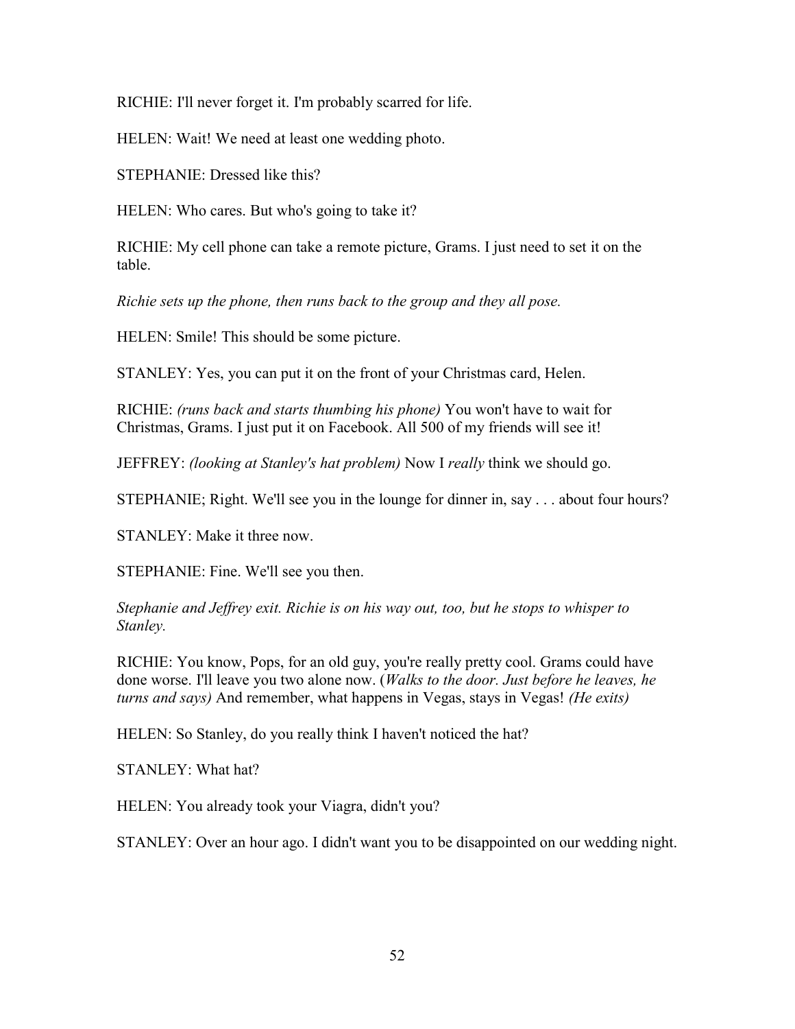RICHIE: I'll never forget it. I'm probably scarred for life.

HELEN: Wait! We need at least one wedding photo.

STEPHANIE: Dressed like this?

HELEN: Who cares. But who's going to take it?

RICHIE: My cell phone can take a remote picture, Grams. I just need to set it on the table.

*Richie sets up the phone, then runs back to the group and they all pose.*

HELEN: Smile! This should be some picture.

STANLEY: Yes, you can put it on the front of your Christmas card, Helen.

RICHIE: *(runs back and starts thumbing his phone)* You won't have to wait for Christmas, Grams. I just put it on Facebook. All 500 of my friends will see it!

JEFFREY: *(looking at Stanley's hat problem)* Now I *really* think we should go.

STEPHANIE; Right. We'll see you in the lounge for dinner in, say . . . about four hours?

STANLEY: Make it three now.

STEPHANIE: Fine. We'll see you then.

*Stephanie and Jeffrey exit. Richie is on his way out, too, but he stops to whisper to Stanley.*

RICHIE: You know, Pops, for an old guy, you're really pretty cool. Grams could have done worse. I'll leave you two alone now. (*Walks to the door. Just before he leaves, he turns and says)* And remember, what happens in Vegas, stays in Vegas! *(He exits)*

HELEN: So Stanley, do you really think I haven't noticed the hat?

STANLEY: What hat?

HELEN: You already took your Viagra, didn't you?

STANLEY: Over an hour ago. I didn't want you to be disappointed on our wedding night.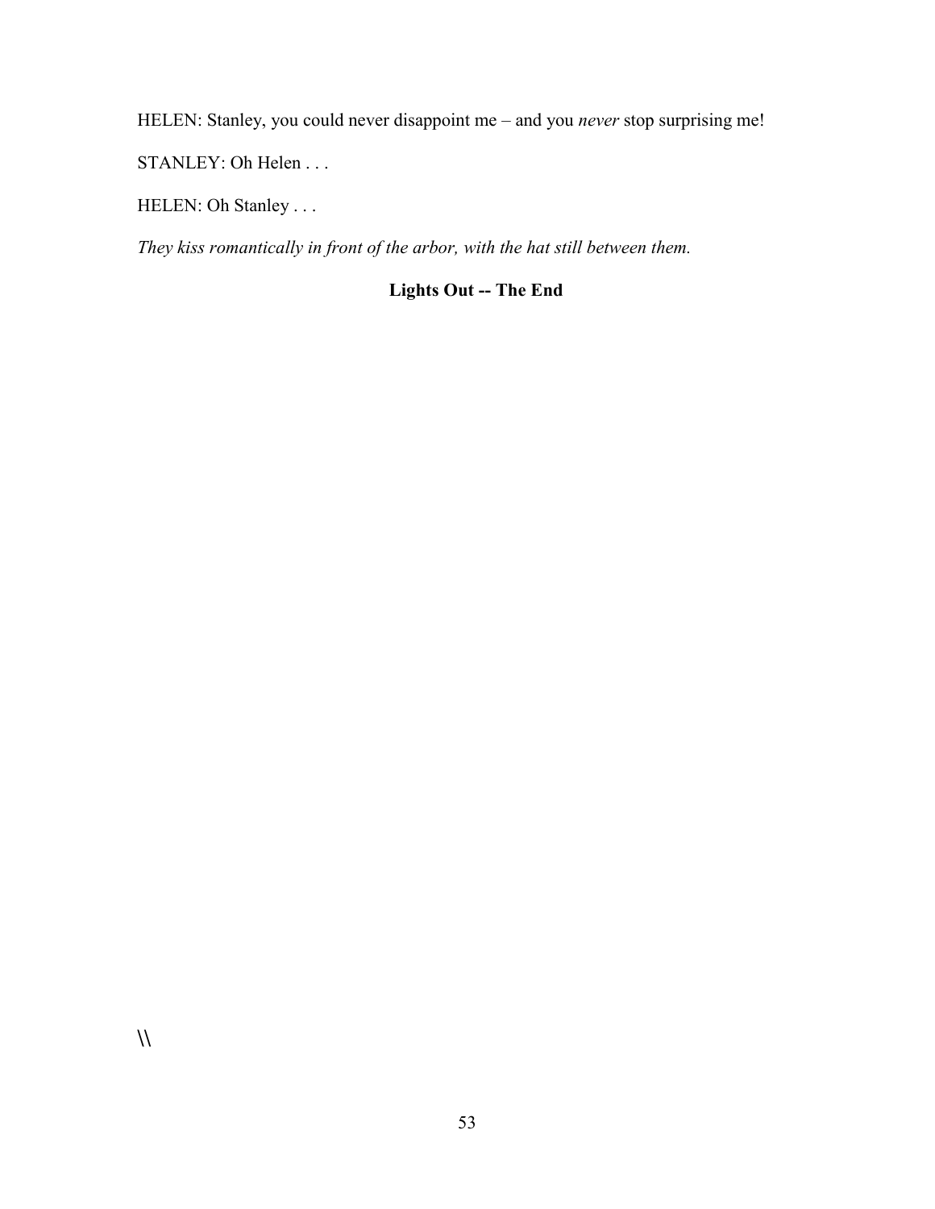HELEN: Stanley, you could never disappoint me – and you *never* stop surprising me!

STANLEY: Oh Helen . . .

HELEN: Oh Stanley . . .

*They kiss romantically in front of the arbor, with the hat still between them.*

**Lights Out -- The End**

\\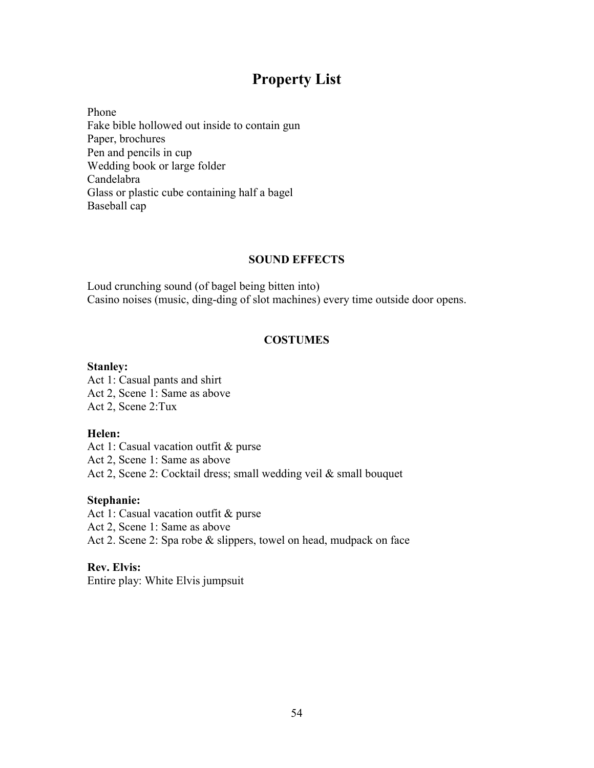# Property List

Phone
Fake bible hollowed out inside to contain gun
Paper, brochures
Pen and pencils in cup
Wedding book or large folder
Candelabra
Glass or plastic cube containing half a bagel
Baseball cap

## SOUND EFFECTS

Loud crunching sound (of bagel being bitten into)
Casino noises (music, ding-ding of slot machines) every time outside door opens.

## COSTUMES

**Stanley:**
Act 1: Casual pants and shirt
Act 2, Scene 1: Same as above
Act 2, Scene 2:Tux

**Helen:**
Act 1: Casual vacation outfit & purse
Act 2, Scene 1: Same as above
Act 2, Scene 2: Cocktail dress; small wedding veil & small bouquet

**Stephanie:**
Act 1: Casual vacation outfit & purse
Act 2, Scene 1: Same as above
Act 2. Scene 2: Spa robe & slippers, towel on head, mudpack on face

**Rev. Elvis:**
Entire play: White Elvis jumpsuit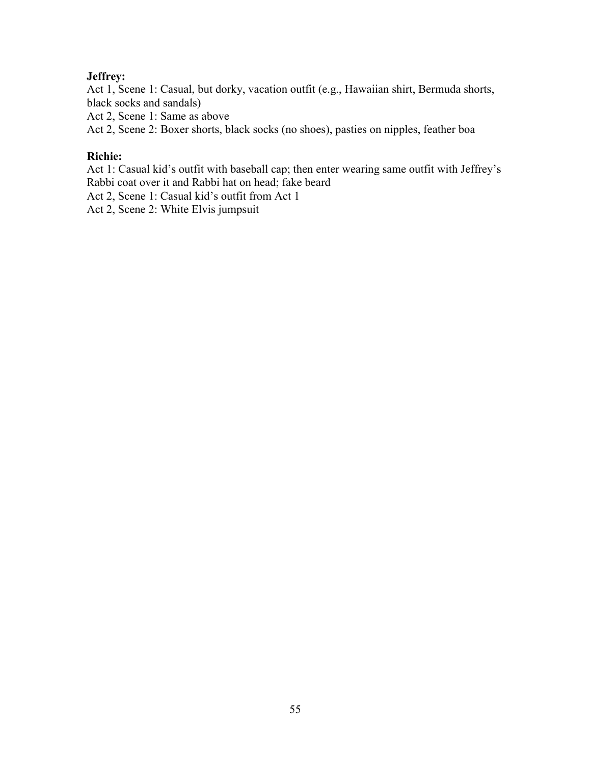**Jeffrey:**

Act 1, Scene 1: Casual, but dorky, vacation outfit (e.g., Hawaiian shirt, Bermuda shorts, black socks and sandals)
Act 2, Scene 1: Same as above
Act 2, Scene 2: Boxer shorts, black socks (no shoes), pasties on nipples, feather boa

**Richie:**

Act 1: Casual kid's outfit with baseball cap; then enter wearing same outfit with Jeffrey's Rabbi coat over it and Rabbi hat on head; fake beard
Act 2, Scene 1: Casual kid's outfit from Act 1
Act 2, Scene 2: White Elvis jumpsuit